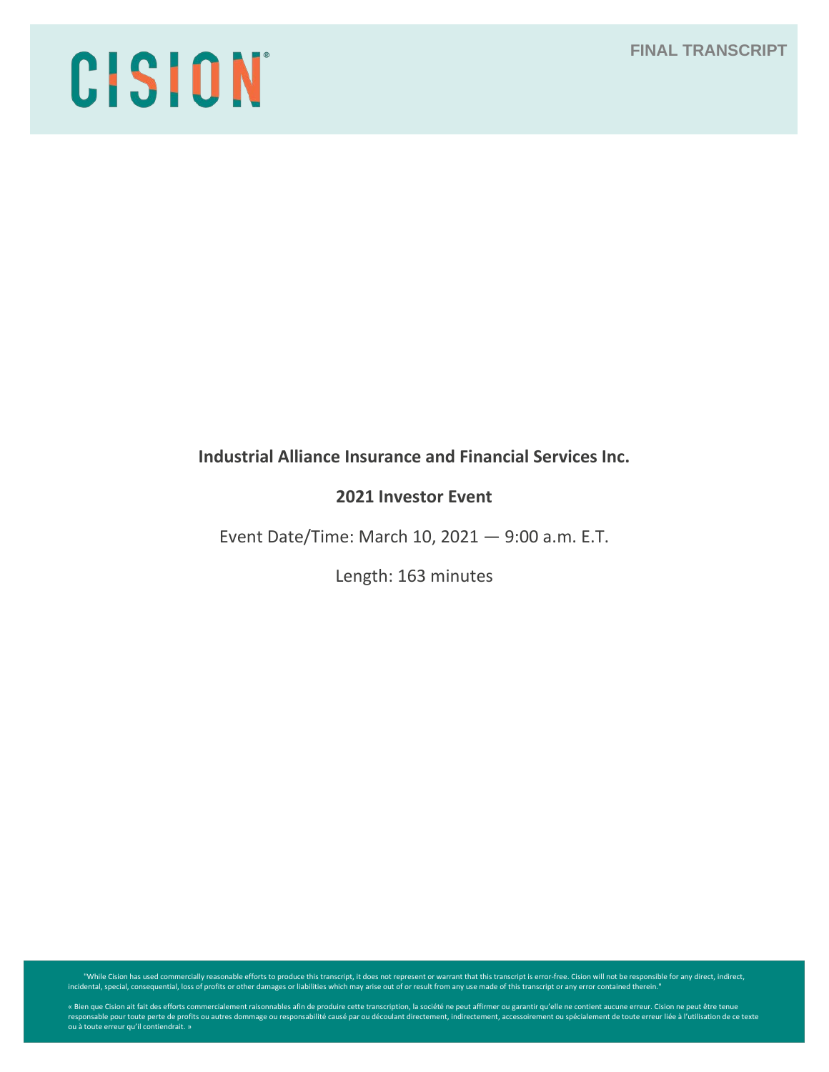CISION

FINAL TRANSCRIPT

**Industrial Alliance Insurance and Financial Services Inc.**

**2021 Investor Event**

Event Date/Time: March 10, 2021 — 9:00 a.m. E.T.

Length: 163 minutes

"While Cision has used commercially reasonable efforts to produce this transcript, it does not represent or warrant that this transcript is error-free. Cision will not be responsible for any direct, indirect, incidental, special, consequential, loss of profits or other damages or liabilities which may arise out of or result from any use made of this transcript or any error contained therein."

« Bien que Cision ait fait des efforts commercialement raisonnables afin de produire cette transcription, la société ne peut affirmer ou garantir qu'elle ne contient aucune erreur. Cision ne peut être tenue responsable pour toute perte de profits ou autres dommage ou responsabilité causé par ou découlant directement, indirectement, accessoirement ou spécialement de toute erreur liée à l'utilisation de ce texte ou à toute erreur qu'il contiendrait. »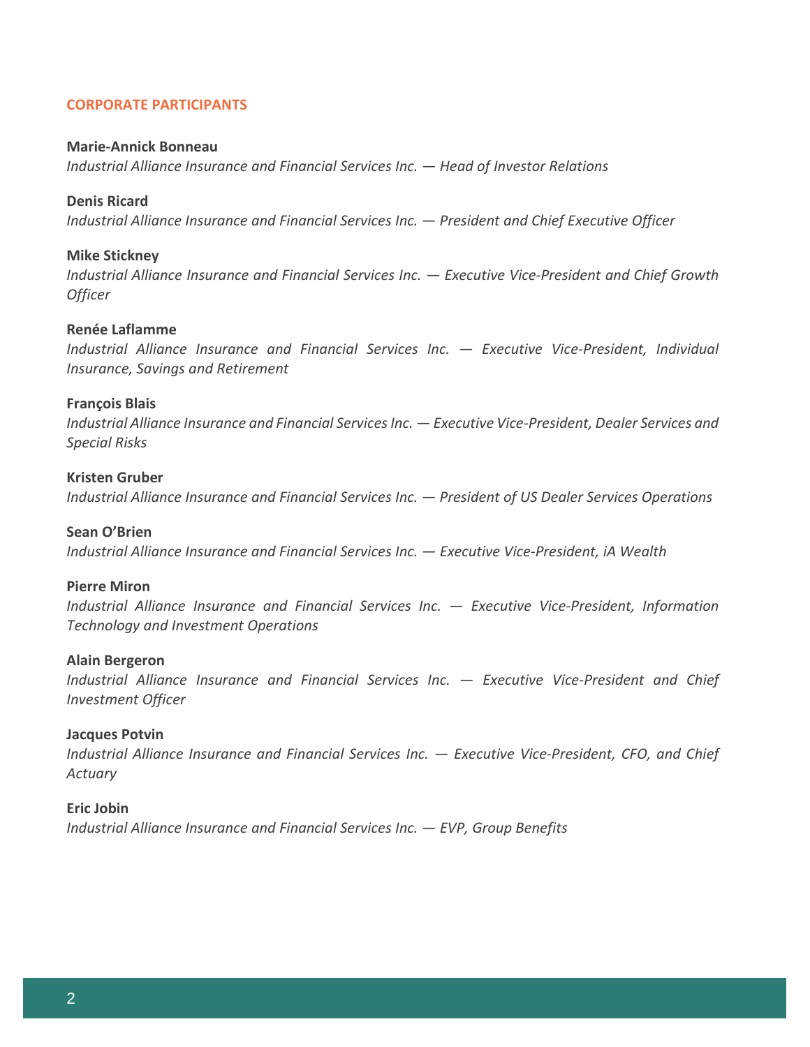## CORPORATE PARTICIPANTS

**Marie-Annick Bonneau**
*Industrial Alliance Insurance and Financial Services Inc. — Head of Investor Relations*

**Denis Ricard**
*Industrial Alliance Insurance and Financial Services Inc. — President and Chief Executive Officer*

**Mike Stickney**
*Industrial Alliance Insurance and Financial Services Inc. — Executive Vice-President and Chief Growth Officer*

**Renée Laflamme**
*Industrial Alliance Insurance and Financial Services Inc. — Executive Vice-President, Individual Insurance, Savings and Retirement*

**François Blais**
*Industrial Alliance Insurance and Financial Services Inc. — Executive Vice-President, Dealer Services and Special Risks*

**Kristen Gruber**
*Industrial Alliance Insurance and Financial Services Inc. — President of US Dealer Services Operations*

**Sean O'Brien**
*Industrial Alliance Insurance and Financial Services Inc. — Executive Vice-President, iA Wealth*

**Pierre Miron**
*Industrial Alliance Insurance and Financial Services Inc. — Executive Vice-President, Information Technology and Investment Operations*

**Alain Bergeron**
*Industrial Alliance Insurance and Financial Services Inc. — Executive Vice-President and Chief Investment Officer*

**Jacques Potvin**
*Industrial Alliance Insurance and Financial Services Inc. — Executive Vice-President, CFO, and Chief Actuary*

**Eric Jobin**
*Industrial Alliance Insurance and Financial Services Inc. — EVP, Group Benefits*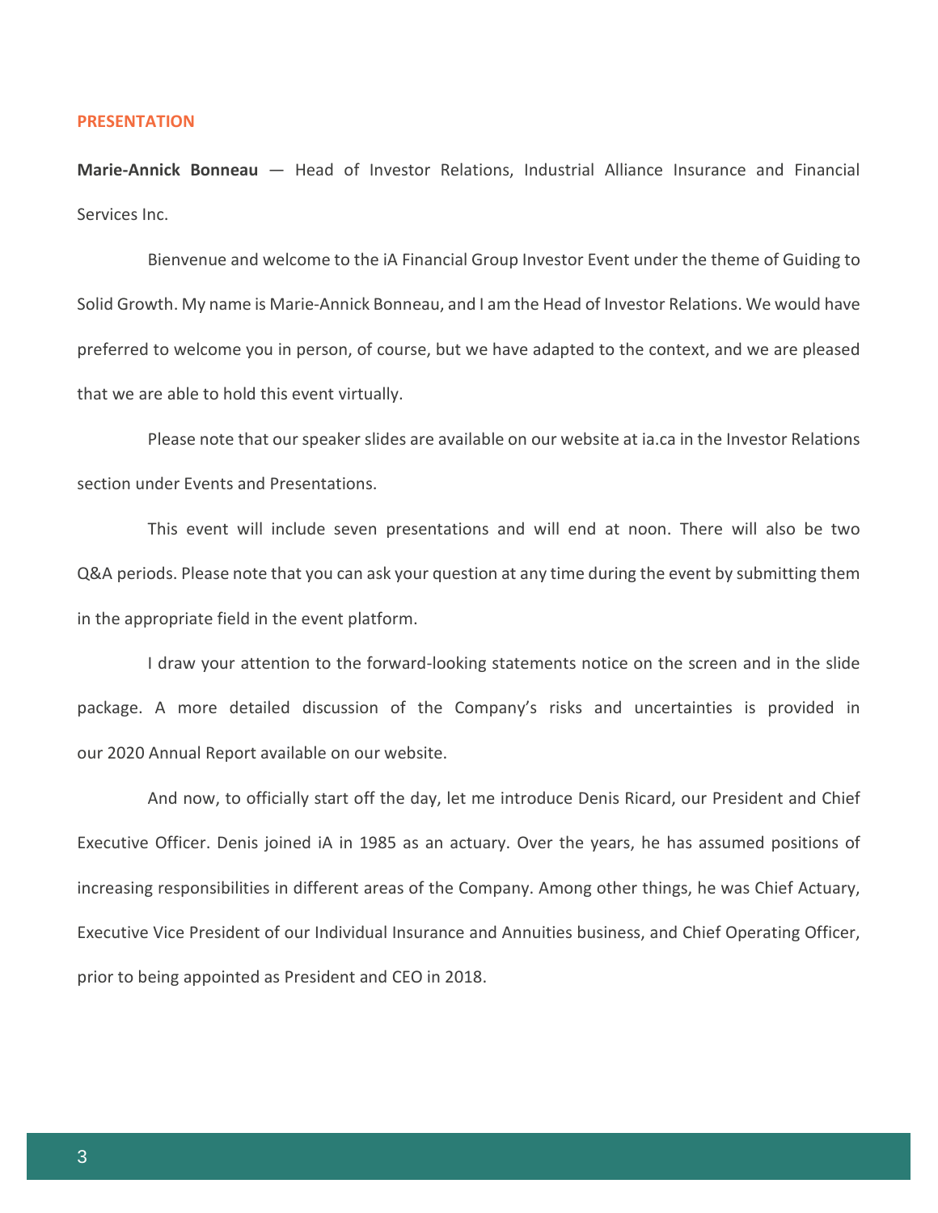## PRESENTATION

**Marie-Annick Bonneau** — Head of Investor Relations, Industrial Alliance Insurance and Financial Services Inc.

Bienvenue and welcome to the iA Financial Group Investor Event under the theme of Guiding to Solid Growth. My name is Marie-Annick Bonneau, and I am the Head of Investor Relations. We would have preferred to welcome you in person, of course, but we have adapted to the context, and we are pleased that we are able to hold this event virtually.

Please note that our speaker slides are available on our website at ia.ca in the Investor Relations section under Events and Presentations.

This event will include seven presentations and will end at noon. There will also be two Q&A periods. Please note that you can ask your question at any time during the event by submitting them in the appropriate field in the event platform.

I draw your attention to the forward-looking statements notice on the screen and in the slide package. A more detailed discussion of the Company's risks and uncertainties is provided in our 2020 Annual Report available on our website.

And now, to officially start off the day, let me introduce Denis Ricard, our President and Chief Executive Officer. Denis joined iA in 1985 as an actuary. Over the years, he has assumed positions of increasing responsibilities in different areas of the Company. Among other things, he was Chief Actuary, Executive Vice President of our Individual Insurance and Annuities business, and Chief Operating Officer, prior to being appointed as President and CEO in 2018.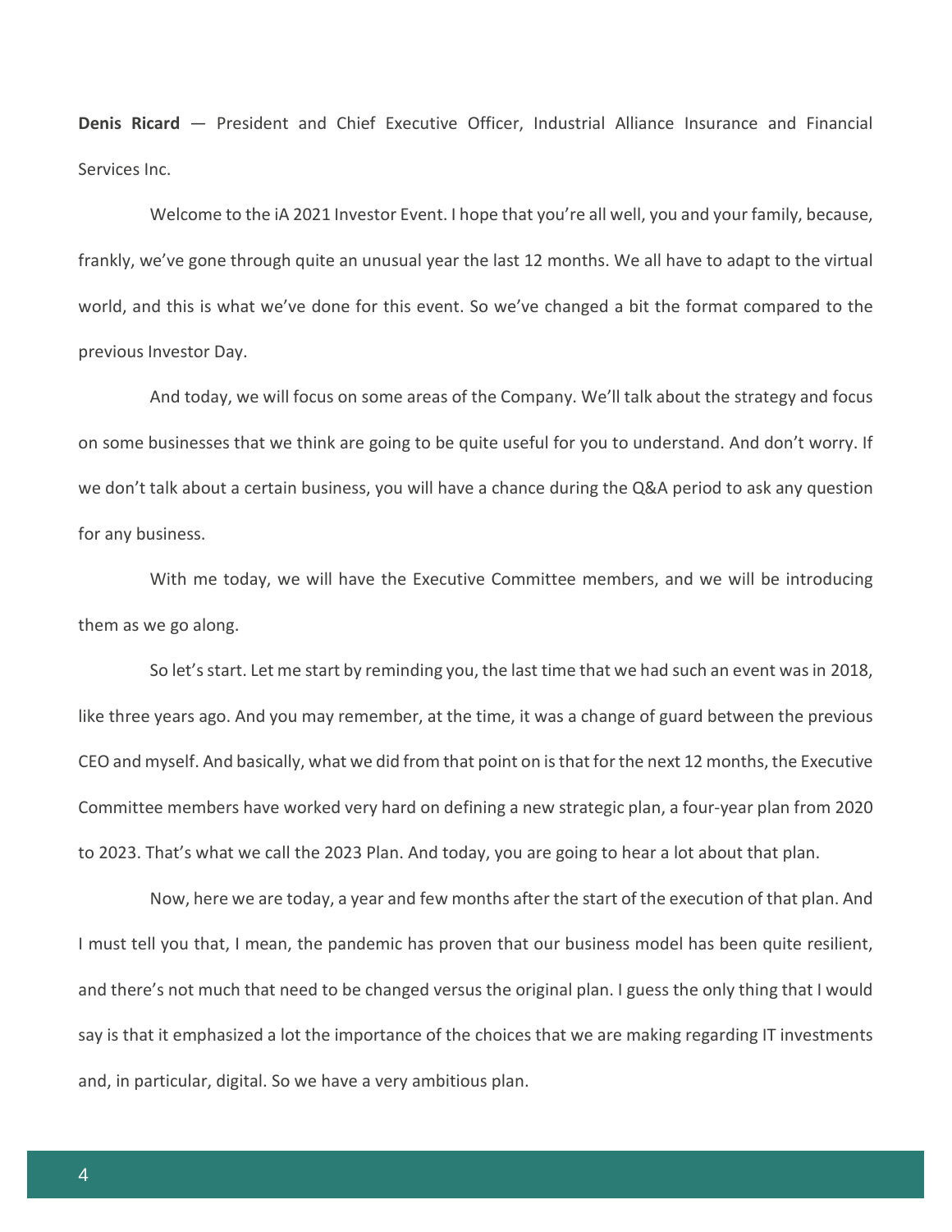**Denis Ricard** — President and Chief Executive Officer, Industrial Alliance Insurance and Financial Services Inc.

Welcome to the iA 2021 Investor Event. I hope that you're all well, you and your family, because, frankly, we've gone through quite an unusual year the last 12 months. We all have to adapt to the virtual world, and this is what we've done for this event. So we've changed a bit the format compared to the previous Investor Day.

And today, we will focus on some areas of the Company. We'll talk about the strategy and focus on some businesses that we think are going to be quite useful for you to understand. And don't worry. If we don't talk about a certain business, you will have a chance during the Q&A period to ask any question for any business.

With me today, we will have the Executive Committee members, and we will be introducing them as we go along.

So let's start. Let me start by reminding you, the last time that we had such an event was in 2018, like three years ago. And you may remember, at the time, it was a change of guard between the previous CEO and myself. And basically, what we did from that point on is that for the next 12 months, the Executive Committee members have worked very hard on defining a new strategic plan, a four-year plan from 2020 to 2023. That's what we call the 2023 Plan. And today, you are going to hear a lot about that plan.

Now, here we are today, a year and few months after the start of the execution of that plan. And I must tell you that, I mean, the pandemic has proven that our business model has been quite resilient, and there's not much that need to be changed versus the original plan. I guess the only thing that I would say is that it emphasized a lot the importance of the choices that we are making regarding IT investments and, in particular, digital. So we have a very ambitious plan.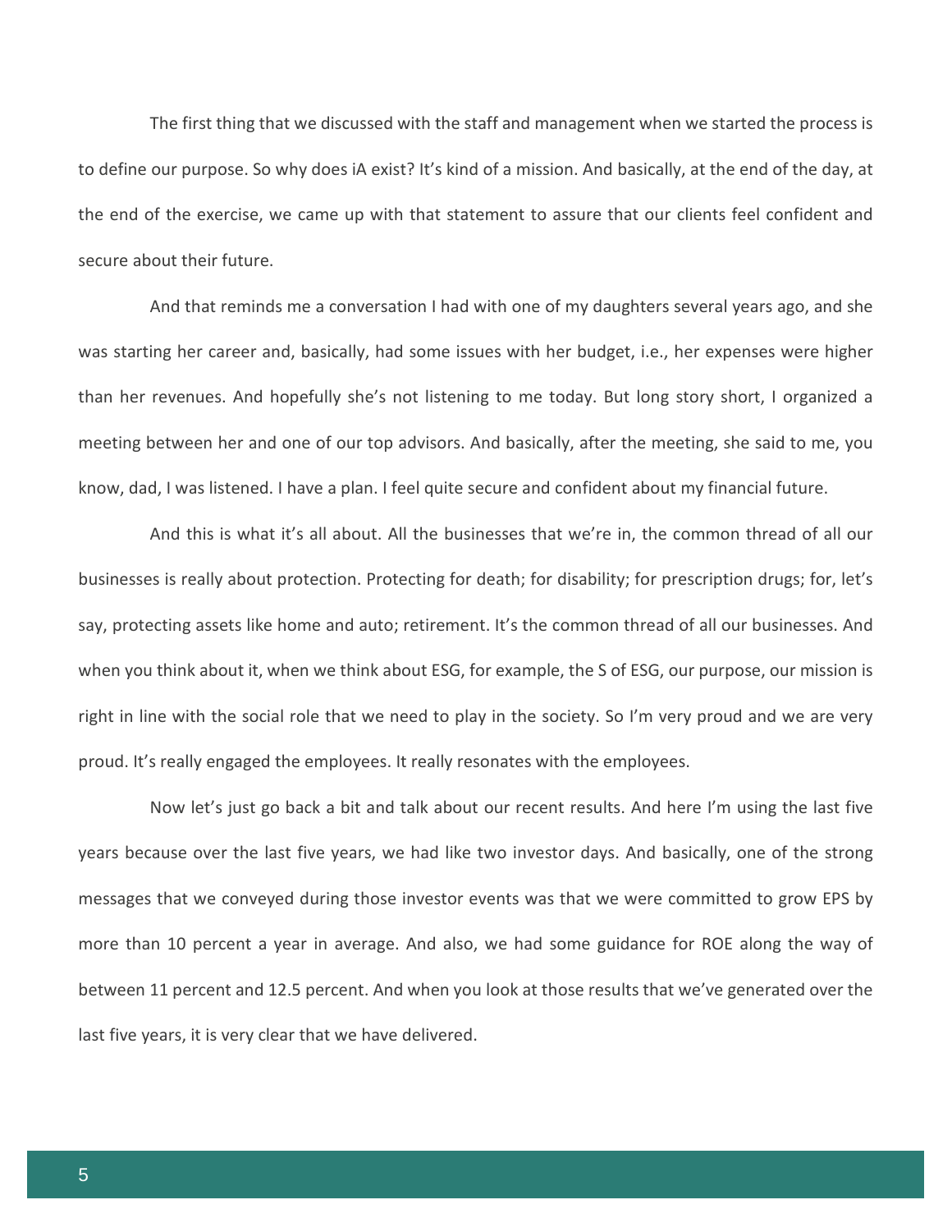The first thing that we discussed with the staff and management when we started the process is to define our purpose. So why does iA exist? It's kind of a mission. And basically, at the end of the day, at the end of the exercise, we came up with that statement to assure that our clients feel confident and secure about their future.

And that reminds me a conversation I had with one of my daughters several years ago, and she was starting her career and, basically, had some issues with her budget, i.e., her expenses were higher than her revenues. And hopefully she's not listening to me today. But long story short, I organized a meeting between her and one of our top advisors. And basically, after the meeting, she said to me, you know, dad, I was listened. I have a plan. I feel quite secure and confident about my financial future.

And this is what it's all about. All the businesses that we're in, the common thread of all our businesses is really about protection. Protecting for death; for disability; for prescription drugs; for, let's say, protecting assets like home and auto; retirement. It's the common thread of all our businesses. And when you think about it, when we think about ESG, for example, the S of ESG, our purpose, our mission is right in line with the social role that we need to play in the society. So I'm very proud and we are very proud. It's really engaged the employees. It really resonates with the employees.

Now let's just go back a bit and talk about our recent results. And here I'm using the last five years because over the last five years, we had like two investor days. And basically, one of the strong messages that we conveyed during those investor events was that we were committed to grow EPS by more than 10 percent a year in average. And also, we had some guidance for ROE along the way of between 11 percent and 12.5 percent. And when you look at those results that we've generated over the last five years, it is very clear that we have delivered.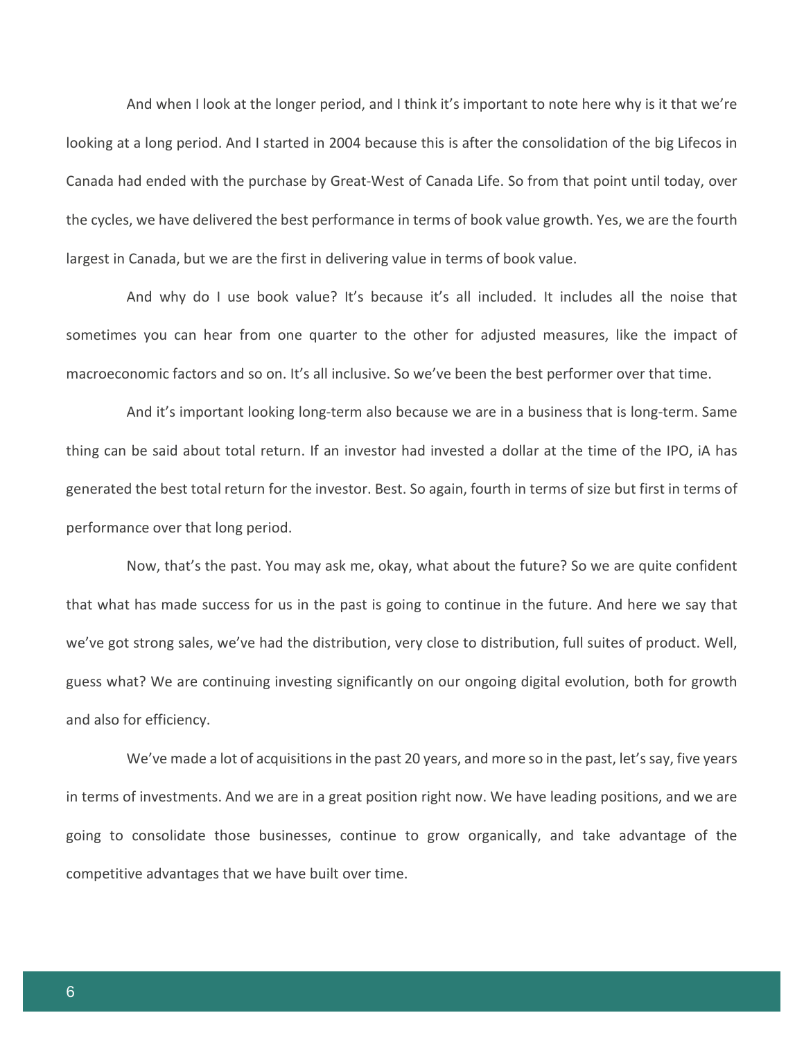And when I look at the longer period, and I think it's important to note here why is it that we're looking at a long period. And I started in 2004 because this is after the consolidation of the big Lifecos in Canada had ended with the purchase by Great-West of Canada Life. So from that point until today, over the cycles, we have delivered the best performance in terms of book value growth. Yes, we are the fourth largest in Canada, but we are the first in delivering value in terms of book value.

And why do I use book value? It's because it's all included. It includes all the noise that sometimes you can hear from one quarter to the other for adjusted measures, like the impact of macroeconomic factors and so on. It's all inclusive. So we've been the best performer over that time.

And it's important looking long-term also because we are in a business that is long-term. Same thing can be said about total return. If an investor had invested a dollar at the time of the IPO, iA has generated the best total return for the investor. Best. So again, fourth in terms of size but first in terms of performance over that long period.

Now, that's the past. You may ask me, okay, what about the future? So we are quite confident that what has made success for us in the past is going to continue in the future. And here we say that we've got strong sales, we've had the distribution, very close to distribution, full suites of product. Well, guess what? We are continuing investing significantly on our ongoing digital evolution, both for growth and also for efficiency.

We've made a lot of acquisitions in the past 20 years, and more so in the past, let's say, five years in terms of investments. And we are in a great position right now. We have leading positions, and we are going to consolidate those businesses, continue to grow organically, and take advantage of the competitive advantages that we have built over time.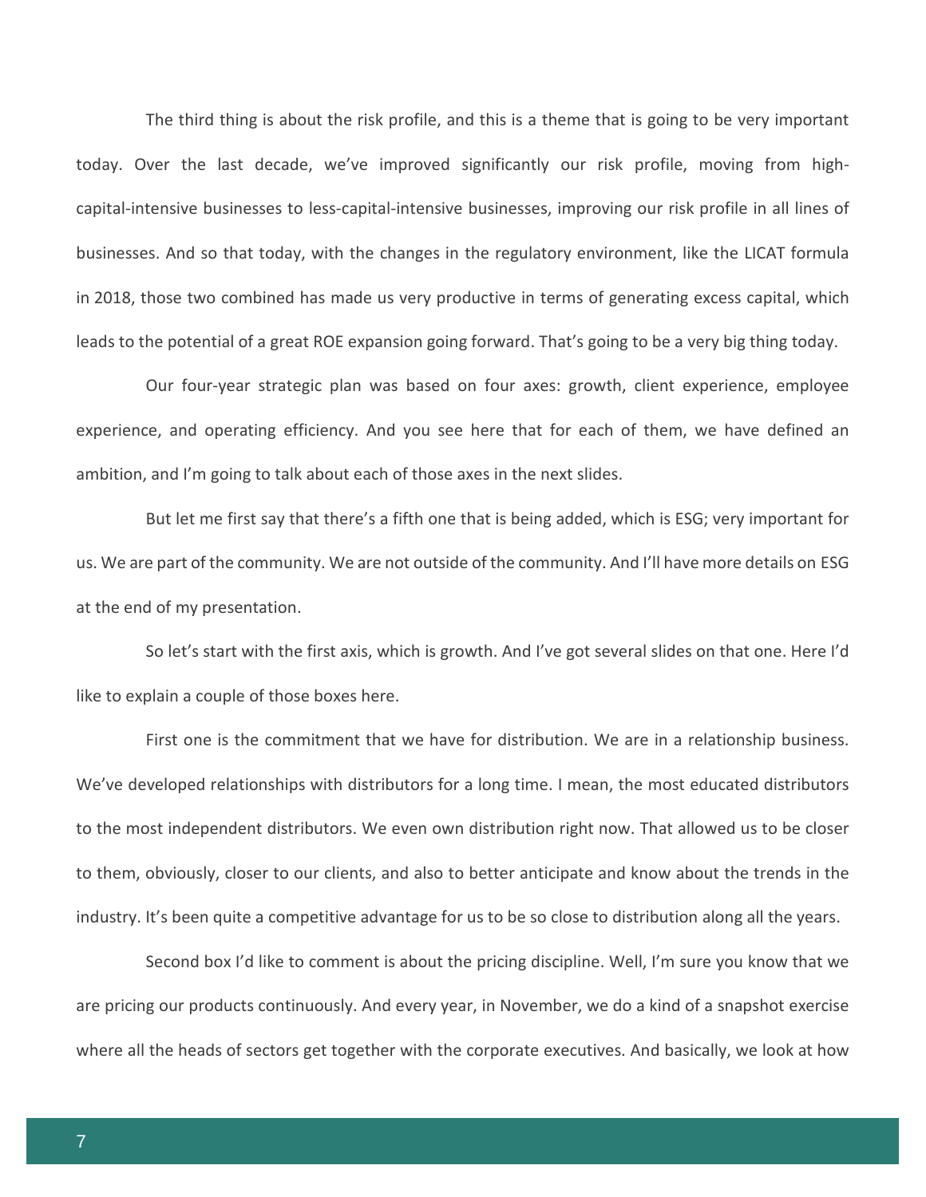The third thing is about the risk profile, and this is a theme that is going to be very important today. Over the last decade, we've improved significantly our risk profile, moving from high-capital-intensive businesses to less-capital-intensive businesses, improving our risk profile in all lines of businesses. And so that today, with the changes in the regulatory environment, like the LICAT formula in 2018, those two combined has made us very productive in terms of generating excess capital, which leads to the potential of a great ROE expansion going forward. That's going to be a very big thing today.

Our four-year strategic plan was based on four axes: growth, client experience, employee experience, and operating efficiency. And you see here that for each of them, we have defined an ambition, and I'm going to talk about each of those axes in the next slides.

But let me first say that there's a fifth one that is being added, which is ESG; very important for us. We are part of the community. We are not outside of the community. And I'll have more details on ESG at the end of my presentation.

So let's start with the first axis, which is growth. And I've got several slides on that one. Here I'd like to explain a couple of those boxes here.

First one is the commitment that we have for distribution. We are in a relationship business. We've developed relationships with distributors for a long time. I mean, the most educated distributors to the most independent distributors. We even own distribution right now. That allowed us to be closer to them, obviously, closer to our clients, and also to better anticipate and know about the trends in the industry. It's been quite a competitive advantage for us to be so close to distribution along all the years.

Second box I'd like to comment is about the pricing discipline. Well, I'm sure you know that we are pricing our products continuously. And every year, in November, we do a kind of a snapshot exercise where all the heads of sectors get together with the corporate executives. And basically, we look at how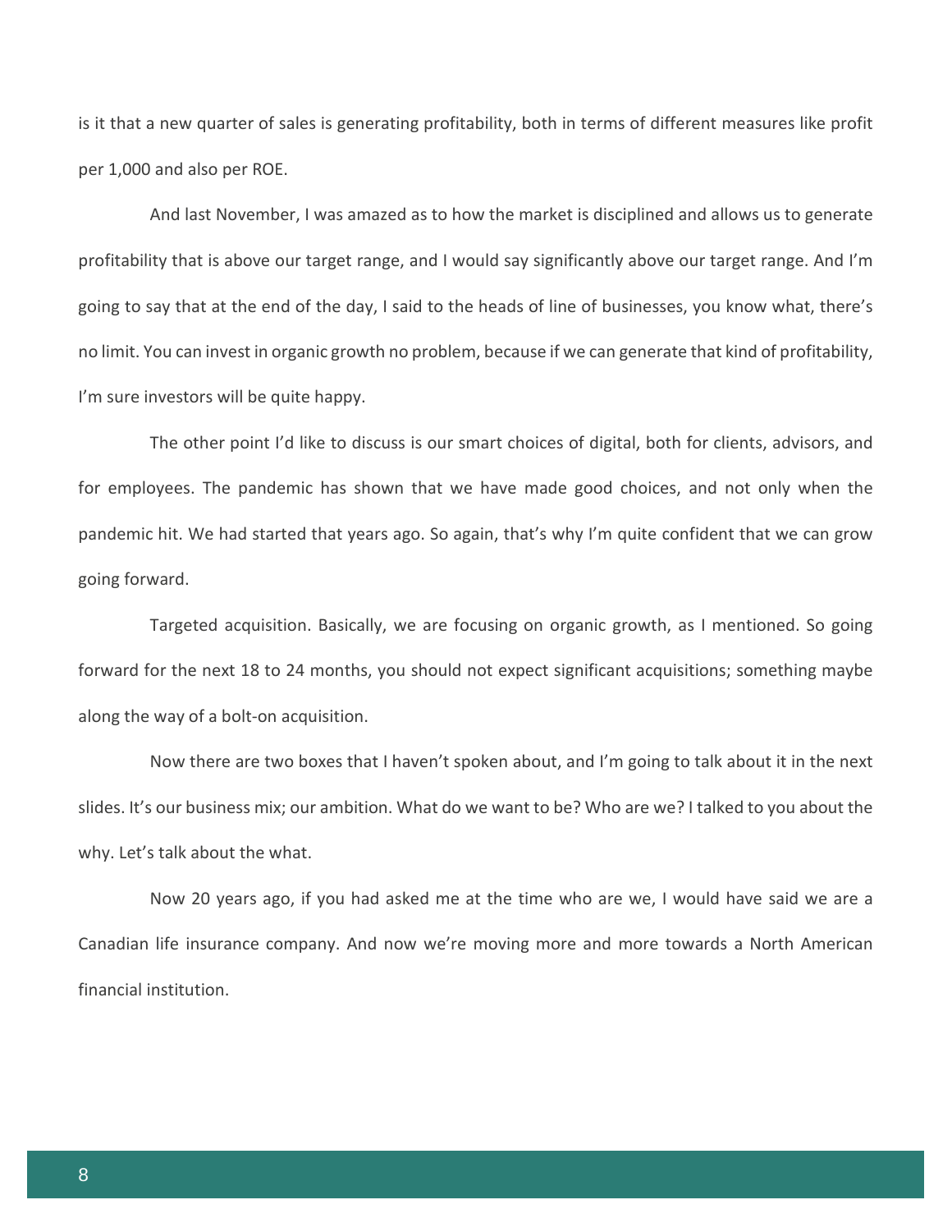is it that a new quarter of sales is generating profitability, both in terms of different measures like profit per 1,000 and also per ROE.

And last November, I was amazed as to how the market is disciplined and allows us to generate profitability that is above our target range, and I would say significantly above our target range. And I'm going to say that at the end of the day, I said to the heads of line of businesses, you know what, there's no limit. You can invest in organic growth no problem, because if we can generate that kind of profitability, I'm sure investors will be quite happy.

The other point I'd like to discuss is our smart choices of digital, both for clients, advisors, and for employees. The pandemic has shown that we have made good choices, and not only when the pandemic hit. We had started that years ago. So again, that's why I'm quite confident that we can grow going forward.

Targeted acquisition. Basically, we are focusing on organic growth, as I mentioned. So going forward for the next 18 to 24 months, you should not expect significant acquisitions; something maybe along the way of a bolt-on acquisition.

Now there are two boxes that I haven't spoken about, and I'm going to talk about it in the next slides. It's our business mix; our ambition. What do we want to be? Who are we? I talked to you about the why. Let's talk about the what.

Now 20 years ago, if you had asked me at the time who are we, I would have said we are a Canadian life insurance company. And now we're moving more and more towards a North American financial institution.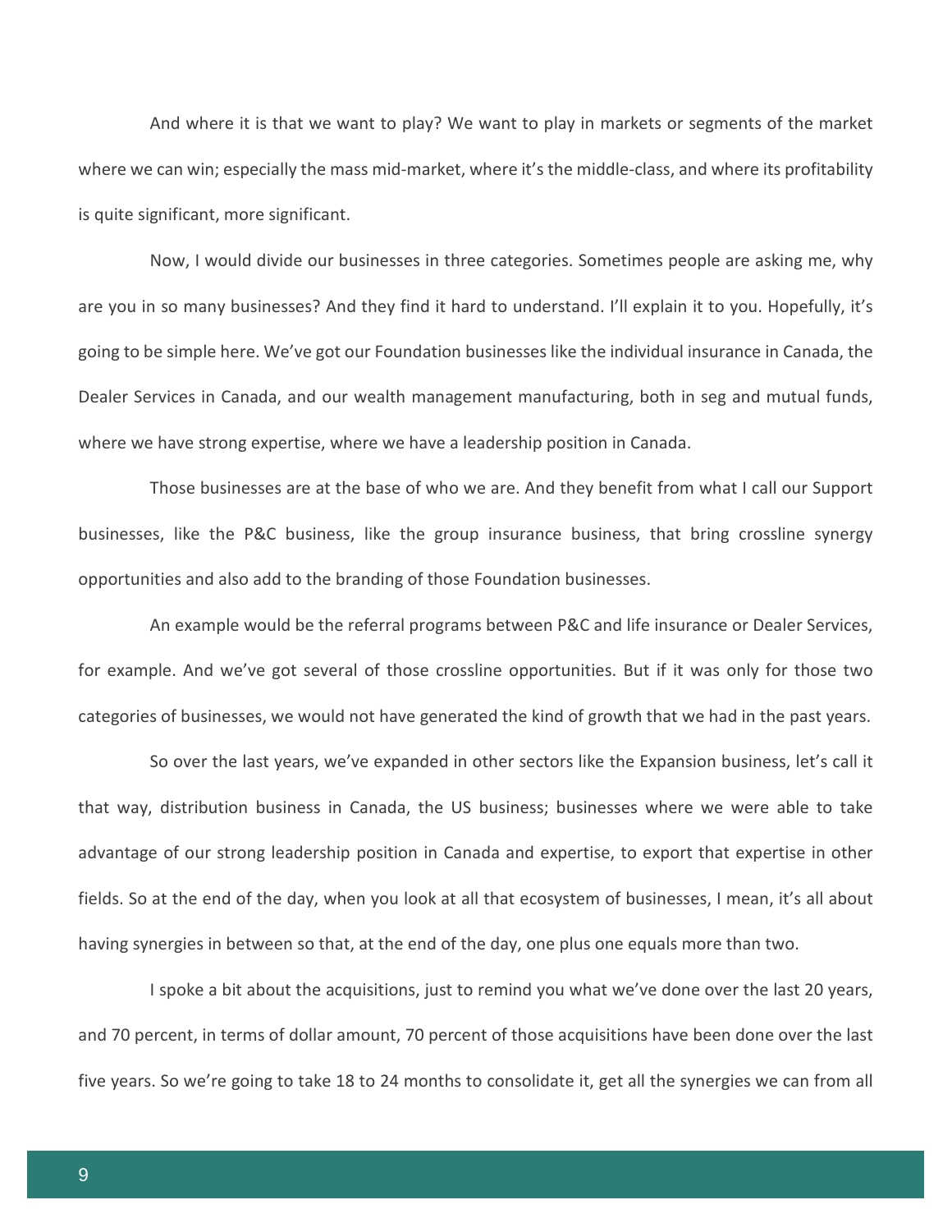And where it is that we want to play? We want to play in markets or segments of the market where we can win; especially the mass mid-market, where it's the middle-class, and where its profitability is quite significant, more significant.

Now, I would divide our businesses in three categories. Sometimes people are asking me, why are you in so many businesses? And they find it hard to understand. I'll explain it to you. Hopefully, it's going to be simple here. We've got our Foundation businesses like the individual insurance in Canada, the Dealer Services in Canada, and our wealth management manufacturing, both in seg and mutual funds, where we have strong expertise, where we have a leadership position in Canada.

Those businesses are at the base of who we are. And they benefit from what I call our Support businesses, like the P&C business, like the group insurance business, that bring crossline synergy opportunities and also add to the branding of those Foundation businesses.

An example would be the referral programs between P&C and life insurance or Dealer Services, for example. And we've got several of those crossline opportunities. But if it was only for those two categories of businesses, we would not have generated the kind of growth that we had in the past years.

So over the last years, we've expanded in other sectors like the Expansion business, let's call it that way, distribution business in Canada, the US business; businesses where we were able to take advantage of our strong leadership position in Canada and expertise, to export that expertise in other fields. So at the end of the day, when you look at all that ecosystem of businesses, I mean, it's all about having synergies in between so that, at the end of the day, one plus one equals more than two.

I spoke a bit about the acquisitions, just to remind you what we've done over the last 20 years, and 70 percent, in terms of dollar amount, 70 percent of those acquisitions have been done over the last five years. So we're going to take 18 to 24 months to consolidate it, get all the synergies we can from all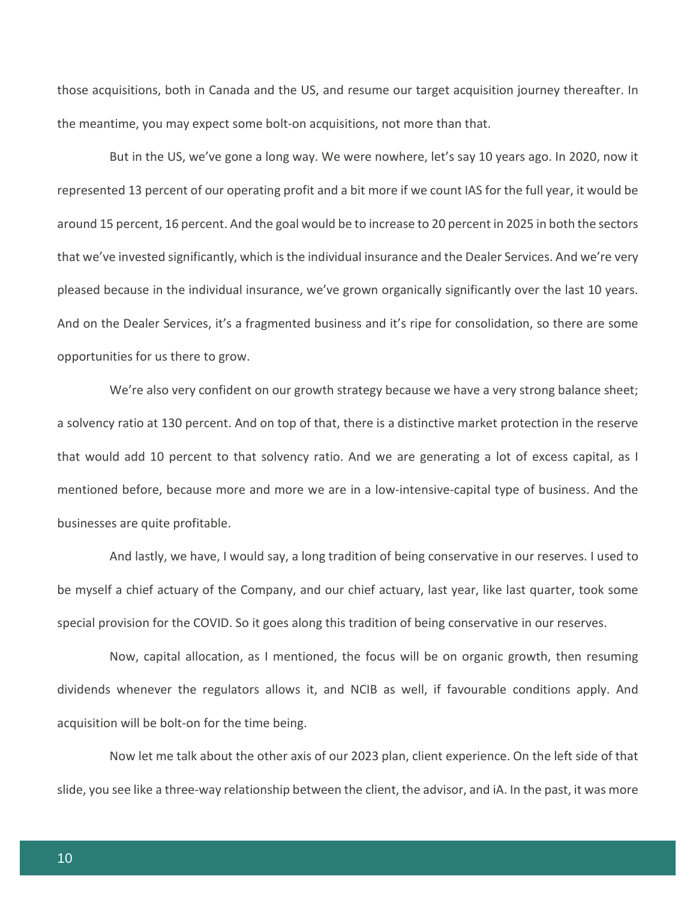those acquisitions, both in Canada and the US, and resume our target acquisition journey thereafter. In the meantime, you may expect some bolt-on acquisitions, not more than that.

But in the US, we've gone a long way. We were nowhere, let's say 10 years ago. In 2020, now it represented 13 percent of our operating profit and a bit more if we count IAS for the full year, it would be around 15 percent, 16 percent. And the goal would be to increase to 20 percent in 2025 in both the sectors that we've invested significantly, which is the individual insurance and the Dealer Services. And we're very pleased because in the individual insurance, we've grown organically significantly over the last 10 years. And on the Dealer Services, it's a fragmented business and it's ripe for consolidation, so there are some opportunities for us there to grow.

We're also very confident on our growth strategy because we have a very strong balance sheet; a solvency ratio at 130 percent. And on top of that, there is a distinctive market protection in the reserve that would add 10 percent to that solvency ratio. And we are generating a lot of excess capital, as I mentioned before, because more and more we are in a low-intensive-capital type of business. And the businesses are quite profitable.

And lastly, we have, I would say, a long tradition of being conservative in our reserves. I used to be myself a chief actuary of the Company, and our chief actuary, last year, like last quarter, took some special provision for the COVID. So it goes along this tradition of being conservative in our reserves.

Now, capital allocation, as I mentioned, the focus will be on organic growth, then resuming dividends whenever the regulators allows it, and NCIB as well, if favourable conditions apply. And acquisition will be bolt-on for the time being.

Now let me talk about the other axis of our 2023 plan, client experience. On the left side of that slide, you see like a three-way relationship between the client, the advisor, and iA. In the past, it was more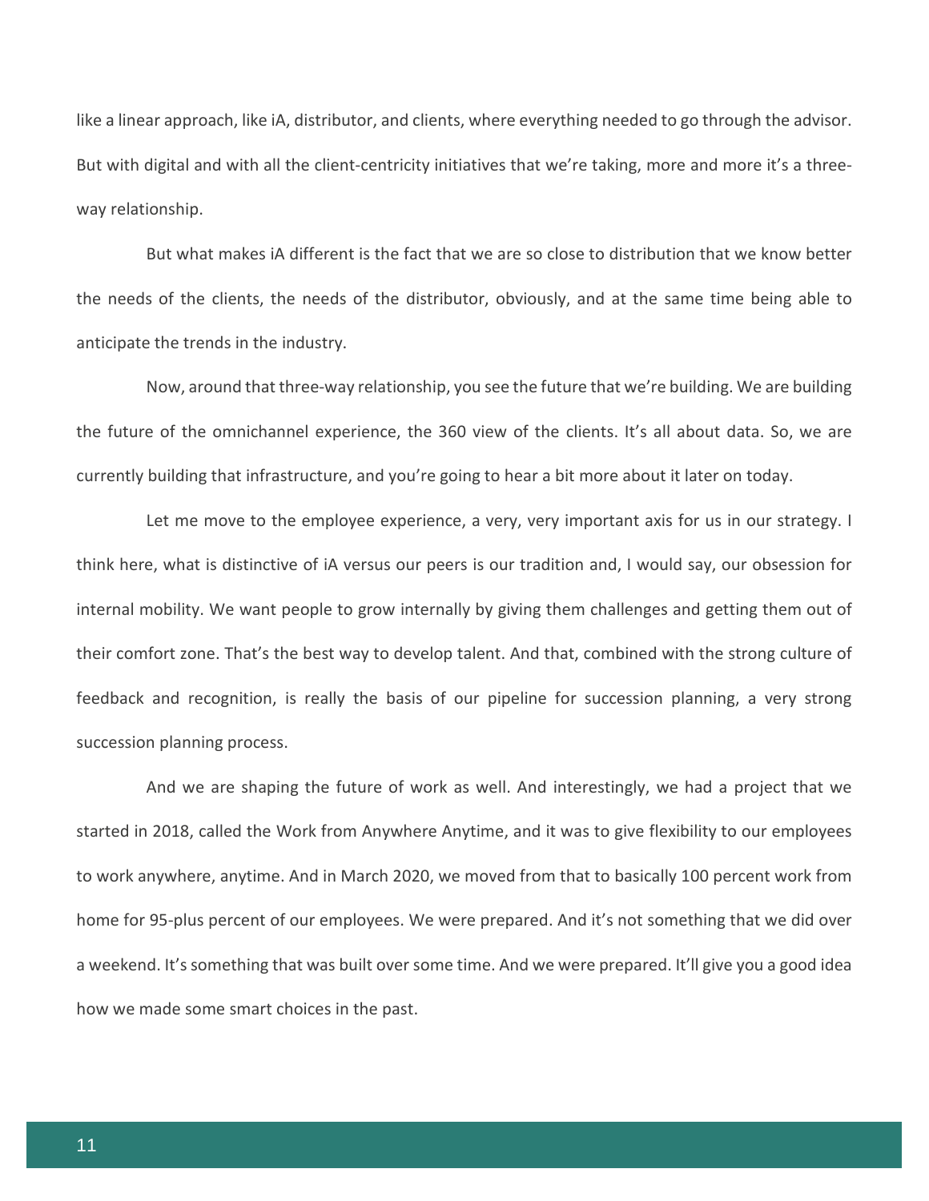like a linear approach, like iA, distributor, and clients, where everything needed to go through the advisor. But with digital and with all the client-centricity initiatives that we're taking, more and more it's a three-way relationship.

But what makes iA different is the fact that we are so close to distribution that we know better the needs of the clients, the needs of the distributor, obviously, and at the same time being able to anticipate the trends in the industry.

Now, around that three-way relationship, you see the future that we're building. We are building the future of the omnichannel experience, the 360 view of the clients. It's all about data. So, we are currently building that infrastructure, and you're going to hear a bit more about it later on today.

Let me move to the employee experience, a very, very important axis for us in our strategy. I think here, what is distinctive of iA versus our peers is our tradition and, I would say, our obsession for internal mobility. We want people to grow internally by giving them challenges and getting them out of their comfort zone. That's the best way to develop talent. And that, combined with the strong culture of feedback and recognition, is really the basis of our pipeline for succession planning, a very strong succession planning process.

And we are shaping the future of work as well. And interestingly, we had a project that we started in 2018, called the Work from Anywhere Anytime, and it was to give flexibility to our employees to work anywhere, anytime. And in March 2020, we moved from that to basically 100 percent work from home for 95-plus percent of our employees. We were prepared. And it's not something that we did over a weekend. It's something that was built over some time. And we were prepared. It'll give you a good idea how we made some smart choices in the past.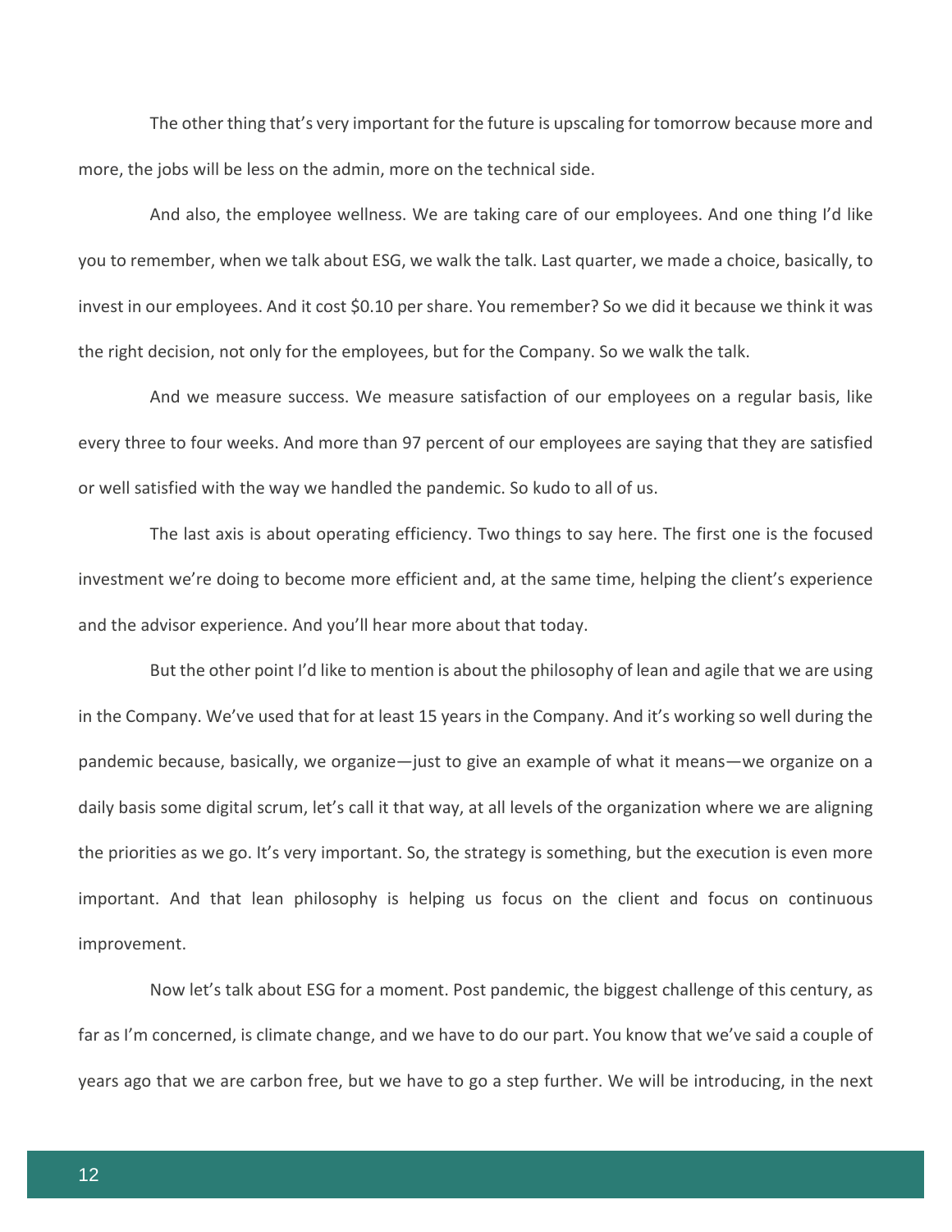The other thing that's very important for the future is upscaling for tomorrow because more and more, the jobs will be less on the admin, more on the technical side.

And also, the employee wellness. We are taking care of our employees. And one thing I'd like you to remember, when we talk about ESG, we walk the talk. Last quarter, we made a choice, basically, to invest in our employees. And it cost $0.10 per share. You remember? So we did it because we think it was the right decision, not only for the employees, but for the Company. So we walk the talk.

And we measure success. We measure satisfaction of our employees on a regular basis, like every three to four weeks. And more than 97 percent of our employees are saying that they are satisfied or well satisfied with the way we handled the pandemic. So kudo to all of us.

The last axis is about operating efficiency. Two things to say here. The first one is the focused investment we're doing to become more efficient and, at the same time, helping the client's experience and the advisor experience. And you'll hear more about that today.

But the other point I'd like to mention is about the philosophy of lean and agile that we are using in the Company. We've used that for at least 15 years in the Company. And it's working so well during the pandemic because, basically, we organize—just to give an example of what it means—we organize on a daily basis some digital scrum, let's call it that way, at all levels of the organization where we are aligning the priorities as we go. It's very important. So, the strategy is something, but the execution is even more important. And that lean philosophy is helping us focus on the client and focus on continuous improvement.

Now let's talk about ESG for a moment. Post pandemic, the biggest challenge of this century, as far as I'm concerned, is climate change, and we have to do our part. You know that we've said a couple of years ago that we are carbon free, but we have to go a step further. We will be introducing, in the next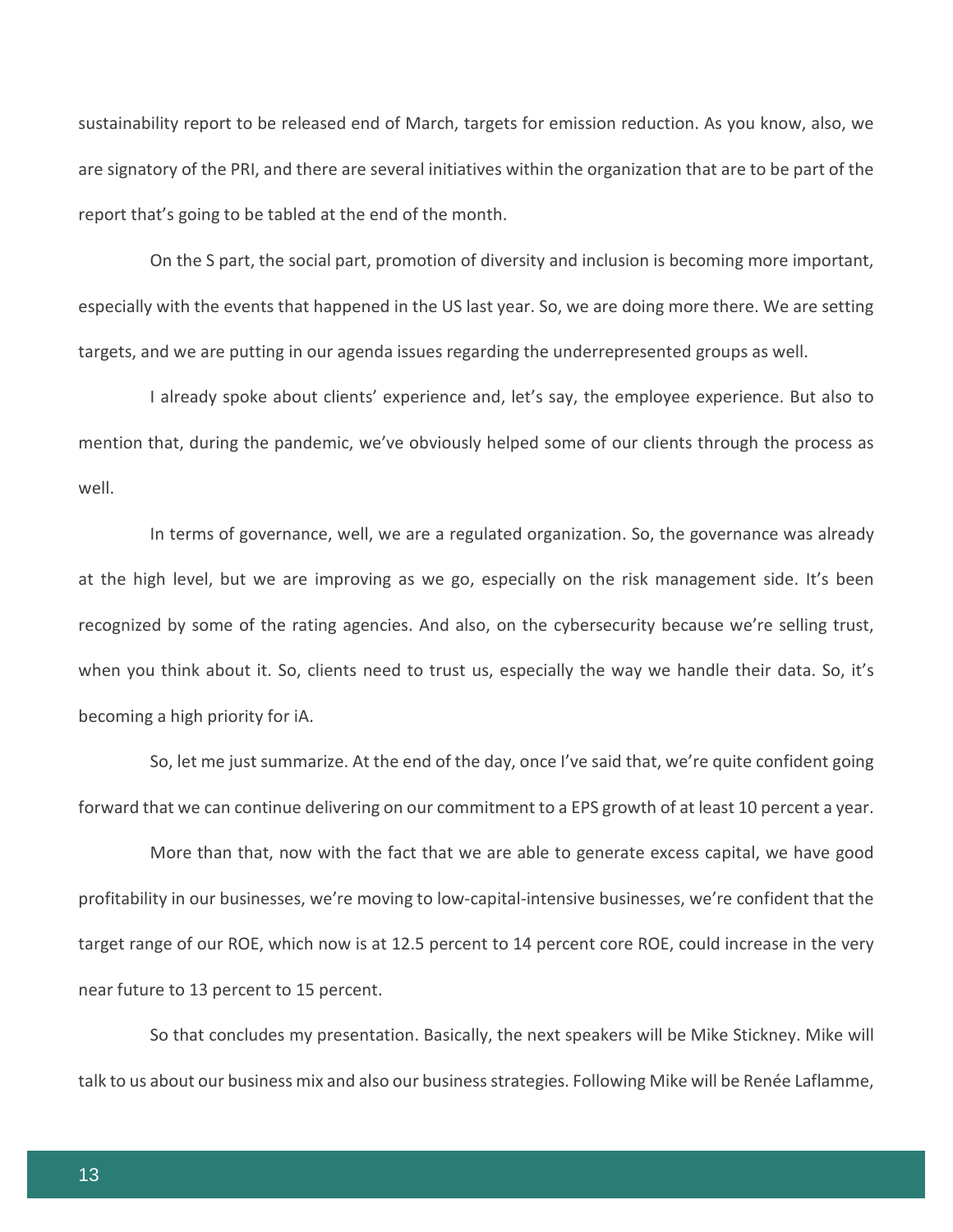sustainability report to be released end of March, targets for emission reduction. As you know, also, we are signatory of the PRI, and there are several initiatives within the organization that are to be part of the report that's going to be tabled at the end of the month.

On the S part, the social part, promotion of diversity and inclusion is becoming more important, especially with the events that happened in the US last year. So, we are doing more there. We are setting targets, and we are putting in our agenda issues regarding the underrepresented groups as well.

I already spoke about clients' experience and, let's say, the employee experience. But also to mention that, during the pandemic, we've obviously helped some of our clients through the process as well.

In terms of governance, well, we are a regulated organization. So, the governance was already at the high level, but we are improving as we go, especially on the risk management side. It's been recognized by some of the rating agencies. And also, on the cybersecurity because we're selling trust, when you think about it. So, clients need to trust us, especially the way we handle their data. So, it's becoming a high priority for iA.

So, let me just summarize. At the end of the day, once I've said that, we're quite confident going forward that we can continue delivering on our commitment to a EPS growth of at least 10 percent a year.

More than that, now with the fact that we are able to generate excess capital, we have good profitability in our businesses, we're moving to low-capital-intensive businesses, we're confident that the target range of our ROE, which now is at 12.5 percent to 14 percent core ROE, could increase in the very near future to 13 percent to 15 percent.

So that concludes my presentation. Basically, the next speakers will be Mike Stickney. Mike will talk to us about our business mix and also our business strategies. Following Mike will be Renée Laflamme,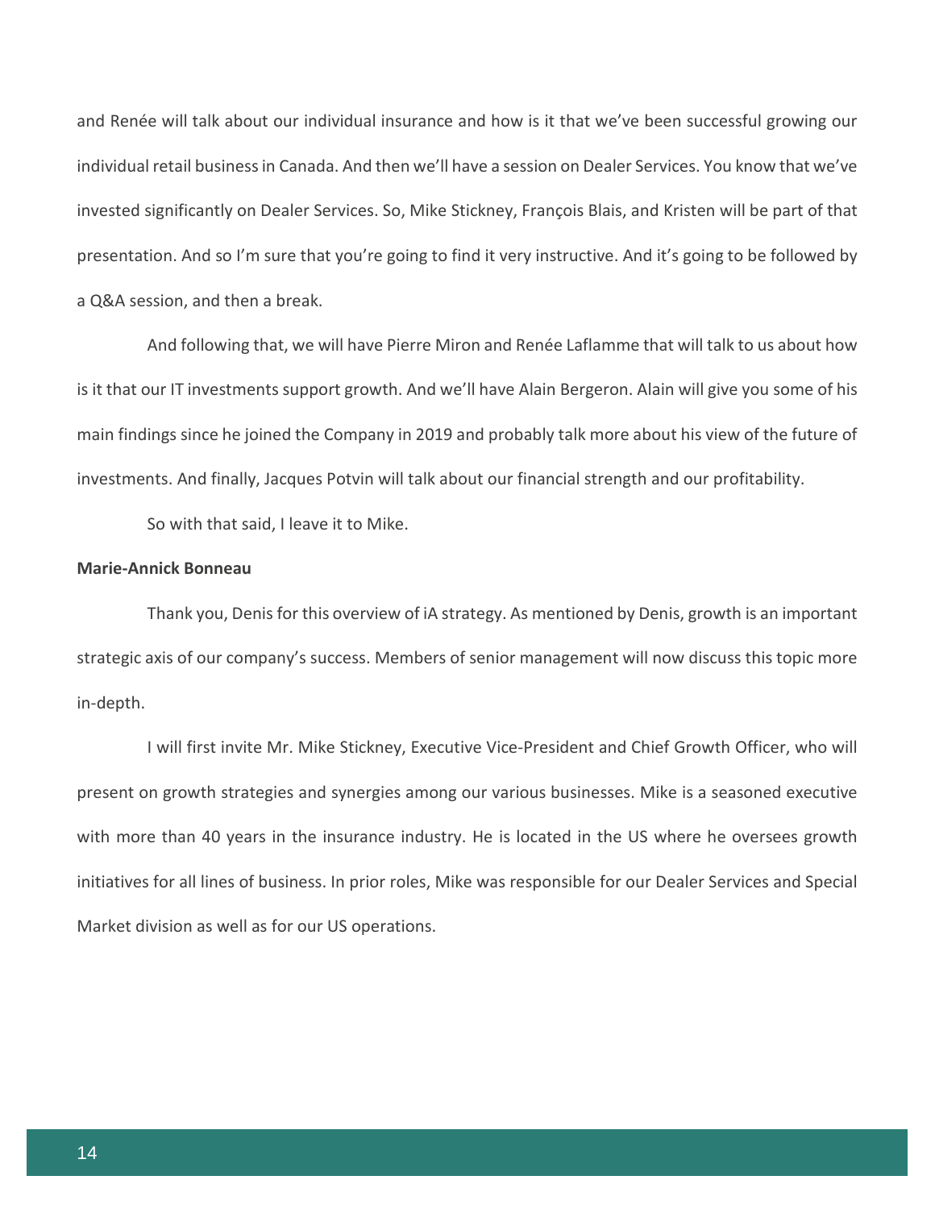and Renée will talk about our individual insurance and how is it that we've been successful growing our individual retail business in Canada. And then we'll have a session on Dealer Services. You know that we've invested significantly on Dealer Services. So, Mike Stickney, François Blais, and Kristen will be part of that presentation. And so I'm sure that you're going to find it very instructive. And it's going to be followed by a Q&A session, and then a break.

And following that, we will have Pierre Miron and Renée Laflamme that will talk to us about how is it that our IT investments support growth. And we'll have Alain Bergeron. Alain will give you some of his main findings since he joined the Company in 2019 and probably talk more about his view of the future of investments. And finally, Jacques Potvin will talk about our financial strength and our profitability.

So with that said, I leave it to Mike.

**Marie-Annick Bonneau**

Thank you, Denis for this overview of iA strategy. As mentioned by Denis, growth is an important strategic axis of our company's success. Members of senior management will now discuss this topic more in-depth.

I will first invite Mr. Mike Stickney, Executive Vice-President and Chief Growth Officer, who will present on growth strategies and synergies among our various businesses. Mike is a seasoned executive with more than 40 years in the insurance industry. He is located in the US where he oversees growth initiatives for all lines of business. In prior roles, Mike was responsible for our Dealer Services and Special Market division as well as for our US operations.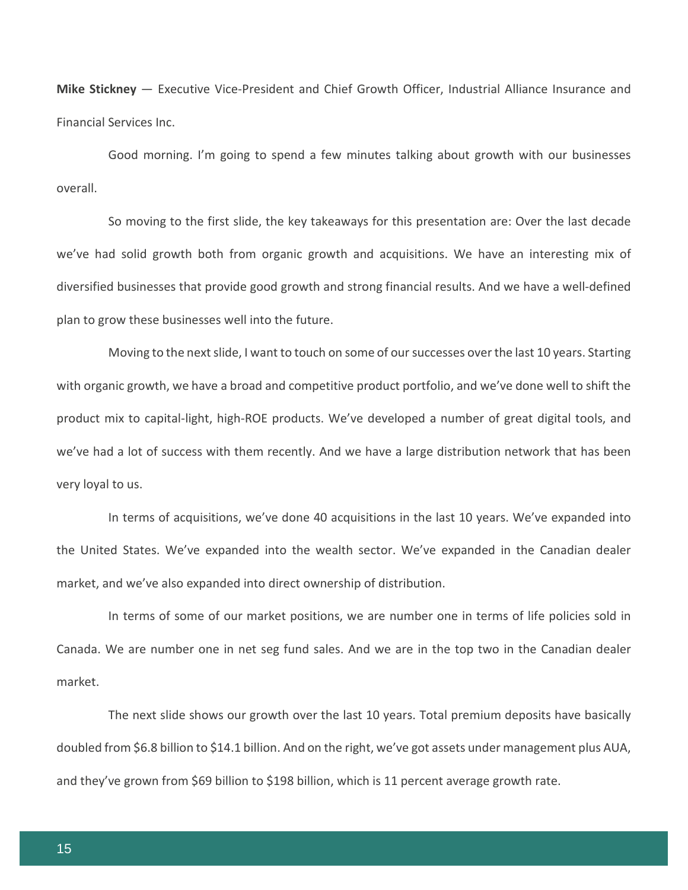**Mike Stickney** — Executive Vice-President and Chief Growth Officer, Industrial Alliance Insurance and Financial Services Inc.

Good morning. I'm going to spend a few minutes talking about growth with our businesses overall.

So moving to the first slide, the key takeaways for this presentation are: Over the last decade we've had solid growth both from organic growth and acquisitions. We have an interesting mix of diversified businesses that provide good growth and strong financial results. And we have a well-defined plan to grow these businesses well into the future.

Moving to the next slide, I want to touch on some of our successes over the last 10 years. Starting with organic growth, we have a broad and competitive product portfolio, and we've done well to shift the product mix to capital-light, high-ROE products. We've developed a number of great digital tools, and we've had a lot of success with them recently. And we have a large distribution network that has been very loyal to us.

In terms of acquisitions, we've done 40 acquisitions in the last 10 years. We've expanded into the United States. We've expanded into the wealth sector. We've expanded in the Canadian dealer market, and we've also expanded into direct ownership of distribution.

In terms of some of our market positions, we are number one in terms of life policies sold in Canada. We are number one in net seg fund sales. And we are in the top two in the Canadian dealer market.

The next slide shows our growth over the last 10 years. Total premium deposits have basically doubled from $6.8 billion to $14.1 billion. And on the right, we've got assets under management plus AUA, and they've grown from $69 billion to $198 billion, which is 11 percent average growth rate.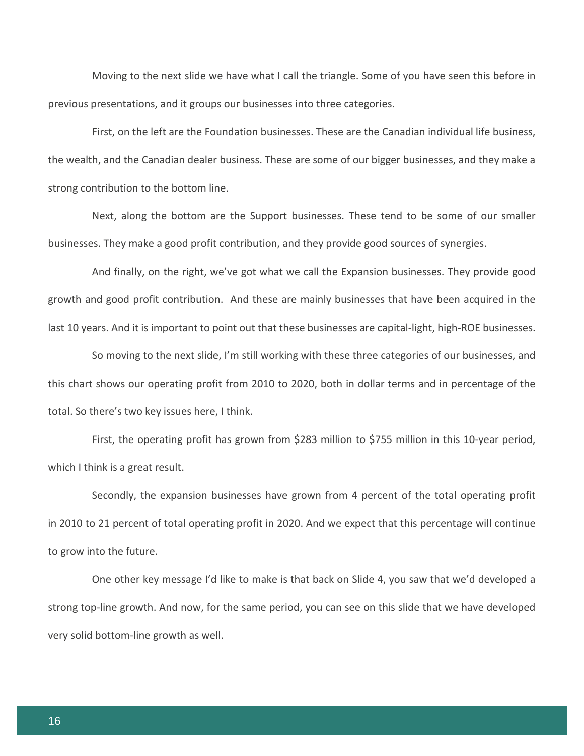Moving to the next slide we have what I call the triangle. Some of you have seen this before in previous presentations, and it groups our businesses into three categories.

First, on the left are the Foundation businesses. These are the Canadian individual life business, the wealth, and the Canadian dealer business. These are some of our bigger businesses, and they make a strong contribution to the bottom line.

Next, along the bottom are the Support businesses. These tend to be some of our smaller businesses. They make a good profit contribution, and they provide good sources of synergies.

And finally, on the right, we've got what we call the Expansion businesses. They provide good growth and good profit contribution. And these are mainly businesses that have been acquired in the last 10 years. And it is important to point out that these businesses are capital-light, high-ROE businesses.

So moving to the next slide, I'm still working with these three categories of our businesses, and this chart shows our operating profit from 2010 to 2020, both in dollar terms and in percentage of the total. So there's two key issues here, I think.

First, the operating profit has grown from $283 million to $755 million in this 10-year period, which I think is a great result.

Secondly, the expansion businesses have grown from 4 percent of the total operating profit in 2010 to 21 percent of total operating profit in 2020. And we expect that this percentage will continue to grow into the future.

One other key message I'd like to make is that back on Slide 4, you saw that we'd developed a strong top-line growth. And now, for the same period, you can see on this slide that we have developed very solid bottom-line growth as well.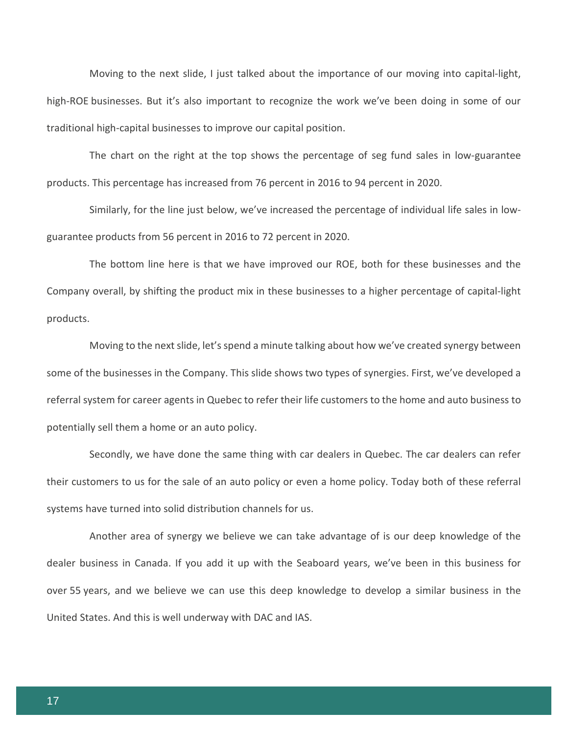Moving to the next slide, I just talked about the importance of our moving into capital-light, high-ROE businesses. But it's also important to recognize the work we've been doing in some of our traditional high-capital businesses to improve our capital position.

The chart on the right at the top shows the percentage of seg fund sales in low-guarantee products. This percentage has increased from 76 percent in 2016 to 94 percent in 2020.

Similarly, for the line just below, we've increased the percentage of individual life sales in low-guarantee products from 56 percent in 2016 to 72 percent in 2020.

The bottom line here is that we have improved our ROE, both for these businesses and the Company overall, by shifting the product mix in these businesses to a higher percentage of capital-light products.

Moving to the next slide, let's spend a minute talking about how we've created synergy between some of the businesses in the Company. This slide shows two types of synergies. First, we've developed a referral system for career agents in Quebec to refer their life customers to the home and auto business to potentially sell them a home or an auto policy.

Secondly, we have done the same thing with car dealers in Quebec. The car dealers can refer their customers to us for the sale of an auto policy or even a home policy. Today both of these referral systems have turned into solid distribution channels for us.

Another area of synergy we believe we can take advantage of is our deep knowledge of the dealer business in Canada. If you add it up with the Seaboard years, we've been in this business for over 55 years, and we believe we can use this deep knowledge to develop a similar business in the United States. And this is well underway with DAC and IAS.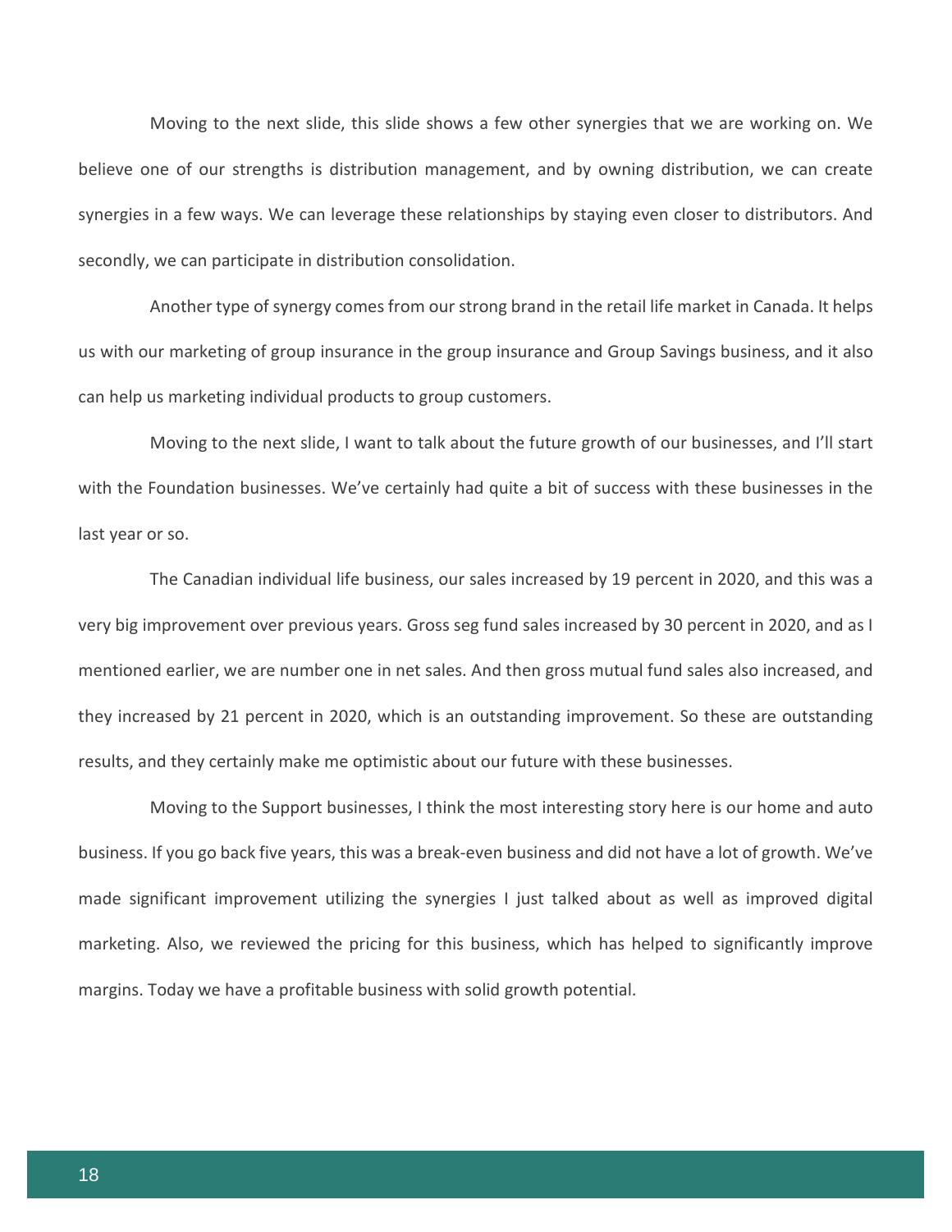Moving to the next slide, this slide shows a few other synergies that we are working on. We believe one of our strengths is distribution management, and by owning distribution, we can create synergies in a few ways. We can leverage these relationships by staying even closer to distributors. And secondly, we can participate in distribution consolidation.

Another type of synergy comes from our strong brand in the retail life market in Canada. It helps us with our marketing of group insurance in the group insurance and Group Savings business, and it also can help us marketing individual products to group customers.

Moving to the next slide, I want to talk about the future growth of our businesses, and I'll start with the Foundation businesses. We've certainly had quite a bit of success with these businesses in the last year or so.

The Canadian individual life business, our sales increased by 19 percent in 2020, and this was a very big improvement over previous years. Gross seg fund sales increased by 30 percent in 2020, and as I mentioned earlier, we are number one in net sales. And then gross mutual fund sales also increased, and they increased by 21 percent in 2020, which is an outstanding improvement. So these are outstanding results, and they certainly make me optimistic about our future with these businesses.

Moving to the Support businesses, I think the most interesting story here is our home and auto business. If you go back five years, this was a break-even business and did not have a lot of growth. We've made significant improvement utilizing the synergies I just talked about as well as improved digital marketing. Also, we reviewed the pricing for this business, which has helped to significantly improve margins. Today we have a profitable business with solid growth potential.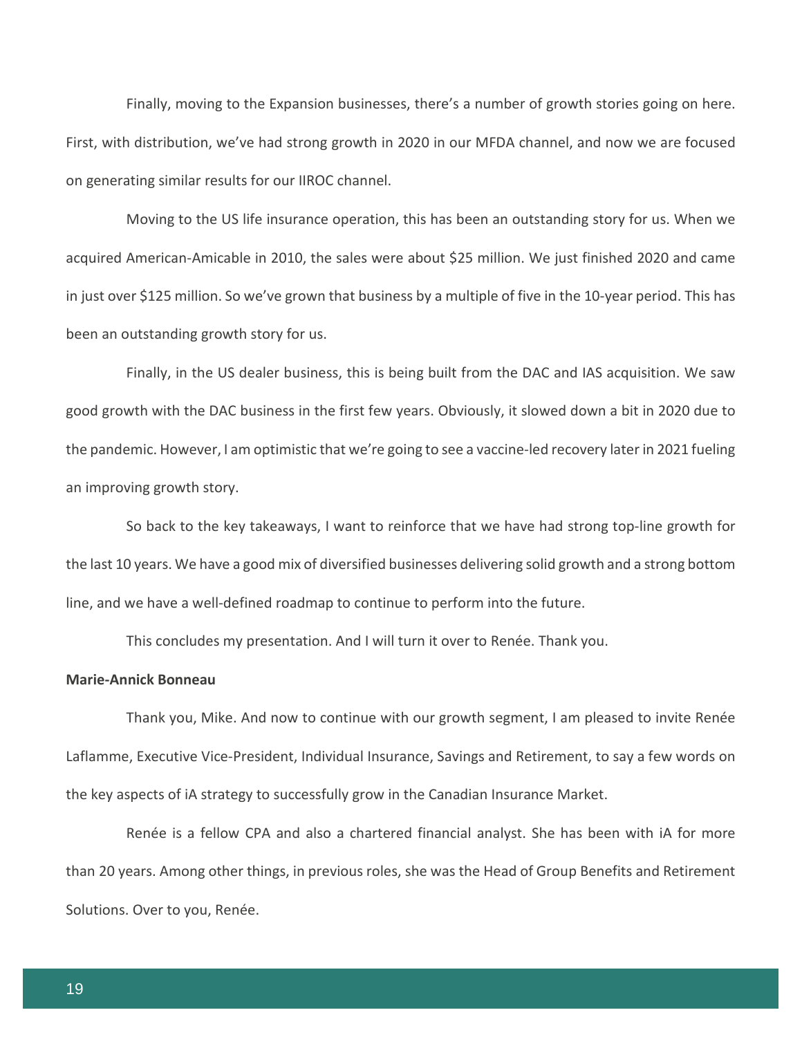Finally, moving to the Expansion businesses, there's a number of growth stories going on here. First, with distribution, we've had strong growth in 2020 in our MFDA channel, and now we are focused on generating similar results for our IIROC channel.

Moving to the US life insurance operation, this has been an outstanding story for us. When we acquired American-Amicable in 2010, the sales were about $25 million. We just finished 2020 and came in just over $125 million. So we've grown that business by a multiple of five in the 10-year period. This has been an outstanding growth story for us.

Finally, in the US dealer business, this is being built from the DAC and IAS acquisition. We saw good growth with the DAC business in the first few years. Obviously, it slowed down a bit in 2020 due to the pandemic. However, I am optimistic that we're going to see a vaccine-led recovery later in 2021 fueling an improving growth story.

So back to the key takeaways, I want to reinforce that we have had strong top-line growth for the last 10 years. We have a good mix of diversified businesses delivering solid growth and a strong bottom line, and we have a well-defined roadmap to continue to perform into the future.

This concludes my presentation. And I will turn it over to Renée. Thank you.

**Marie-Annick Bonneau**

Thank you, Mike. And now to continue with our growth segment, I am pleased to invite Renée Laflamme, Executive Vice-President, Individual Insurance, Savings and Retirement, to say a few words on the key aspects of iA strategy to successfully grow in the Canadian Insurance Market.

Renée is a fellow CPA and also a chartered financial analyst. She has been with iA for more than 20 years. Among other things, in previous roles, she was the Head of Group Benefits and Retirement Solutions. Over to you, Renée.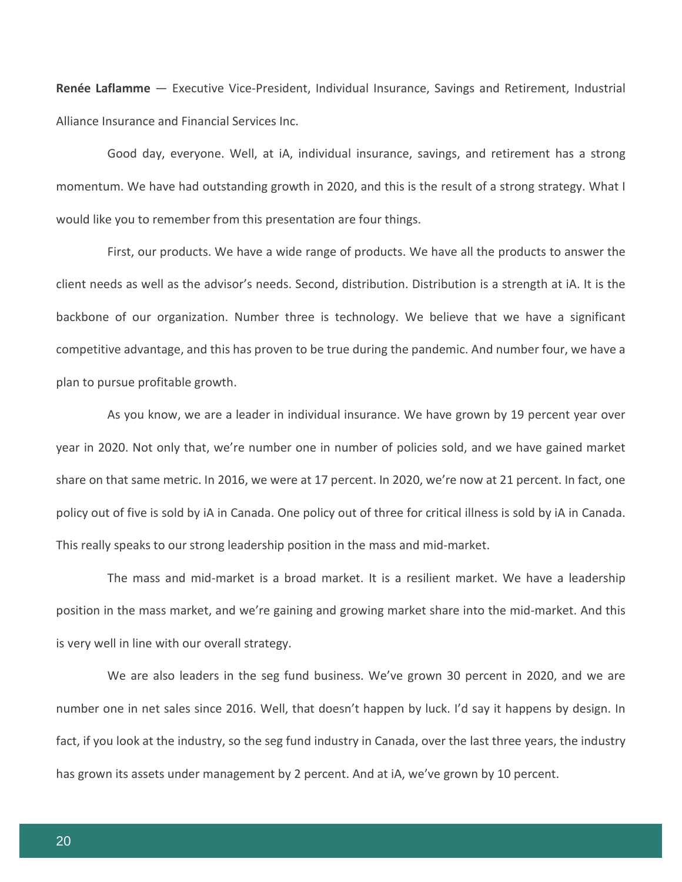**Renée Laflamme** — Executive Vice-President, Individual Insurance, Savings and Retirement, Industrial Alliance Insurance and Financial Services Inc.

Good day, everyone. Well, at iA, individual insurance, savings, and retirement has a strong momentum. We have had outstanding growth in 2020, and this is the result of a strong strategy. What I would like you to remember from this presentation are four things.

First, our products. We have a wide range of products. We have all the products to answer the client needs as well as the advisor's needs. Second, distribution. Distribution is a strength at iA. It is the backbone of our organization. Number three is technology. We believe that we have a significant competitive advantage, and this has proven to be true during the pandemic. And number four, we have a plan to pursue profitable growth.

As you know, we are a leader in individual insurance. We have grown by 19 percent year over year in 2020. Not only that, we're number one in number of policies sold, and we have gained market share on that same metric. In 2016, we were at 17 percent. In 2020, we're now at 21 percent. In fact, one policy out of five is sold by iA in Canada. One policy out of three for critical illness is sold by iA in Canada. This really speaks to our strong leadership position in the mass and mid-market.

The mass and mid-market is a broad market. It is a resilient market. We have a leadership position in the mass market, and we're gaining and growing market share into the mid-market. And this is very well in line with our overall strategy.

We are also leaders in the seg fund business. We've grown 30 percent in 2020, and we are number one in net sales since 2016. Well, that doesn't happen by luck. I'd say it happens by design. In fact, if you look at the industry, so the seg fund industry in Canada, over the last three years, the industry has grown its assets under management by 2 percent. And at iA, we've grown by 10 percent.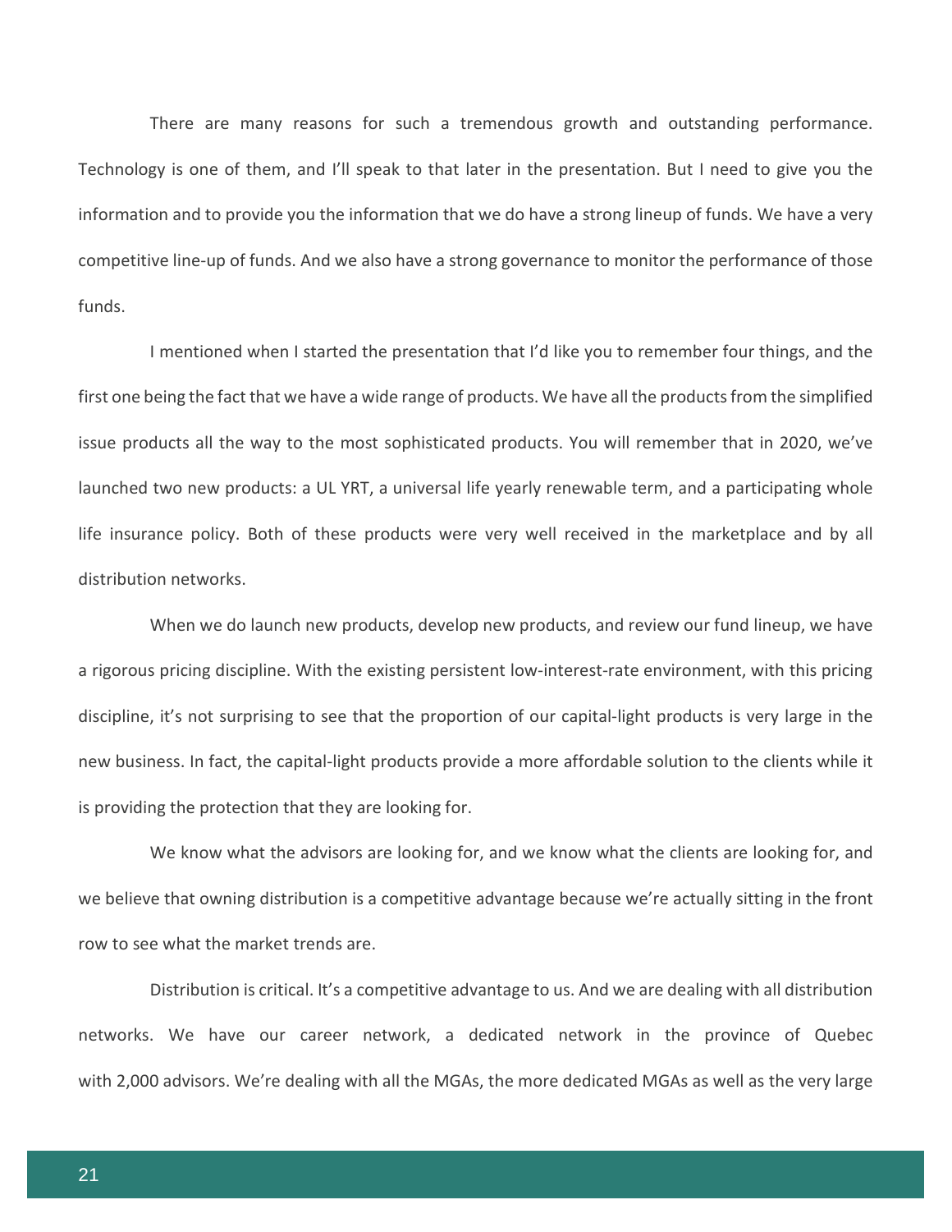There are many reasons for such a tremendous growth and outstanding performance. Technology is one of them, and I'll speak to that later in the presentation. But I need to give you the information and to provide you the information that we do have a strong lineup of funds. We have a very competitive line-up of funds. And we also have a strong governance to monitor the performance of those funds.

I mentioned when I started the presentation that I'd like you to remember four things, and the first one being the fact that we have a wide range of products. We have all the products from the simplified issue products all the way to the most sophisticated products. You will remember that in 2020, we've launched two new products: a UL YRT, a universal life yearly renewable term, and a participating whole life insurance policy. Both of these products were very well received in the marketplace and by all distribution networks.

When we do launch new products, develop new products, and review our fund lineup, we have a rigorous pricing discipline. With the existing persistent low-interest-rate environment, with this pricing discipline, it's not surprising to see that the proportion of our capital-light products is very large in the new business. In fact, the capital-light products provide a more affordable solution to the clients while it is providing the protection that they are looking for.

We know what the advisors are looking for, and we know what the clients are looking for, and we believe that owning distribution is a competitive advantage because we're actually sitting in the front row to see what the market trends are.

Distribution is critical. It's a competitive advantage to us. And we are dealing with all distribution networks. We have our career network, a dedicated network in the province of Quebec with 2,000 advisors. We're dealing with all the MGAs, the more dedicated MGAs as well as the very large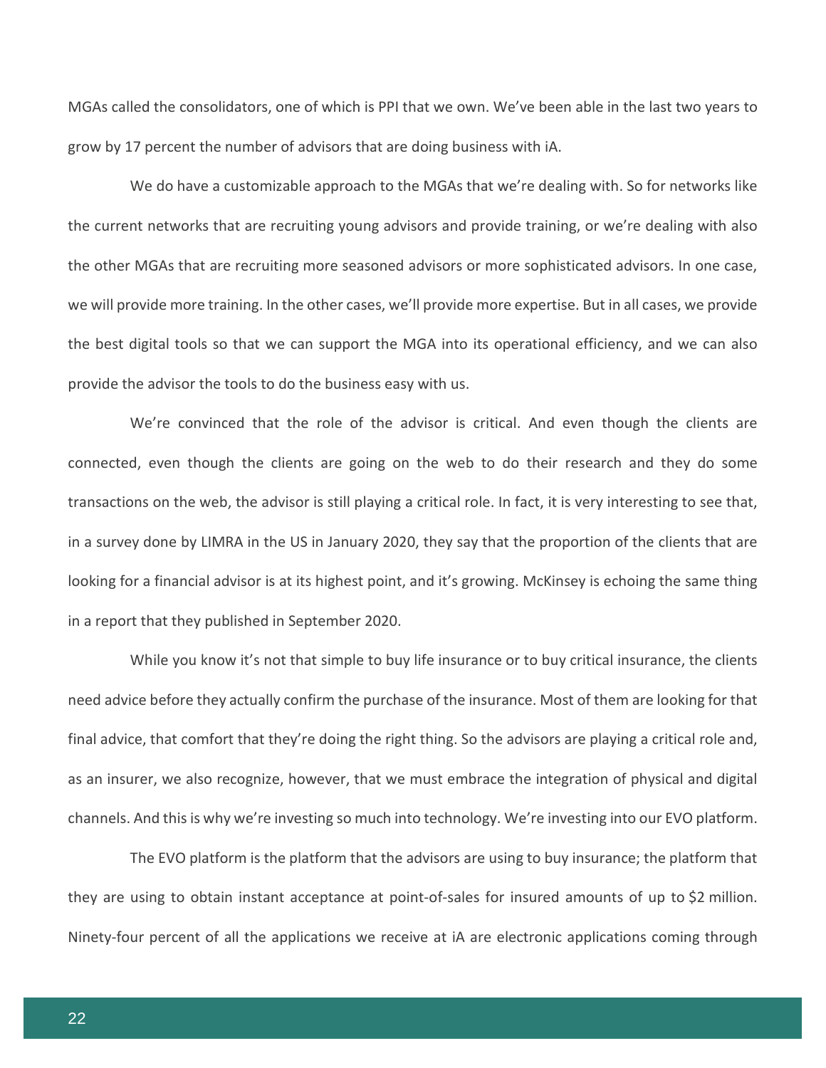MGAs called the consolidators, one of which is PPI that we own. We've been able in the last two years to grow by 17 percent the number of advisors that are doing business with iA.

We do have a customizable approach to the MGAs that we're dealing with. So for networks like the current networks that are recruiting young advisors and provide training, or we're dealing with also the other MGAs that are recruiting more seasoned advisors or more sophisticated advisors. In one case, we will provide more training. In the other cases, we'll provide more expertise. But in all cases, we provide the best digital tools so that we can support the MGA into its operational efficiency, and we can also provide the advisor the tools to do the business easy with us.

We're convinced that the role of the advisor is critical. And even though the clients are connected, even though the clients are going on the web to do their research and they do some transactions on the web, the advisor is still playing a critical role. In fact, it is very interesting to see that, in a survey done by LIMRA in the US in January 2020, they say that the proportion of the clients that are looking for a financial advisor is at its highest point, and it's growing. McKinsey is echoing the same thing in a report that they published in September 2020.

While you know it's not that simple to buy life insurance or to buy critical insurance, the clients need advice before they actually confirm the purchase of the insurance. Most of them are looking for that final advice, that comfort that they're doing the right thing. So the advisors are playing a critical role and, as an insurer, we also recognize, however, that we must embrace the integration of physical and digital channels. And this is why we're investing so much into technology. We're investing into our EVO platform.

The EVO platform is the platform that the advisors are using to buy insurance; the platform that they are using to obtain instant acceptance at point-of-sales for insured amounts of up to $2 million. Ninety-four percent of all the applications we receive at iA are electronic applications coming through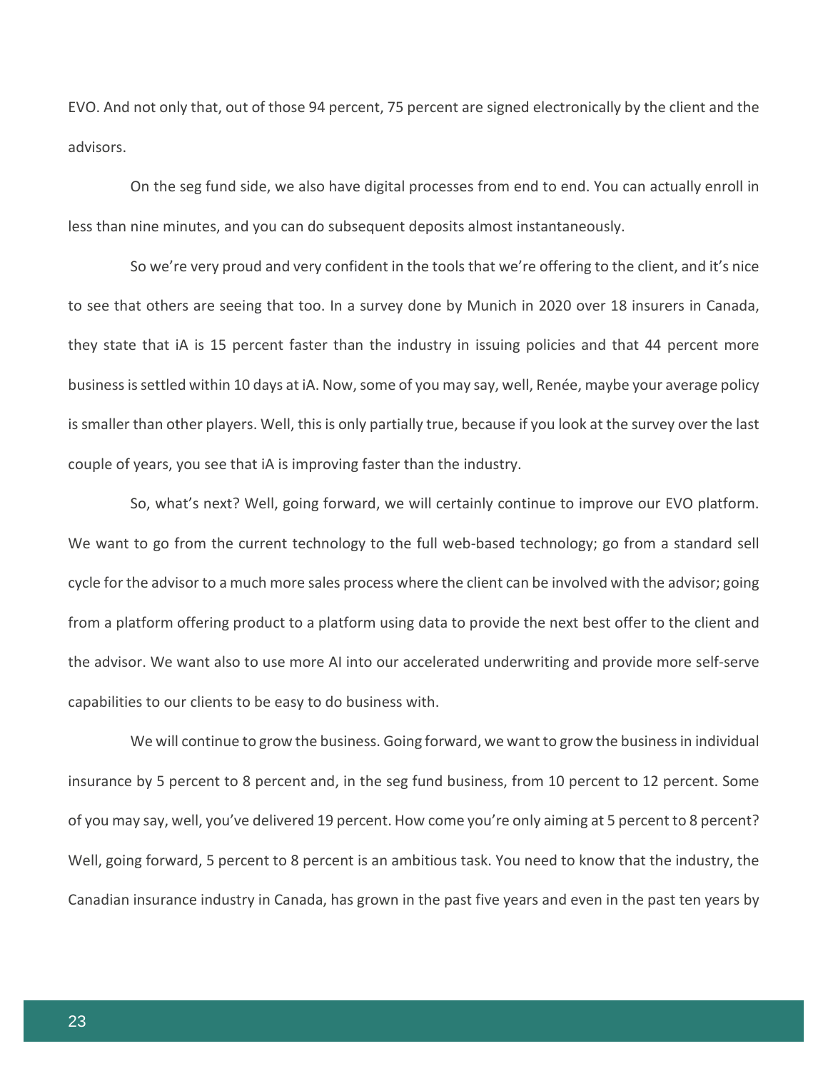EVO. And not only that, out of those 94 percent, 75 percent are signed electronically by the client and the advisors.

On the seg fund side, we also have digital processes from end to end. You can actually enroll in less than nine minutes, and you can do subsequent deposits almost instantaneously.

So we're very proud and very confident in the tools that we're offering to the client, and it's nice to see that others are seeing that too. In a survey done by Munich in 2020 over 18 insurers in Canada, they state that iA is 15 percent faster than the industry in issuing policies and that 44 percent more business is settled within 10 days at iA. Now, some of you may say, well, Renée, maybe your average policy is smaller than other players. Well, this is only partially true, because if you look at the survey over the last couple of years, you see that iA is improving faster than the industry.

So, what's next? Well, going forward, we will certainly continue to improve our EVO platform. We want to go from the current technology to the full web-based technology; go from a standard sell cycle for the advisor to a much more sales process where the client can be involved with the advisor; going from a platform offering product to a platform using data to provide the next best offer to the client and the advisor. We want also to use more AI into our accelerated underwriting and provide more self-serve capabilities to our clients to be easy to do business with.

We will continue to grow the business. Going forward, we want to grow the business in individual insurance by 5 percent to 8 percent and, in the seg fund business, from 10 percent to 12 percent. Some of you may say, well, you've delivered 19 percent. How come you're only aiming at 5 percent to 8 percent? Well, going forward, 5 percent to 8 percent is an ambitious task. You need to know that the industry, the Canadian insurance industry in Canada, has grown in the past five years and even in the past ten years by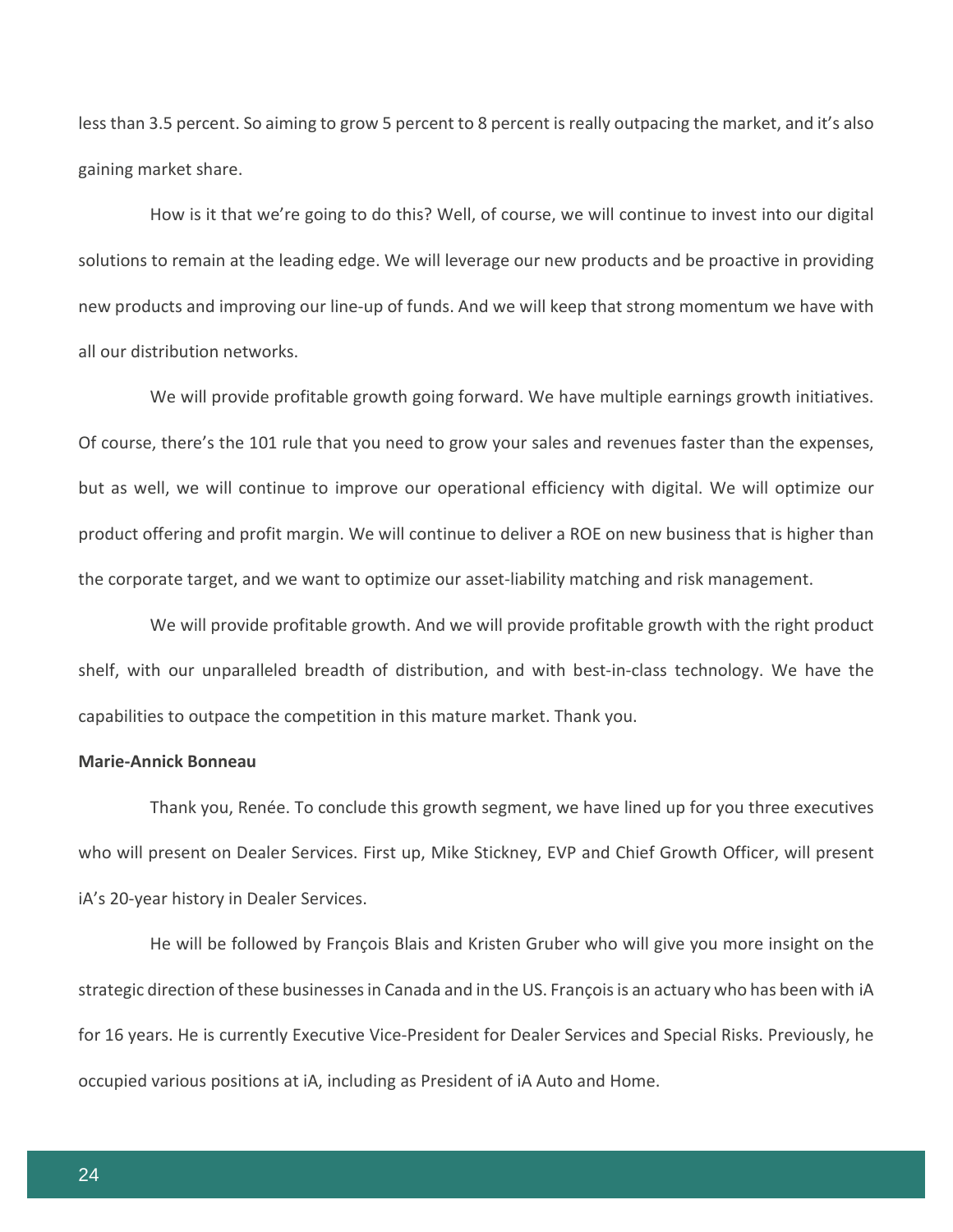less than 3.5 percent. So aiming to grow 5 percent to 8 percent is really outpacing the market, and it's also gaining market share.

How is it that we're going to do this? Well, of course, we will continue to invest into our digital solutions to remain at the leading edge. We will leverage our new products and be proactive in providing new products and improving our line-up of funds. And we will keep that strong momentum we have with all our distribution networks.

We will provide profitable growth going forward. We have multiple earnings growth initiatives. Of course, there's the 101 rule that you need to grow your sales and revenues faster than the expenses, but as well, we will continue to improve our operational efficiency with digital. We will optimize our product offering and profit margin. We will continue to deliver a ROE on new business that is higher than the corporate target, and we want to optimize our asset-liability matching and risk management.

We will provide profitable growth. And we will provide profitable growth with the right product shelf, with our unparalleled breadth of distribution, and with best-in-class technology. We have the capabilities to outpace the competition in this mature market. Thank you.

**Marie-Annick Bonneau**

Thank you, Renée. To conclude this growth segment, we have lined up for you three executives who will present on Dealer Services. First up, Mike Stickney, EVP and Chief Growth Officer, will present iA's 20-year history in Dealer Services.

He will be followed by François Blais and Kristen Gruber who will give you more insight on the strategic direction of these businesses in Canada and in the US. François is an actuary who has been with iA for 16 years. He is currently Executive Vice-President for Dealer Services and Special Risks. Previously, he occupied various positions at iA, including as President of iA Auto and Home.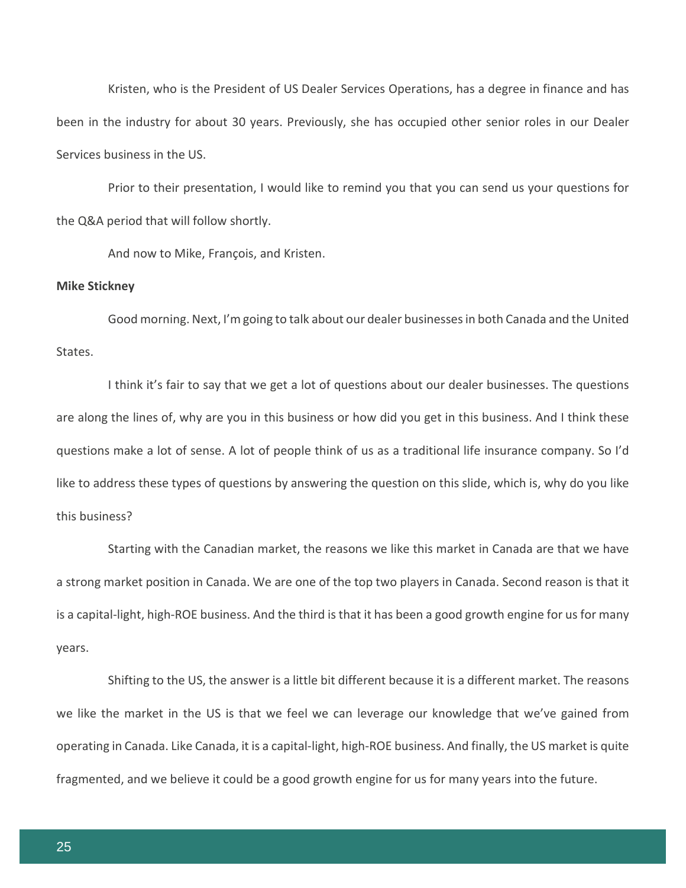Kristen, who is the President of US Dealer Services Operations, has a degree in finance and has been in the industry for about 30 years. Previously, she has occupied other senior roles in our Dealer Services business in the US.

Prior to their presentation, I would like to remind you that you can send us your questions for the Q&A period that will follow shortly.

And now to Mike, François, and Kristen.

**Mike Stickney**

Good morning. Next, I'm going to talk about our dealer businesses in both Canada and the United States.

I think it's fair to say that we get a lot of questions about our dealer businesses. The questions are along the lines of, why are you in this business or how did you get in this business. And I think these questions make a lot of sense. A lot of people think of us as a traditional life insurance company. So I'd like to address these types of questions by answering the question on this slide, which is, why do you like this business?

Starting with the Canadian market, the reasons we like this market in Canada are that we have a strong market position in Canada. We are one of the top two players in Canada. Second reason is that it is a capital-light, high-ROE business. And the third is that it has been a good growth engine for us for many years.

Shifting to the US, the answer is a little bit different because it is a different market. The reasons we like the market in the US is that we feel we can leverage our knowledge that we've gained from operating in Canada. Like Canada, it is a capital-light, high-ROE business. And finally, the US market is quite fragmented, and we believe it could be a good growth engine for us for many years into the future.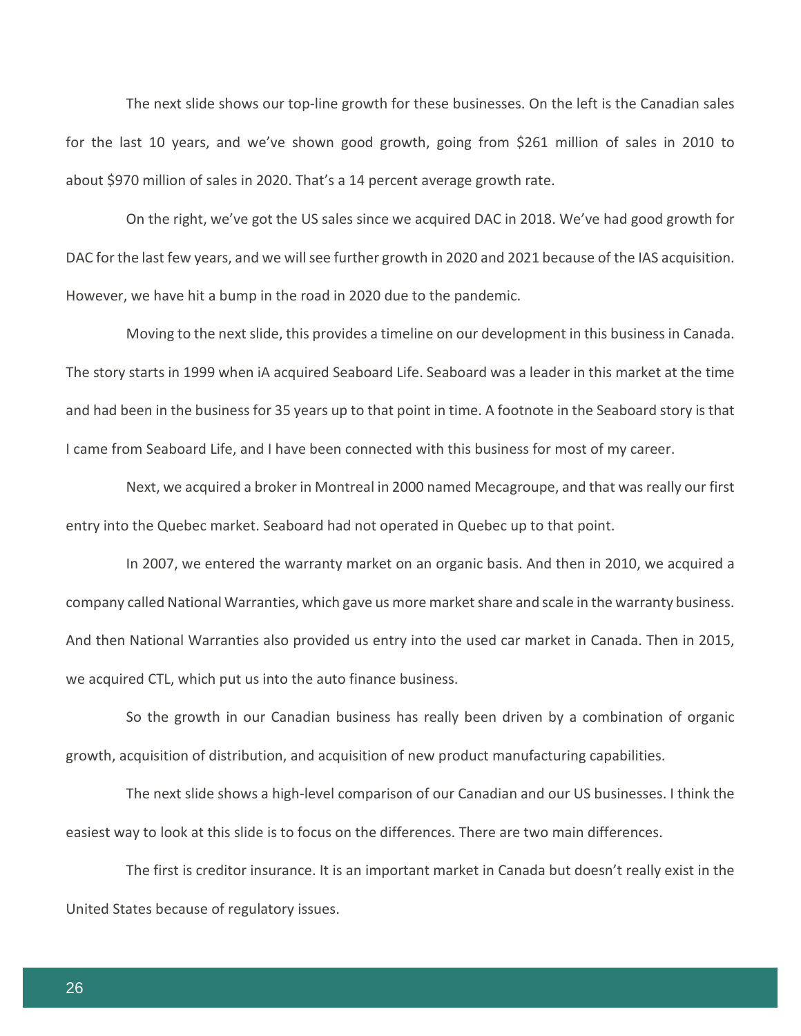The next slide shows our top-line growth for these businesses. On the left is the Canadian sales for the last 10 years, and we've shown good growth, going from $261 million of sales in 2010 to about $970 million of sales in 2020. That's a 14 percent average growth rate.

On the right, we've got the US sales since we acquired DAC in 2018. We've had good growth for DAC for the last few years, and we will see further growth in 2020 and 2021 because of the IAS acquisition. However, we have hit a bump in the road in 2020 due to the pandemic.

Moving to the next slide, this provides a timeline on our development in this business in Canada. The story starts in 1999 when iA acquired Seaboard Life. Seaboard was a leader in this market at the time and had been in the business for 35 years up to that point in time. A footnote in the Seaboard story is that I came from Seaboard Life, and I have been connected with this business for most of my career.

Next, we acquired a broker in Montreal in 2000 named Mecagroupe, and that was really our first entry into the Quebec market. Seaboard had not operated in Quebec up to that point.

In 2007, we entered the warranty market on an organic basis. And then in 2010, we acquired a company called National Warranties, which gave us more market share and scale in the warranty business. And then National Warranties also provided us entry into the used car market in Canada. Then in 2015, we acquired CTL, which put us into the auto finance business.

So the growth in our Canadian business has really been driven by a combination of organic growth, acquisition of distribution, and acquisition of new product manufacturing capabilities.

The next slide shows a high-level comparison of our Canadian and our US businesses. I think the easiest way to look at this slide is to focus on the differences. There are two main differences.

The first is creditor insurance. It is an important market in Canada but doesn't really exist in the United States because of regulatory issues.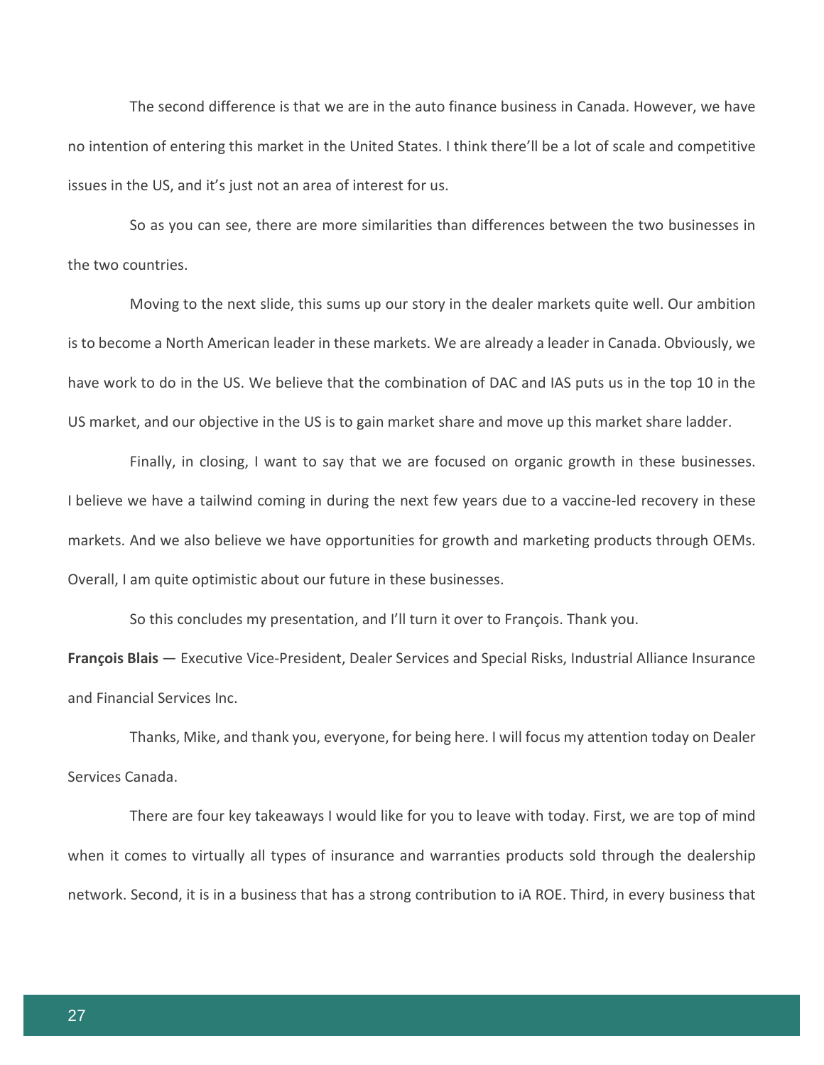The second difference is that we are in the auto finance business in Canada. However, we have no intention of entering this market in the United States. I think there'll be a lot of scale and competitive issues in the US, and it's just not an area of interest for us.

So as you can see, there are more similarities than differences between the two businesses in the two countries.

Moving to the next slide, this sums up our story in the dealer markets quite well. Our ambition is to become a North American leader in these markets. We are already a leader in Canada. Obviously, we have work to do in the US. We believe that the combination of DAC and IAS puts us in the top 10 in the US market, and our objective in the US is to gain market share and move up this market share ladder.

Finally, in closing, I want to say that we are focused on organic growth in these businesses. I believe we have a tailwind coming in during the next few years due to a vaccine-led recovery in these markets. And we also believe we have opportunities for growth and marketing products through OEMs. Overall, I am quite optimistic about our future in these businesses.

So this concludes my presentation, and I'll turn it over to François. Thank you.

**François Blais** — Executive Vice-President, Dealer Services and Special Risks, Industrial Alliance Insurance and Financial Services Inc.

Thanks, Mike, and thank you, everyone, for being here. I will focus my attention today on Dealer Services Canada.

There are four key takeaways I would like for you to leave with today. First, we are top of mind when it comes to virtually all types of insurance and warranties products sold through the dealership network. Second, it is in a business that has a strong contribution to iA ROE. Third, in every business that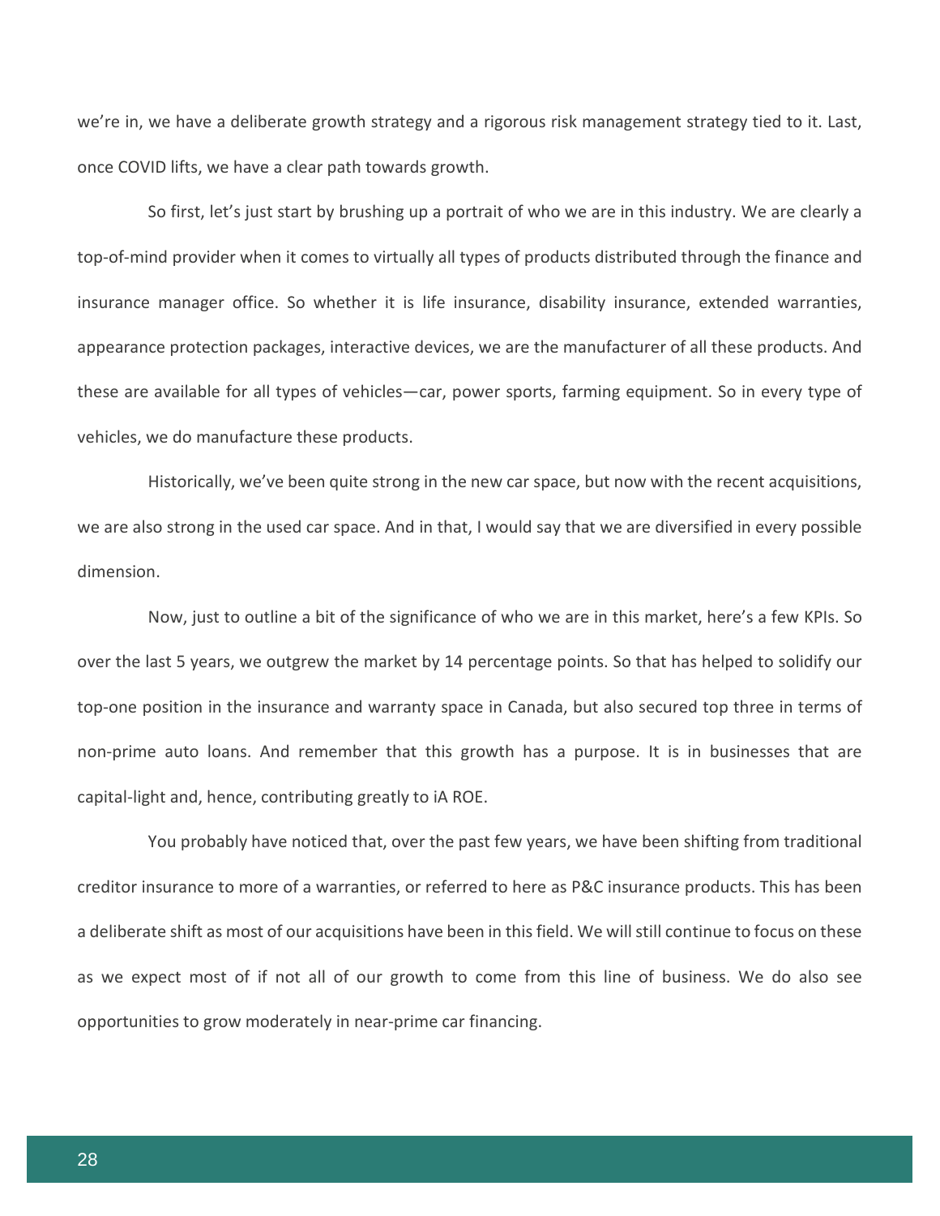we're in, we have a deliberate growth strategy and a rigorous risk management strategy tied to it. Last, once COVID lifts, we have a clear path towards growth.

So first, let's just start by brushing up a portrait of who we are in this industry. We are clearly a top-of-mind provider when it comes to virtually all types of products distributed through the finance and insurance manager office. So whether it is life insurance, disability insurance, extended warranties, appearance protection packages, interactive devices, we are the manufacturer of all these products. And these are available for all types of vehicles—car, power sports, farming equipment. So in every type of vehicles, we do manufacture these products.

Historically, we've been quite strong in the new car space, but now with the recent acquisitions, we are also strong in the used car space. And in that, I would say that we are diversified in every possible dimension.

Now, just to outline a bit of the significance of who we are in this market, here's a few KPIs. So over the last 5 years, we outgrew the market by 14 percentage points. So that has helped to solidify our top-one position in the insurance and warranty space in Canada, but also secured top three in terms of non-prime auto loans. And remember that this growth has a purpose. It is in businesses that are capital-light and, hence, contributing greatly to iA ROE.

You probably have noticed that, over the past few years, we have been shifting from traditional creditor insurance to more of a warranties, or referred to here as P&C insurance products. This has been a deliberate shift as most of our acquisitions have been in this field. We will still continue to focus on these as we expect most of if not all of our growth to come from this line of business. We do also see opportunities to grow moderately in near-prime car financing.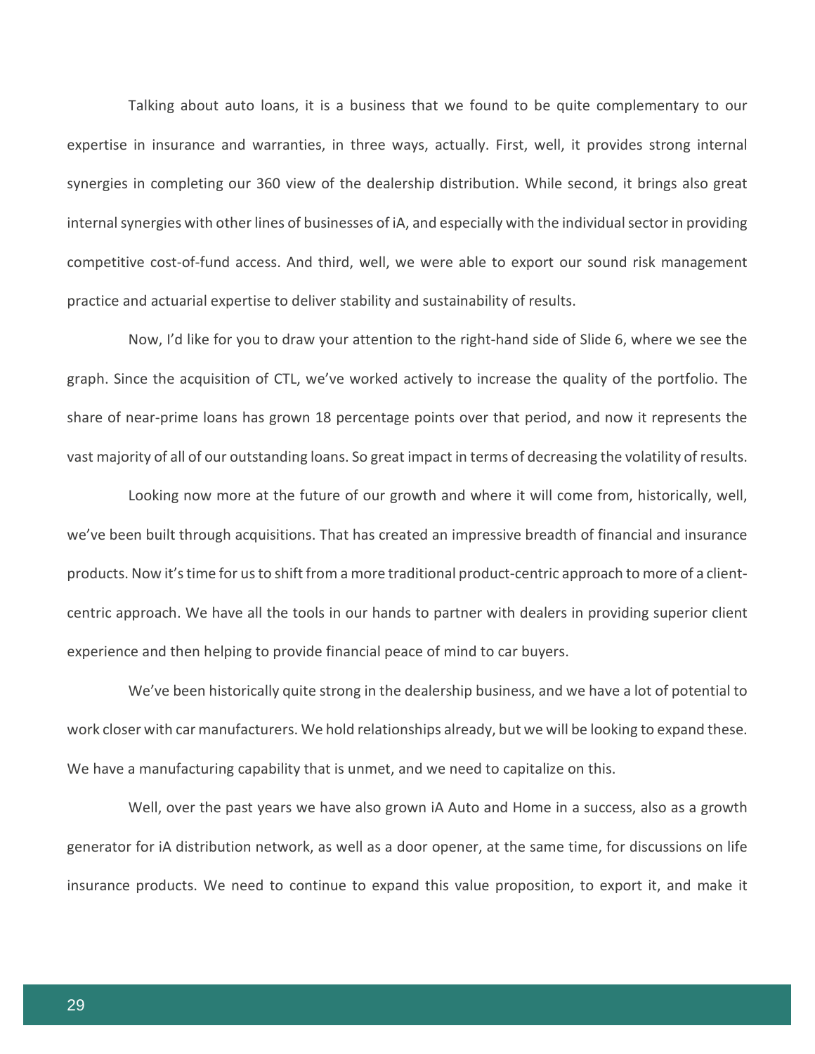Talking about auto loans, it is a business that we found to be quite complementary to our expertise in insurance and warranties, in three ways, actually. First, well, it provides strong internal synergies in completing our 360 view of the dealership distribution. While second, it brings also great internal synergies with other lines of businesses of iA, and especially with the individual sector in providing competitive cost-of-fund access. And third, well, we were able to export our sound risk management practice and actuarial expertise to deliver stability and sustainability of results.

Now, I'd like for you to draw your attention to the right-hand side of Slide 6, where we see the graph. Since the acquisition of CTL, we've worked actively to increase the quality of the portfolio. The share of near-prime loans has grown 18 percentage points over that period, and now it represents the vast majority of all of our outstanding loans. So great impact in terms of decreasing the volatility of results.

Looking now more at the future of our growth and where it will come from, historically, well, we've been built through acquisitions. That has created an impressive breadth of financial and insurance products. Now it's time for us to shift from a more traditional product-centric approach to more of a client-centric approach. We have all the tools in our hands to partner with dealers in providing superior client experience and then helping to provide financial peace of mind to car buyers.

We've been historically quite strong in the dealership business, and we have a lot of potential to work closer with car manufacturers. We hold relationships already, but we will be looking to expand these. We have a manufacturing capability that is unmet, and we need to capitalize on this.

Well, over the past years we have also grown iA Auto and Home in a success, also as a growth generator for iA distribution network, as well as a door opener, at the same time, for discussions on life insurance products. We need to continue to expand this value proposition, to export it, and make it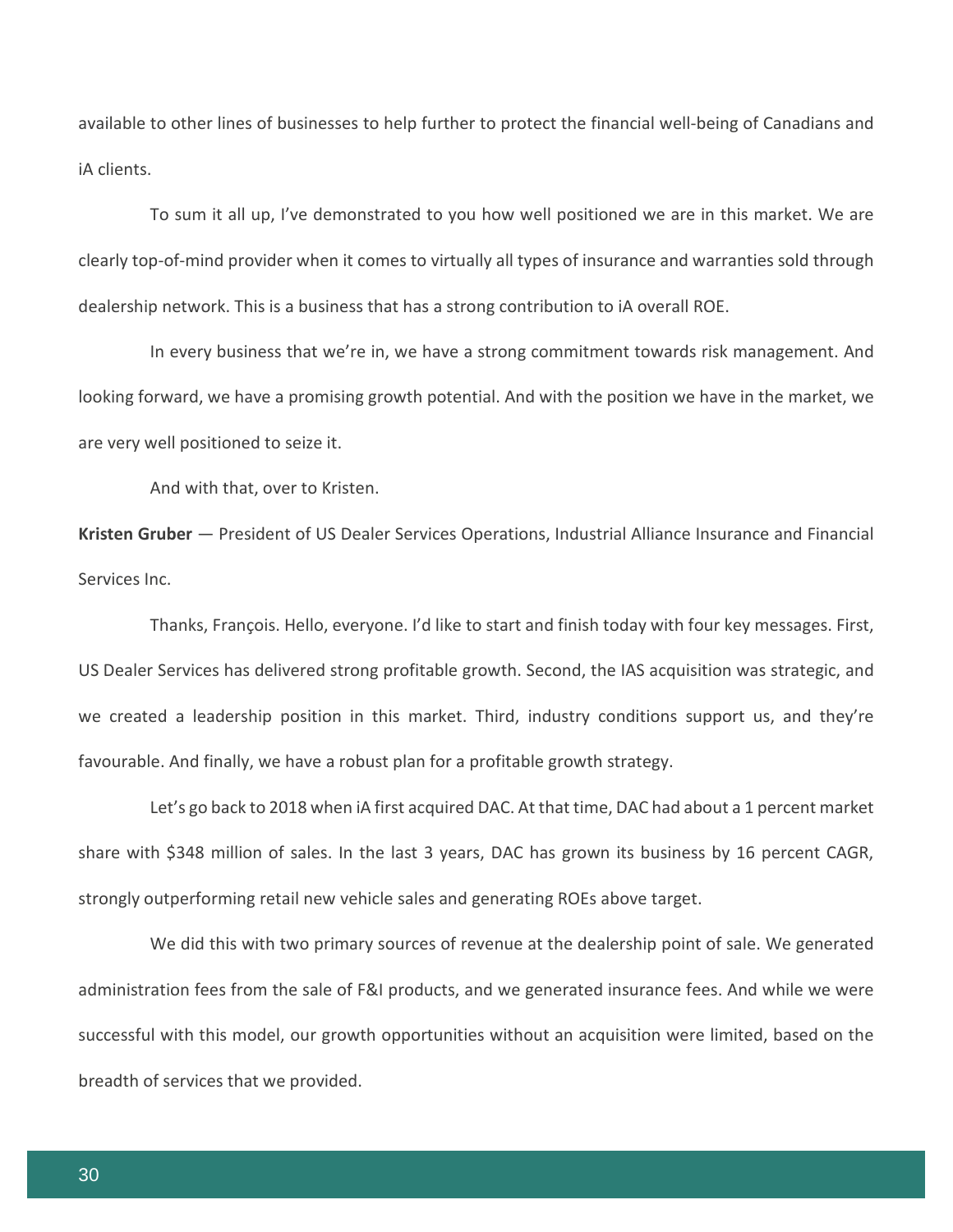available to other lines of businesses to help further to protect the financial well-being of Canadians and iA clients.

To sum it all up, I've demonstrated to you how well positioned we are in this market. We are clearly top-of-mind provider when it comes to virtually all types of insurance and warranties sold through dealership network. This is a business that has a strong contribution to iA overall ROE.

In every business that we're in, we have a strong commitment towards risk management. And looking forward, we have a promising growth potential. And with the position we have in the market, we are very well positioned to seize it.

And with that, over to Kristen.

**Kristen Gruber** — President of US Dealer Services Operations, Industrial Alliance Insurance and Financial Services Inc.

Thanks, François. Hello, everyone. I'd like to start and finish today with four key messages. First, US Dealer Services has delivered strong profitable growth. Second, the IAS acquisition was strategic, and we created a leadership position in this market. Third, industry conditions support us, and they're favourable. And finally, we have a robust plan for a profitable growth strategy.

Let's go back to 2018 when iA first acquired DAC. At that time, DAC had about a 1 percent market share with $348 million of sales. In the last 3 years, DAC has grown its business by 16 percent CAGR, strongly outperforming retail new vehicle sales and generating ROEs above target.

We did this with two primary sources of revenue at the dealership point of sale. We generated administration fees from the sale of F&I products, and we generated insurance fees. And while we were successful with this model, our growth opportunities without an acquisition were limited, based on the breadth of services that we provided.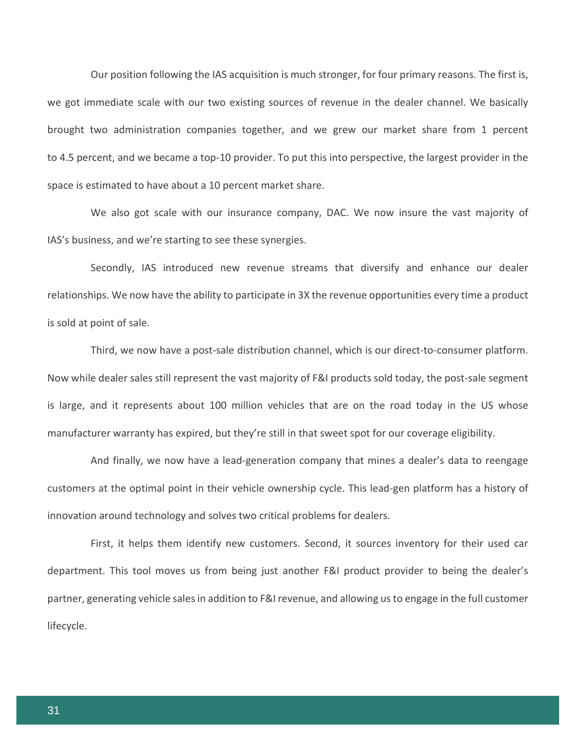Our position following the IAS acquisition is much stronger, for four primary reasons. The first is, we got immediate scale with our two existing sources of revenue in the dealer channel. We basically brought two administration companies together, and we grew our market share from 1 percent to 4.5 percent, and we became a top-10 provider. To put this into perspective, the largest provider in the space is estimated to have about a 10 percent market share.

We also got scale with our insurance company, DAC. We now insure the vast majority of IAS's business, and we're starting to see these synergies.

Secondly, IAS introduced new revenue streams that diversify and enhance our dealer relationships. We now have the ability to participate in 3X the revenue opportunities every time a product is sold at point of sale.

Third, we now have a post-sale distribution channel, which is our direct-to-consumer platform. Now while dealer sales still represent the vast majority of F&I products sold today, the post-sale segment is large, and it represents about 100 million vehicles that are on the road today in the US whose manufacturer warranty has expired, but they're still in that sweet spot for our coverage eligibility.

And finally, we now have a lead-generation company that mines a dealer's data to reengage customers at the optimal point in their vehicle ownership cycle. This lead-gen platform has a history of innovation around technology and solves two critical problems for dealers.

First, it helps them identify new customers. Second, it sources inventory for their used car department. This tool moves us from being just another F&I product provider to being the dealer's partner, generating vehicle sales in addition to F&I revenue, and allowing us to engage in the full customer lifecycle.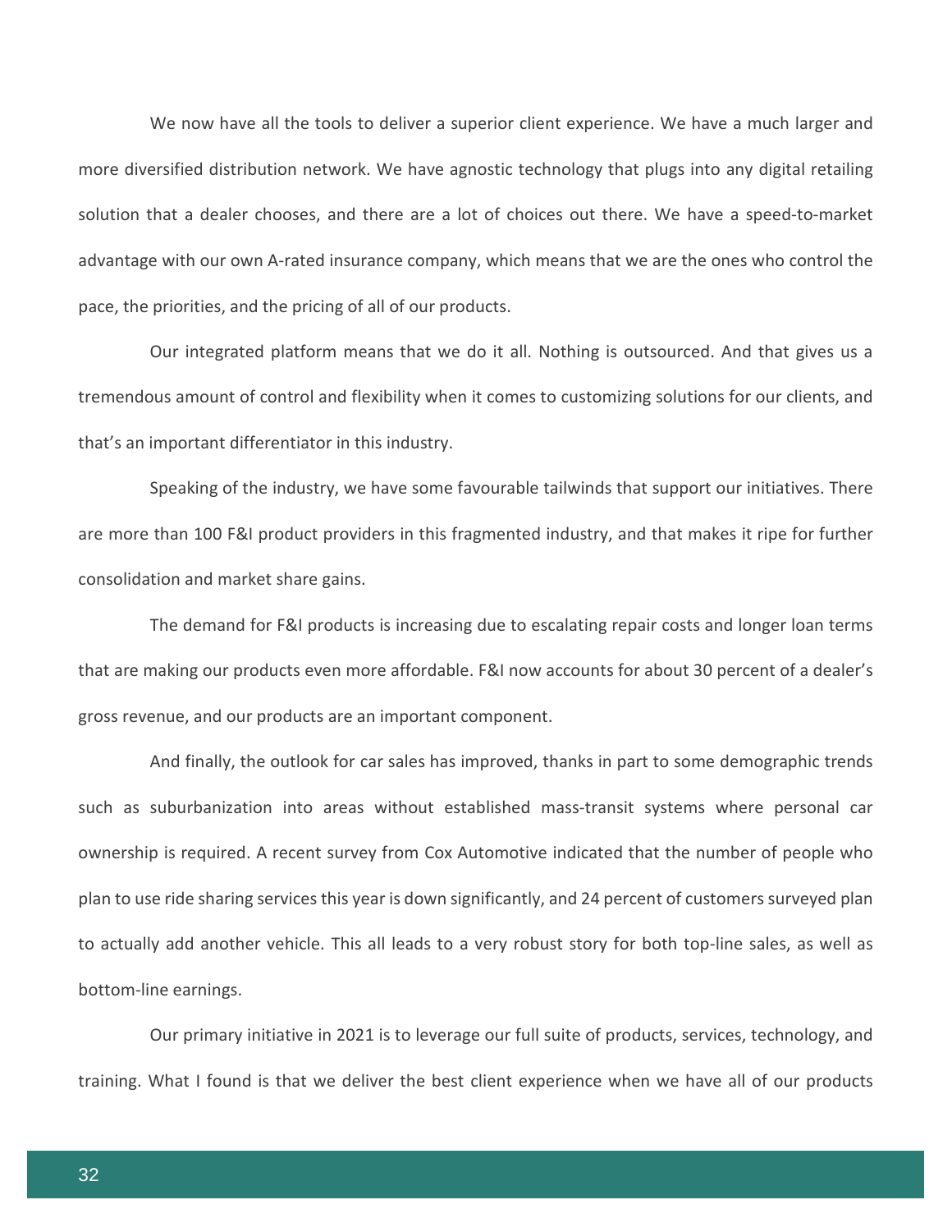We now have all the tools to deliver a superior client experience. We have a much larger and more diversified distribution network. We have agnostic technology that plugs into any digital retailing solution that a dealer chooses, and there are a lot of choices out there. We have a speed-to-market advantage with our own A-rated insurance company, which means that we are the ones who control the pace, the priorities, and the pricing of all of our products.

Our integrated platform means that we do it all. Nothing is outsourced. And that gives us a tremendous amount of control and flexibility when it comes to customizing solutions for our clients, and that's an important differentiator in this industry.

Speaking of the industry, we have some favourable tailwinds that support our initiatives. There are more than 100 F&I product providers in this fragmented industry, and that makes it ripe for further consolidation and market share gains.

The demand for F&I products is increasing due to escalating repair costs and longer loan terms that are making our products even more affordable. F&I now accounts for about 30 percent of a dealer's gross revenue, and our products are an important component.

And finally, the outlook for car sales has improved, thanks in part to some demographic trends such as suburbanization into areas without established mass-transit systems where personal car ownership is required. A recent survey from Cox Automotive indicated that the number of people who plan to use ride sharing services this year is down significantly, and 24 percent of customers surveyed plan to actually add another vehicle. This all leads to a very robust story for both top-line sales, as well as bottom-line earnings.

Our primary initiative in 2021 is to leverage our full suite of products, services, technology, and training. What I found is that we deliver the best client experience when we have all of our products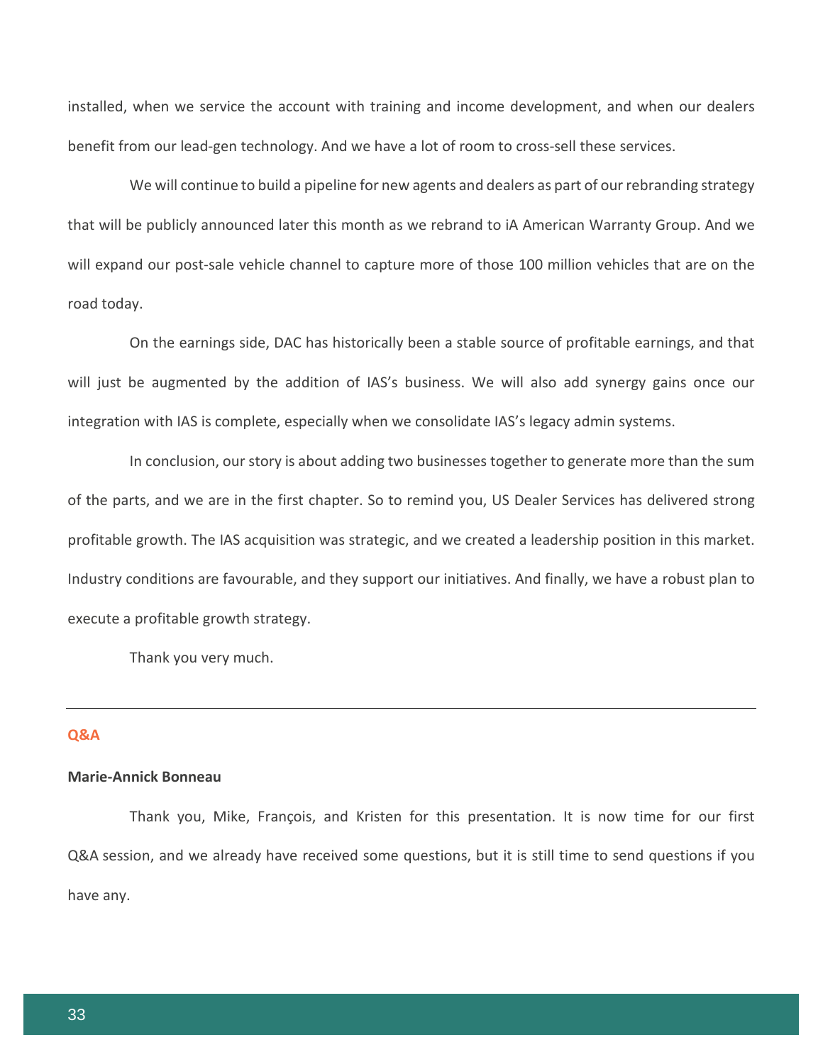installed, when we service the account with training and income development, and when our dealers benefit from our lead-gen technology. And we have a lot of room to cross-sell these services.

We will continue to build a pipeline for new agents and dealers as part of our rebranding strategy that will be publicly announced later this month as we rebrand to iA American Warranty Group. And we will expand our post-sale vehicle channel to capture more of those 100 million vehicles that are on the road today.

On the earnings side, DAC has historically been a stable source of profitable earnings, and that will just be augmented by the addition of IAS's business. We will also add synergy gains once our integration with IAS is complete, especially when we consolidate IAS's legacy admin systems.

In conclusion, our story is about adding two businesses together to generate more than the sum of the parts, and we are in the first chapter. So to remind you, US Dealer Services has delivered strong profitable growth. The IAS acquisition was strategic, and we created a leadership position in this market. Industry conditions are favourable, and they support our initiatives. And finally, we have a robust plan to execute a profitable growth strategy.

Thank you very much.

---

## Q&A

**Marie-Annick Bonneau**

Thank you, Mike, François, and Kristen for this presentation. It is now time for our first Q&A session, and we already have received some questions, but it is still time to send questions if you have any.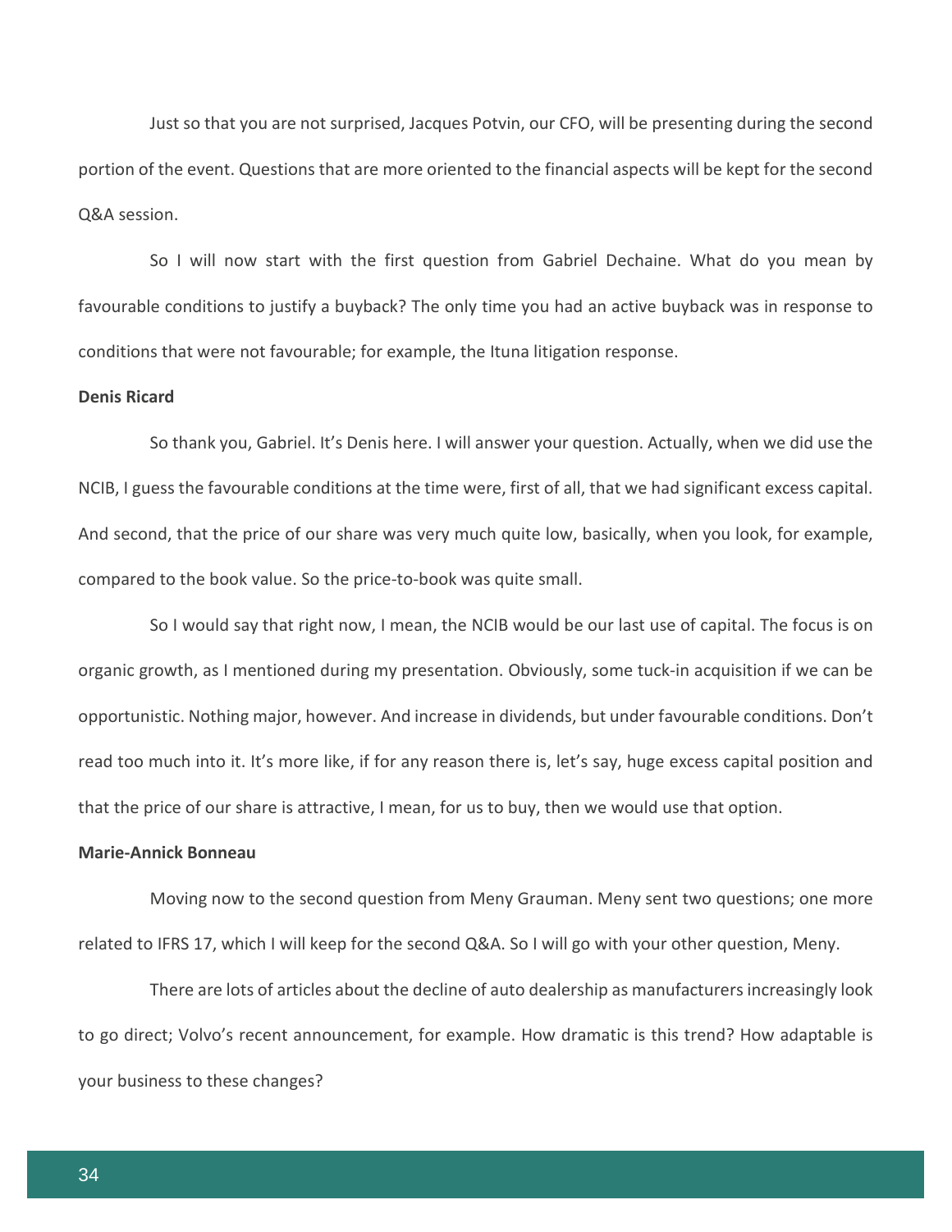Just so that you are not surprised, Jacques Potvin, our CFO, will be presenting during the second portion of the event. Questions that are more oriented to the financial aspects will be kept for the second Q&A session.

So I will now start with the first question from Gabriel Dechaine. What do you mean by favourable conditions to justify a buyback? The only time you had an active buyback was in response to conditions that were not favourable; for example, the Ituna litigation response.

**Denis Ricard**

So thank you, Gabriel. It's Denis here. I will answer your question. Actually, when we did use the NCIB, I guess the favourable conditions at the time were, first of all, that we had significant excess capital. And second, that the price of our share was very much quite low, basically, when you look, for example, compared to the book value. So the price-to-book was quite small.

So I would say that right now, I mean, the NCIB would be our last use of capital. The focus is on organic growth, as I mentioned during my presentation. Obviously, some tuck-in acquisition if we can be opportunistic. Nothing major, however. And increase in dividends, but under favourable conditions. Don't read too much into it. It's more like, if for any reason there is, let's say, huge excess capital position and that the price of our share is attractive, I mean, for us to buy, then we would use that option.

**Marie-Annick Bonneau**

Moving now to the second question from Meny Grauman. Meny sent two questions; one more related to IFRS 17, which I will keep for the second Q&A. So I will go with your other question, Meny.

There are lots of articles about the decline of auto dealership as manufacturers increasingly look to go direct; Volvo's recent announcement, for example. How dramatic is this trend? How adaptable is your business to these changes?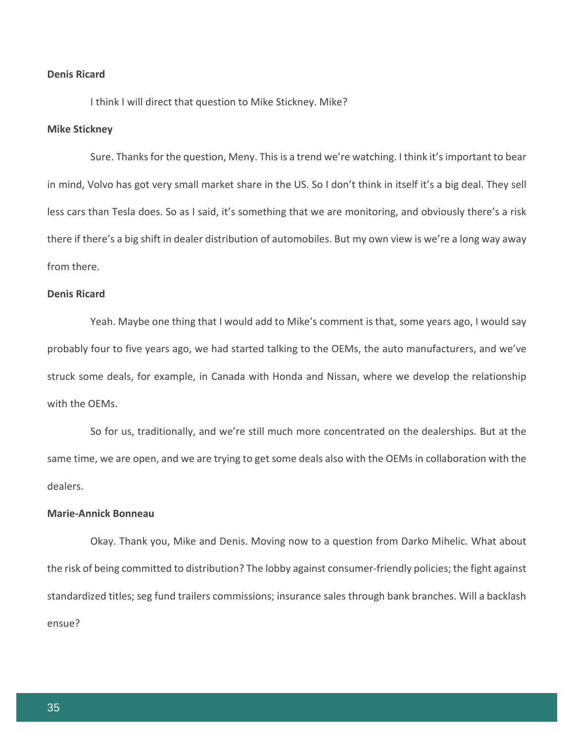**Denis Ricard**

I think I will direct that question to Mike Stickney. Mike?

**Mike Stickney**

Sure. Thanks for the question, Meny. This is a trend we're watching. I think it's important to bear in mind, Volvo has got very small market share in the US. So I don't think in itself it's a big deal. They sell less cars than Tesla does. So as I said, it's something that we are monitoring, and obviously there's a risk there if there's a big shift in dealer distribution of automobiles. But my own view is we're a long way away from there.

**Denis Ricard**

Yeah. Maybe one thing that I would add to Mike's comment is that, some years ago, I would say probably four to five years ago, we had started talking to the OEMs, the auto manufacturers, and we've struck some deals, for example, in Canada with Honda and Nissan, where we develop the relationship with the OEMs.

So for us, traditionally, and we're still much more concentrated on the dealerships. But at the same time, we are open, and we are trying to get some deals also with the OEMs in collaboration with the dealers.

**Marie-Annick Bonneau**

Okay. Thank you, Mike and Denis. Moving now to a question from Darko Mihelic. What about the risk of being committed to distribution? The lobby against consumer-friendly policies; the fight against standardized titles; seg fund trailers commissions; insurance sales through bank branches. Will a backlash ensue?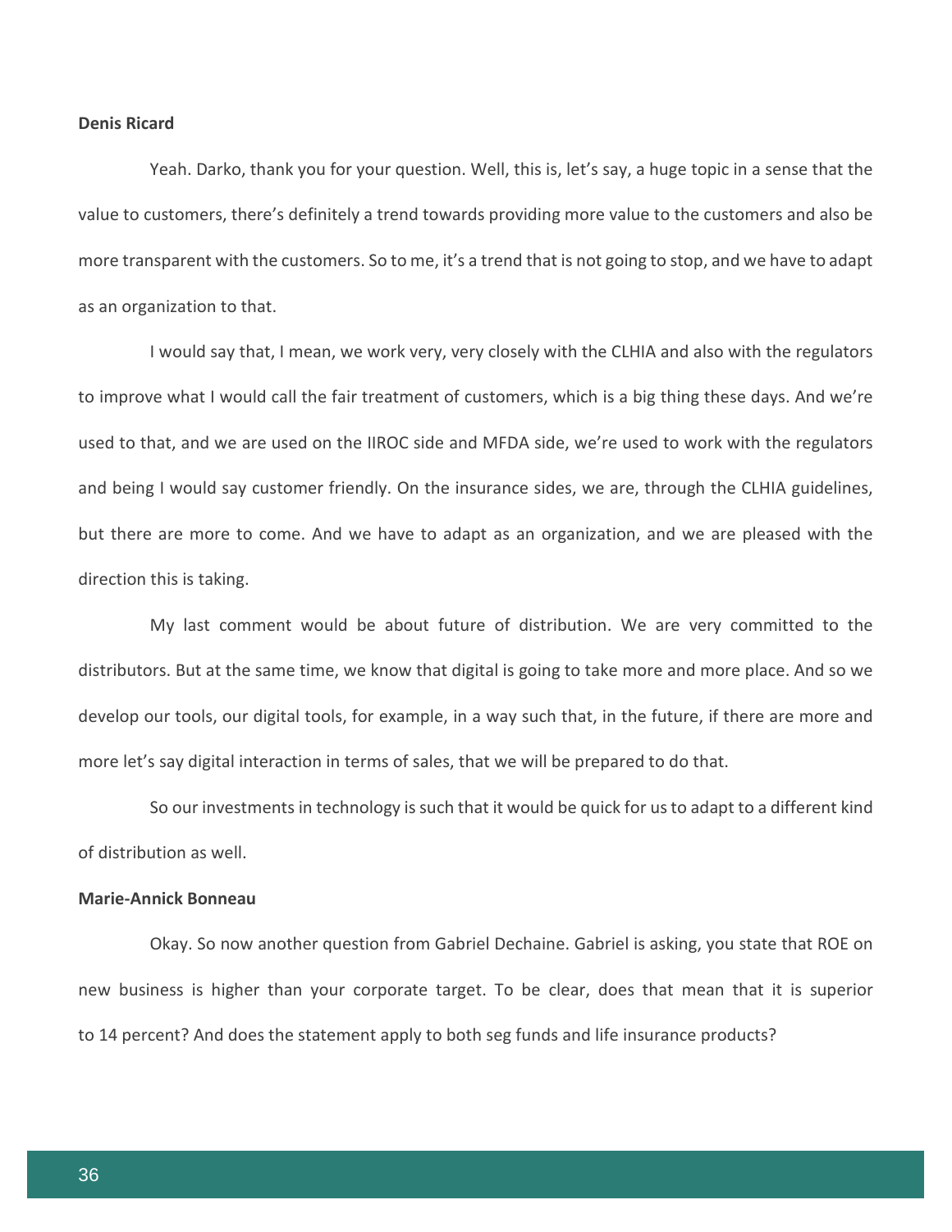**Denis Ricard**

Yeah. Darko, thank you for your question. Well, this is, let's say, a huge topic in a sense that the value to customers, there's definitely a trend towards providing more value to the customers and also be more transparent with the customers. So to me, it's a trend that is not going to stop, and we have to adapt as an organization to that.

I would say that, I mean, we work very, very closely with the CLHIA and also with the regulators to improve what I would call the fair treatment of customers, which is a big thing these days. And we're used to that, and we are used on the IIROC side and MFDA side, we're used to work with the regulators and being I would say customer friendly. On the insurance sides, we are, through the CLHIA guidelines, but there are more to come. And we have to adapt as an organization, and we are pleased with the direction this is taking.

My last comment would be about future of distribution. We are very committed to the distributors. But at the same time, we know that digital is going to take more and more place. And so we develop our tools, our digital tools, for example, in a way such that, in the future, if there are more and more let's say digital interaction in terms of sales, that we will be prepared to do that.

So our investments in technology is such that it would be quick for us to adapt to a different kind of distribution as well.

**Marie-Annick Bonneau**

Okay. So now another question from Gabriel Dechaine. Gabriel is asking, you state that ROE on new business is higher than your corporate target. To be clear, does that mean that it is superior to 14 percent? And does the statement apply to both seg funds and life insurance products?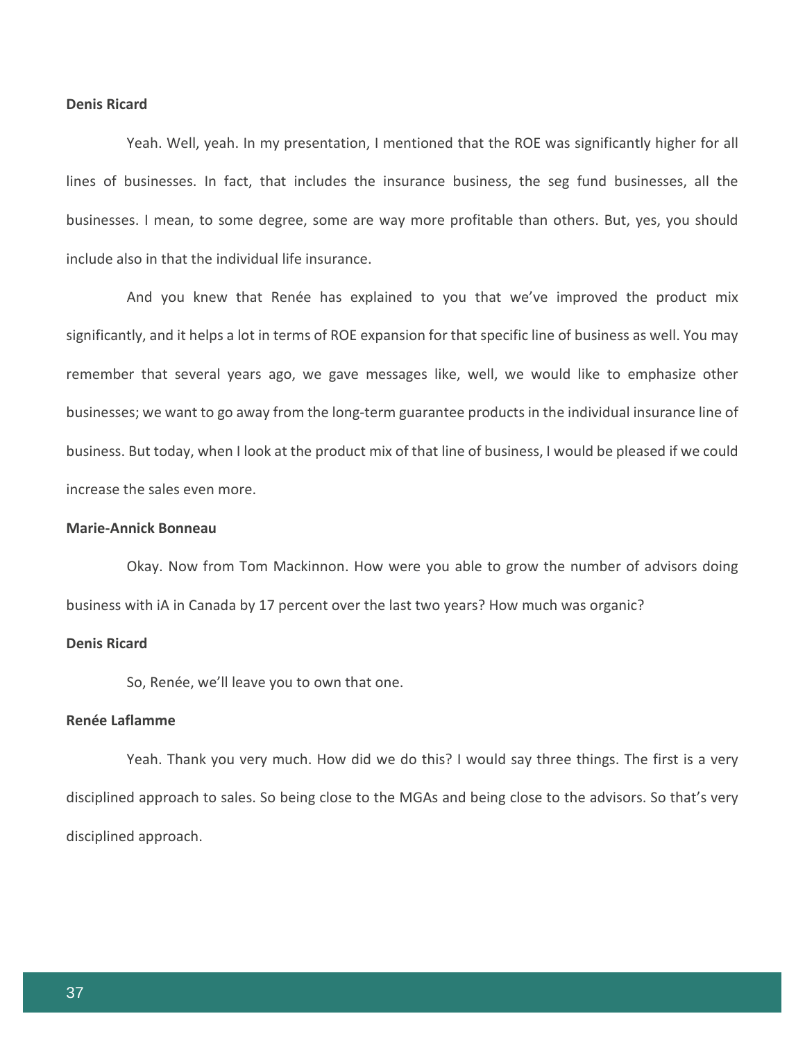**Denis Ricard**

Yeah. Well, yeah. In my presentation, I mentioned that the ROE was significantly higher for all lines of businesses. In fact, that includes the insurance business, the seg fund businesses, all the businesses. I mean, to some degree, some are way more profitable than others. But, yes, you should include also in that the individual life insurance.

And you knew that Renée has explained to you that we've improved the product mix significantly, and it helps a lot in terms of ROE expansion for that specific line of business as well. You may remember that several years ago, we gave messages like, well, we would like to emphasize other businesses; we want to go away from the long-term guarantee products in the individual insurance line of business. But today, when I look at the product mix of that line of business, I would be pleased if we could increase the sales even more.

**Marie-Annick Bonneau**

Okay. Now from Tom Mackinnon. How were you able to grow the number of advisors doing business with iA in Canada by 17 percent over the last two years? How much was organic?

**Denis Ricard**

So, Renée, we'll leave you to own that one.

**Renée Laflamme**

Yeah. Thank you very much. How did we do this? I would say three things. The first is a very disciplined approach to sales. So being close to the MGAs and being close to the advisors. So that's very disciplined approach.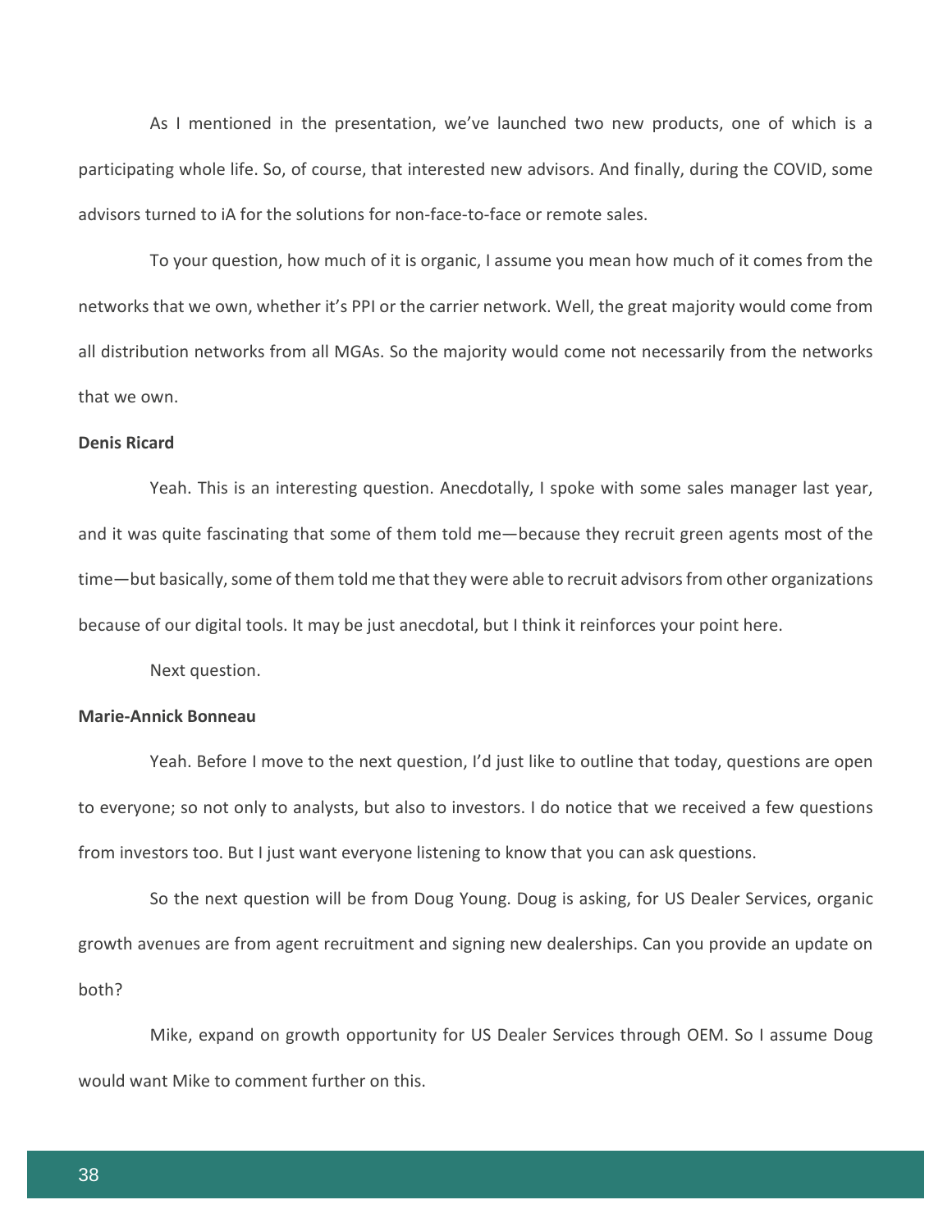As I mentioned in the presentation, we've launched two new products, one of which is a participating whole life. So, of course, that interested new advisors. And finally, during the COVID, some advisors turned to iA for the solutions for non-face-to-face or remote sales.

To your question, how much of it is organic, I assume you mean how much of it comes from the networks that we own, whether it's PPI or the carrier network. Well, the great majority would come from all distribution networks from all MGAs. So the majority would come not necessarily from the networks that we own.

**Denis Ricard**

Yeah. This is an interesting question. Anecdotally, I spoke with some sales manager last year, and it was quite fascinating that some of them told me—because they recruit green agents most of the time—but basically, some of them told me that they were able to recruit advisors from other organizations because of our digital tools. It may be just anecdotal, but I think it reinforces your point here.

Next question.

**Marie-Annick Bonneau**

Yeah. Before I move to the next question, I'd just like to outline that today, questions are open to everyone; so not only to analysts, but also to investors. I do notice that we received a few questions from investors too. But I just want everyone listening to know that you can ask questions.

So the next question will be from Doug Young. Doug is asking, for US Dealer Services, organic growth avenues are from agent recruitment and signing new dealerships. Can you provide an update on both?

Mike, expand on growth opportunity for US Dealer Services through OEM. So I assume Doug would want Mike to comment further on this.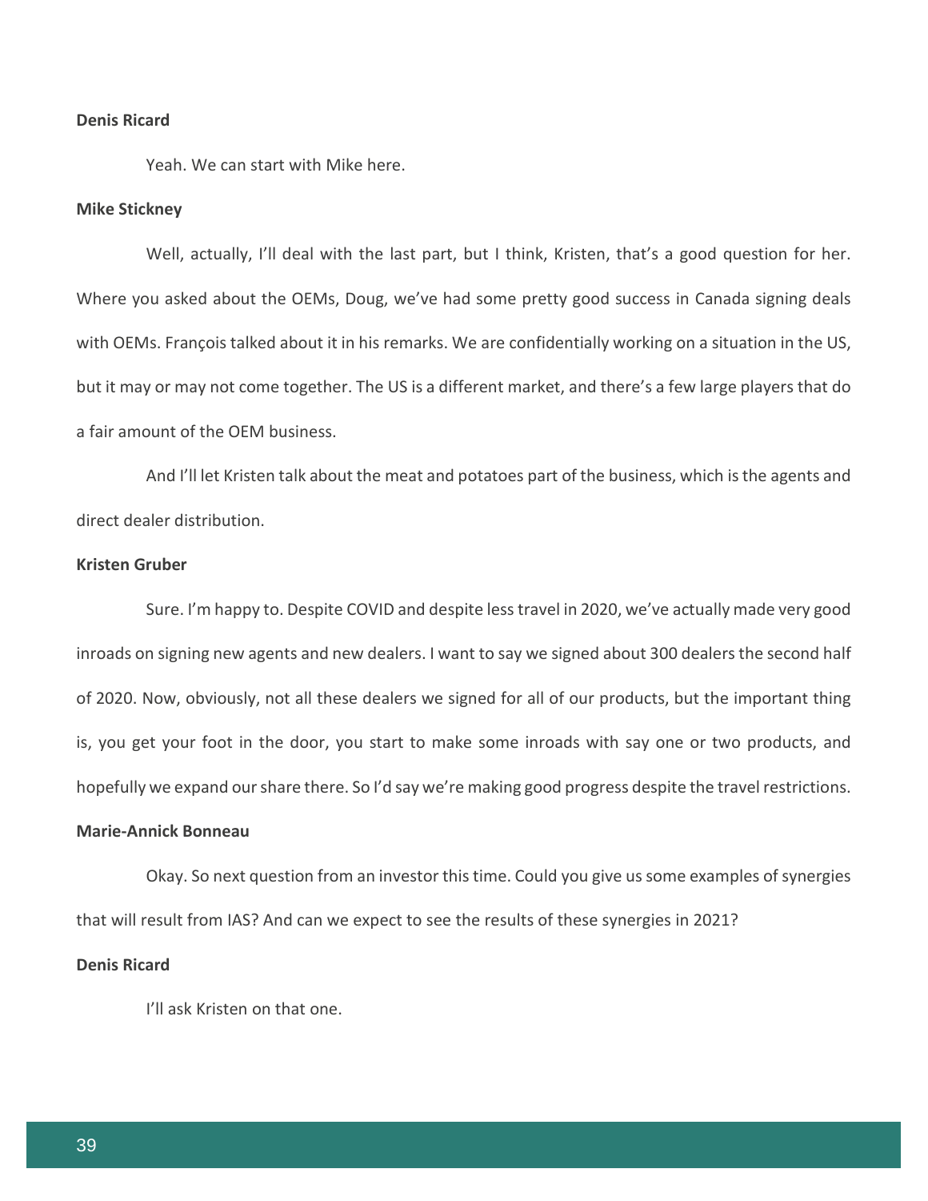**Denis Ricard**

Yeah. We can start with Mike here.

**Mike Stickney**

Well, actually, I'll deal with the last part, but I think, Kristen, that's a good question for her. Where you asked about the OEMs, Doug, we've had some pretty good success in Canada signing deals with OEMs. François talked about it in his remarks. We are confidentially working on a situation in the US, but it may or may not come together. The US is a different market, and there's a few large players that do a fair amount of the OEM business.

And I'll let Kristen talk about the meat and potatoes part of the business, which is the agents and direct dealer distribution.

**Kristen Gruber**

Sure. I'm happy to. Despite COVID and despite less travel in 2020, we've actually made very good inroads on signing new agents and new dealers. I want to say we signed about 300 dealers the second half of 2020. Now, obviously, not all these dealers we signed for all of our products, but the important thing is, you get your foot in the door, you start to make some inroads with say one or two products, and hopefully we expand our share there. So I'd say we're making good progress despite the travel restrictions.

**Marie-Annick Bonneau**

Okay. So next question from an investor this time. Could you give us some examples of synergies that will result from IAS? And can we expect to see the results of these synergies in 2021?

**Denis Ricard**

I'll ask Kristen on that one.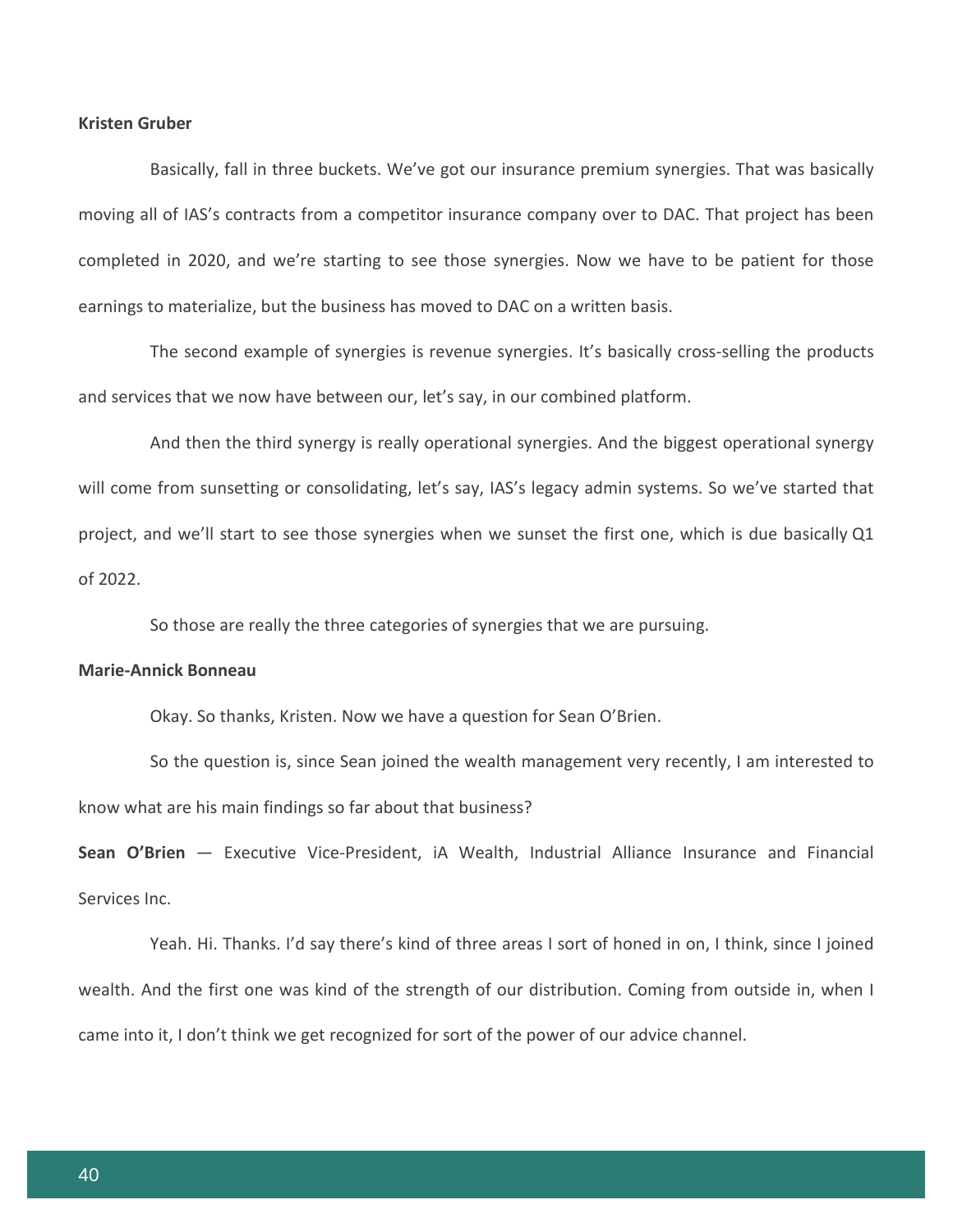**Kristen Gruber**

Basically, fall in three buckets. We've got our insurance premium synergies. That was basically moving all of IAS's contracts from a competitor insurance company over to DAC. That project has been completed in 2020, and we're starting to see those synergies. Now we have to be patient for those earnings to materialize, but the business has moved to DAC on a written basis.

The second example of synergies is revenue synergies. It's basically cross-selling the products and services that we now have between our, let's say, in our combined platform.

And then the third synergy is really operational synergies. And the biggest operational synergy will come from sunsetting or consolidating, let's say, IAS's legacy admin systems. So we've started that project, and we'll start to see those synergies when we sunset the first one, which is due basically Q1 of 2022.

So those are really the three categories of synergies that we are pursuing.

**Marie-Annick Bonneau**

Okay. So thanks, Kristen. Now we have a question for Sean O'Brien.

So the question is, since Sean joined the wealth management very recently, I am interested to know what are his main findings so far about that business?

**Sean O'Brien** — Executive Vice-President, iA Wealth, Industrial Alliance Insurance and Financial Services Inc.

Yeah. Hi. Thanks. I'd say there's kind of three areas I sort of honed in on, I think, since I joined wealth. And the first one was kind of the strength of our distribution. Coming from outside in, when I came into it, I don't think we get recognized for sort of the power of our advice channel.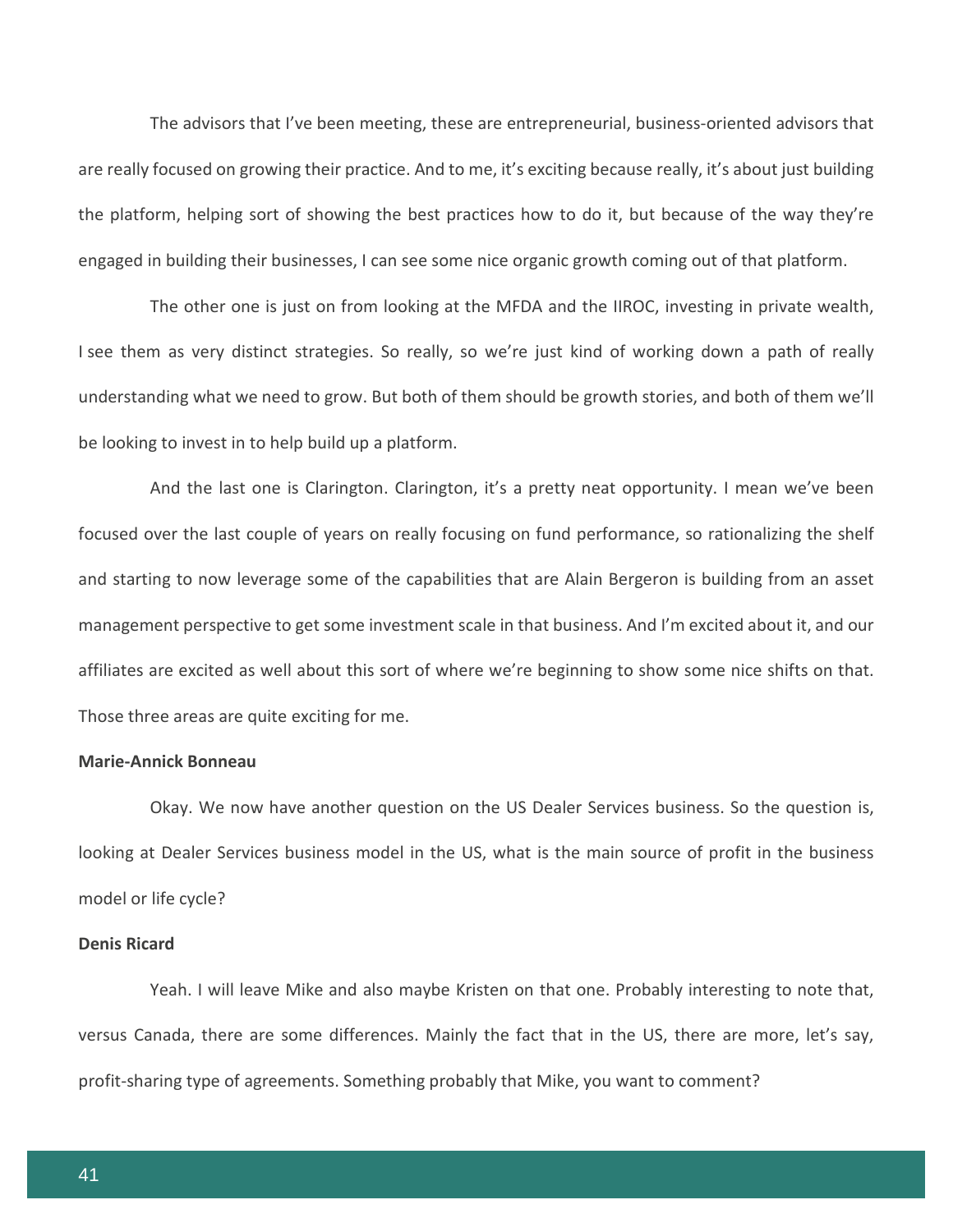The advisors that I've been meeting, these are entrepreneurial, business-oriented advisors that are really focused on growing their practice. And to me, it's exciting because really, it's about just building the platform, helping sort of showing the best practices how to do it, but because of the way they're engaged in building their businesses, I can see some nice organic growth coming out of that platform.

The other one is just on from looking at the MFDA and the IIROC, investing in private wealth, I see them as very distinct strategies. So really, so we're just kind of working down a path of really understanding what we need to grow. But both of them should be growth stories, and both of them we'll be looking to invest in to help build up a platform.

And the last one is Clarington. Clarington, it's a pretty neat opportunity. I mean we've been focused over the last couple of years on really focusing on fund performance, so rationalizing the shelf and starting to now leverage some of the capabilities that are Alain Bergeron is building from an asset management perspective to get some investment scale in that business. And I'm excited about it, and our affiliates are excited as well about this sort of where we're beginning to show some nice shifts on that. Those three areas are quite exciting for me.

**Marie-Annick Bonneau**

Okay. We now have another question on the US Dealer Services business. So the question is, looking at Dealer Services business model in the US, what is the main source of profit in the business model or life cycle?

**Denis Ricard**

Yeah. I will leave Mike and also maybe Kristen on that one. Probably interesting to note that, versus Canada, there are some differences. Mainly the fact that in the US, there are more, let's say, profit-sharing type of agreements. Something probably that Mike, you want to comment?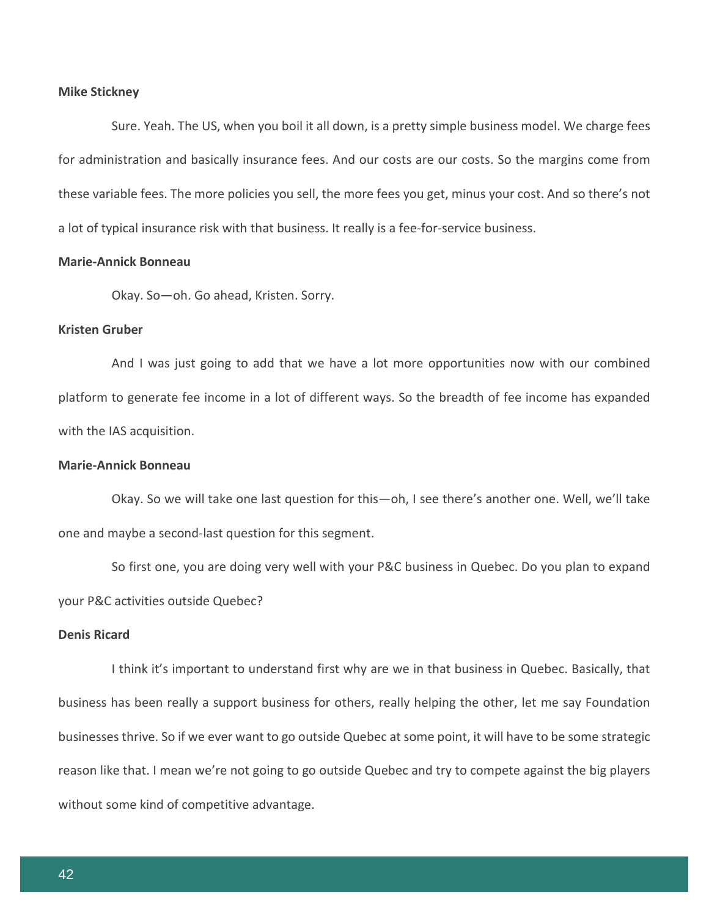**Mike Stickney**

Sure. Yeah. The US, when you boil it all down, is a pretty simple business model. We charge fees for administration and basically insurance fees. And our costs are our costs. So the margins come from these variable fees. The more policies you sell, the more fees you get, minus your cost. And so there's not a lot of typical insurance risk with that business. It really is a fee-for-service business.

**Marie-Annick Bonneau**

Okay. So—oh. Go ahead, Kristen. Sorry.

**Kristen Gruber**

And I was just going to add that we have a lot more opportunities now with our combined platform to generate fee income in a lot of different ways. So the breadth of fee income has expanded with the IAS acquisition.

**Marie-Annick Bonneau**

Okay. So we will take one last question for this—oh, I see there's another one. Well, we'll take one and maybe a second-last question for this segment.

So first one, you are doing very well with your P&C business in Quebec. Do you plan to expand your P&C activities outside Quebec?

**Denis Ricard**

I think it's important to understand first why are we in that business in Quebec. Basically, that business has been really a support business for others, really helping the other, let me say Foundation businesses thrive. So if we ever want to go outside Quebec at some point, it will have to be some strategic reason like that. I mean we're not going to go outside Quebec and try to compete against the big players without some kind of competitive advantage.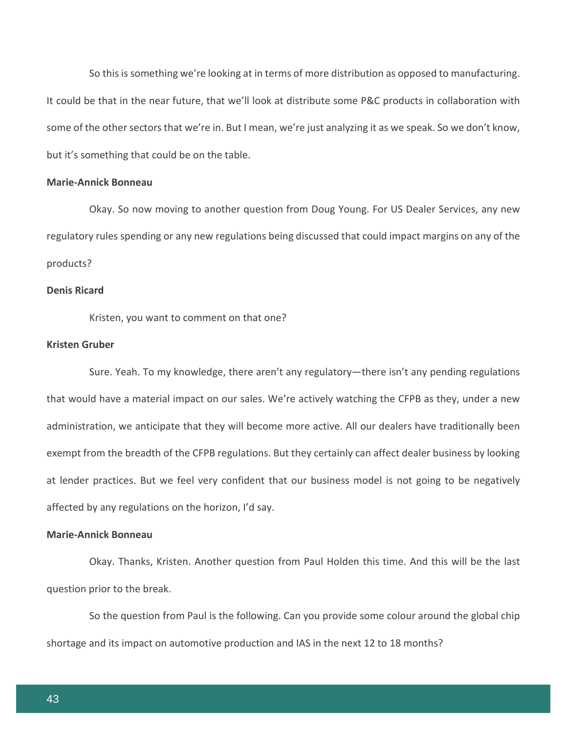So this is something we're looking at in terms of more distribution as opposed to manufacturing. It could be that in the near future, that we'll look at distribute some P&C products in collaboration with some of the other sectors that we're in. But I mean, we're just analyzing it as we speak. So we don't know, but it's something that could be on the table.

**Marie-Annick Bonneau**

Okay. So now moving to another question from Doug Young. For US Dealer Services, any new regulatory rules spending or any new regulations being discussed that could impact margins on any of the products?

**Denis Ricard**

Kristen, you want to comment on that one?

**Kristen Gruber**

Sure. Yeah. To my knowledge, there aren't any regulatory—there isn't any pending regulations that would have a material impact on our sales. We're actively watching the CFPB as they, under a new administration, we anticipate that they will become more active. All our dealers have traditionally been exempt from the breadth of the CFPB regulations. But they certainly can affect dealer business by looking at lender practices. But we feel very confident that our business model is not going to be negatively affected by any regulations on the horizon, I'd say.

**Marie-Annick Bonneau**

Okay. Thanks, Kristen. Another question from Paul Holden this time. And this will be the last question prior to the break.

So the question from Paul is the following. Can you provide some colour around the global chip shortage and its impact on automotive production and IAS in the next 12 to 18 months?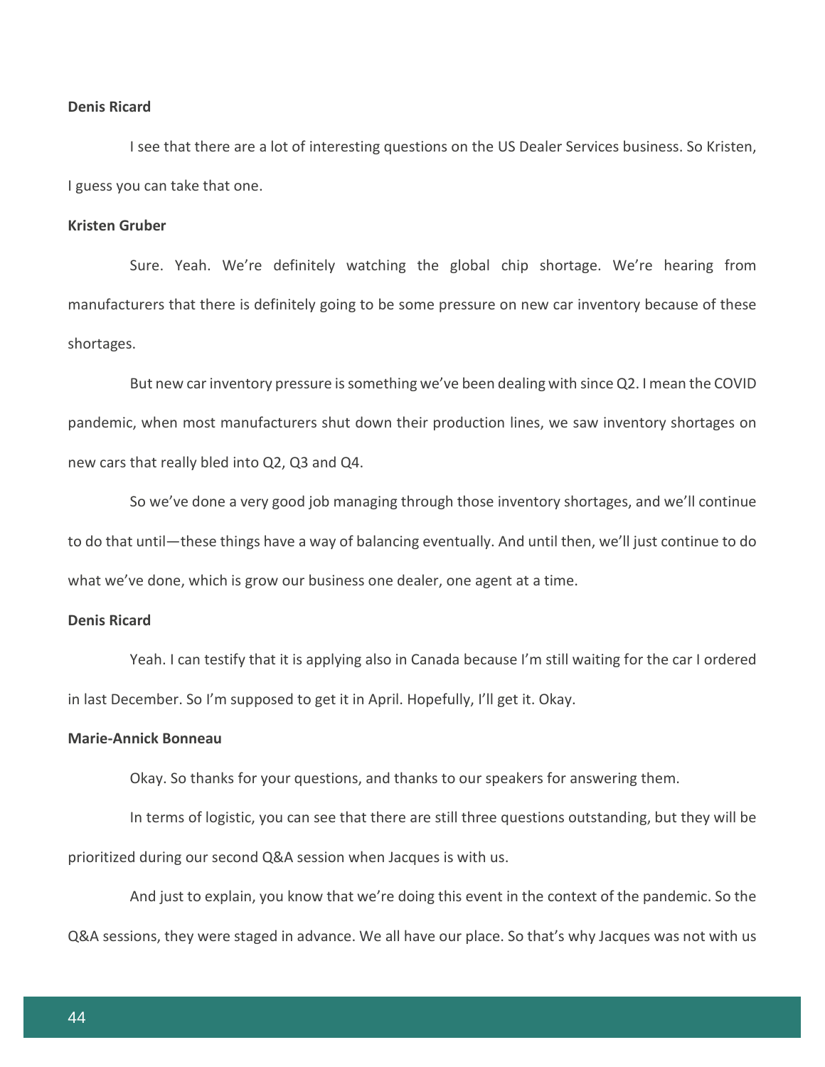**Denis Ricard**

I see that there are a lot of interesting questions on the US Dealer Services business. So Kristen, I guess you can take that one.

**Kristen Gruber**

Sure. Yeah. We're definitely watching the global chip shortage. We're hearing from manufacturers that there is definitely going to be some pressure on new car inventory because of these shortages.

But new car inventory pressure is something we've been dealing with since Q2. I mean the COVID pandemic, when most manufacturers shut down their production lines, we saw inventory shortages on new cars that really bled into Q2, Q3 and Q4.

So we've done a very good job managing through those inventory shortages, and we'll continue to do that until—these things have a way of balancing eventually. And until then, we'll just continue to do what we've done, which is grow our business one dealer, one agent at a time.

**Denis Ricard**

Yeah. I can testify that it is applying also in Canada because I'm still waiting for the car I ordered in last December. So I'm supposed to get it in April. Hopefully, I'll get it. Okay.

**Marie-Annick Bonneau**

Okay. So thanks for your questions, and thanks to our speakers for answering them.

In terms of logistic, you can see that there are still three questions outstanding, but they will be prioritized during our second Q&A session when Jacques is with us.

And just to explain, you know that we're doing this event in the context of the pandemic. So the Q&A sessions, they were staged in advance. We all have our place. So that's why Jacques was not with us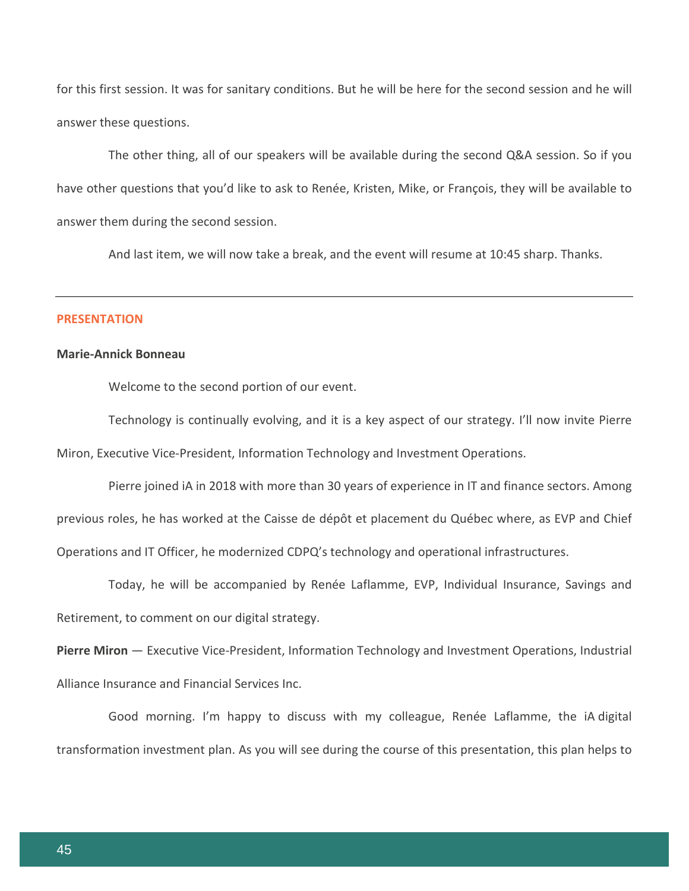for this first session. It was for sanitary conditions. But he will be here for the second session and he will answer these questions.

The other thing, all of our speakers will be available during the second Q&A session. So if you have other questions that you'd like to ask to Renée, Kristen, Mike, or François, they will be available to answer them during the second session.

And last item, we will now take a break, and the event will resume at 10:45 sharp. Thanks.

---

## PRESENTATION

**Marie-Annick Bonneau**

Welcome to the second portion of our event.

Technology is continually evolving, and it is a key aspect of our strategy. I'll now invite Pierre Miron, Executive Vice-President, Information Technology and Investment Operations.

Pierre joined iA in 2018 with more than 30 years of experience in IT and finance sectors. Among previous roles, he has worked at the Caisse de dépôt et placement du Québec where, as EVP and Chief Operations and IT Officer, he modernized CDPQ's technology and operational infrastructures.

Today, he will be accompanied by Renée Laflamme, EVP, Individual Insurance, Savings and Retirement, to comment on our digital strategy.

**Pierre Miron** — Executive Vice-President, Information Technology and Investment Operations, Industrial Alliance Insurance and Financial Services Inc.

Good morning. I'm happy to discuss with my colleague, Renée Laflamme, the iA digital transformation investment plan. As you will see during the course of this presentation, this plan helps to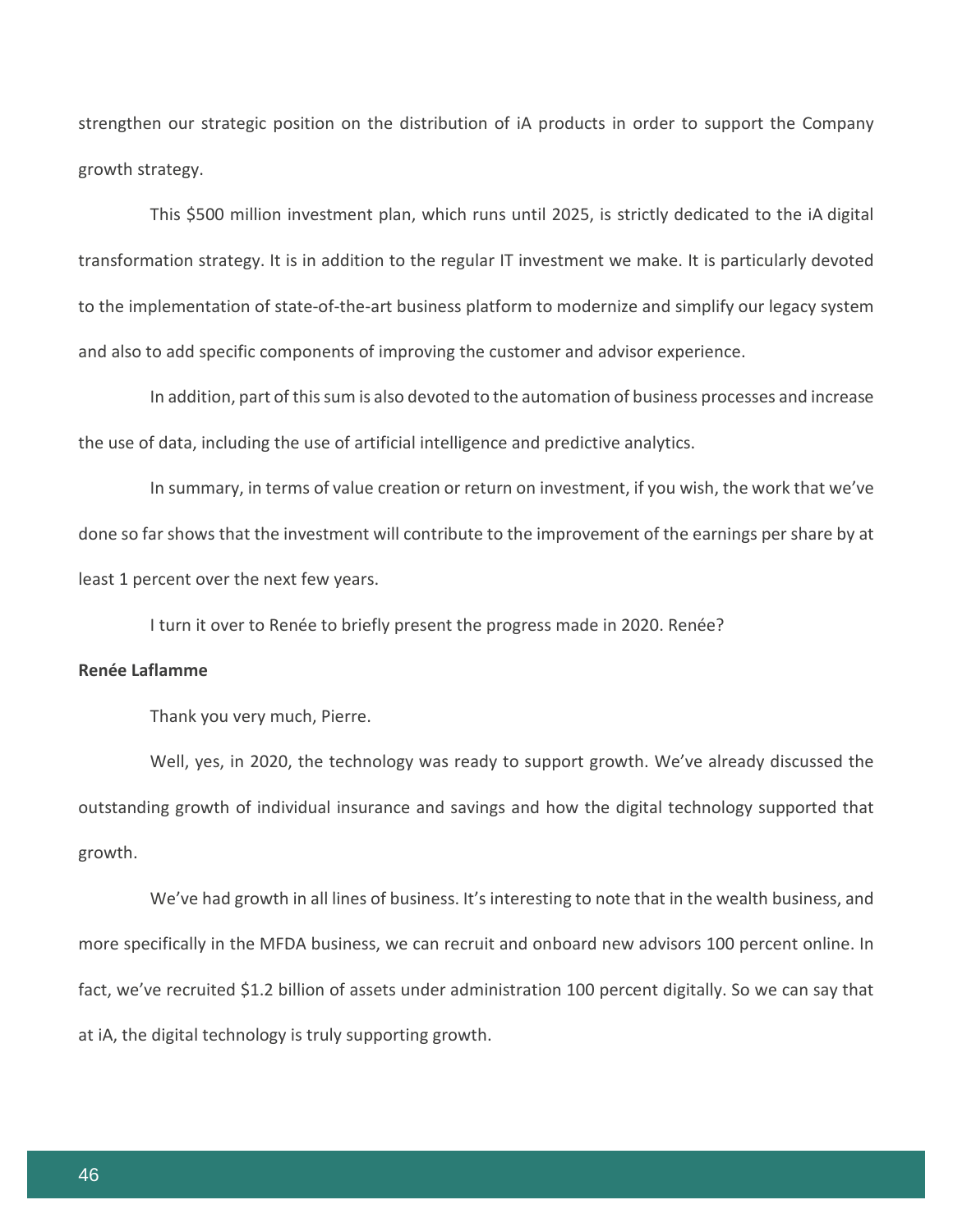strengthen our strategic position on the distribution of iA products in order to support the Company growth strategy.

This $500 million investment plan, which runs until 2025, is strictly dedicated to the iA digital transformation strategy. It is in addition to the regular IT investment we make. It is particularly devoted to the implementation of state-of-the-art business platform to modernize and simplify our legacy system and also to add specific components of improving the customer and advisor experience.

In addition, part of this sum is also devoted to the automation of business processes and increase the use of data, including the use of artificial intelligence and predictive analytics.

In summary, in terms of value creation or return on investment, if you wish, the work that we've done so far shows that the investment will contribute to the improvement of the earnings per share by at least 1 percent over the next few years.

I turn it over to Renée to briefly present the progress made in 2020. Renée?

**Renée Laflamme**

Thank you very much, Pierre.

Well, yes, in 2020, the technology was ready to support growth. We've already discussed the outstanding growth of individual insurance and savings and how the digital technology supported that growth.

We've had growth in all lines of business. It's interesting to note that in the wealth business, and more specifically in the MFDA business, we can recruit and onboard new advisors 100 percent online. In fact, we've recruited $1.2 billion of assets under administration 100 percent digitally. So we can say that at iA, the digital technology is truly supporting growth.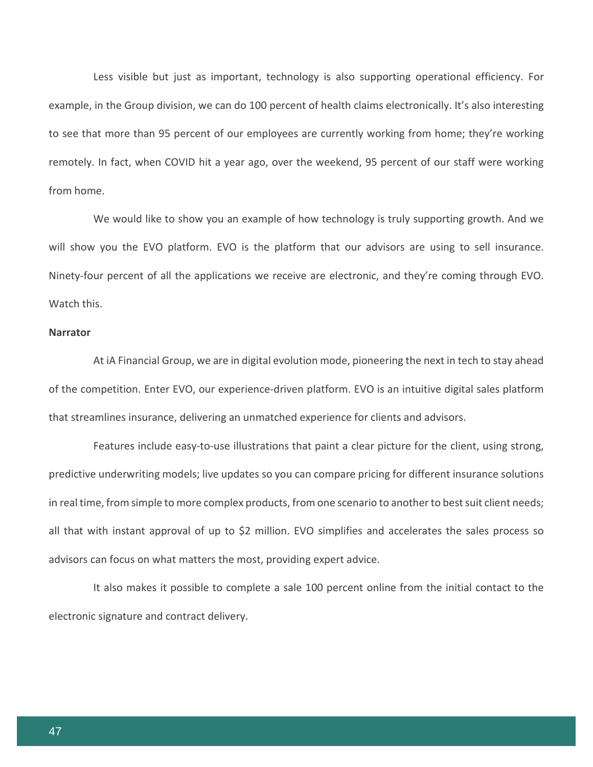Less visible but just as important, technology is also supporting operational efficiency. For example, in the Group division, we can do 100 percent of health claims electronically. It's also interesting to see that more than 95 percent of our employees are currently working from home; they're working remotely. In fact, when COVID hit a year ago, over the weekend, 95 percent of our staff were working from home.

We would like to show you an example of how technology is truly supporting growth. And we will show you the EVO platform. EVO is the platform that our advisors are using to sell insurance. Ninety-four percent of all the applications we receive are electronic, and they're coming through EVO. Watch this.

**Narrator**

At iA Financial Group, we are in digital evolution mode, pioneering the next in tech to stay ahead of the competition. Enter EVO, our experience-driven platform. EVO is an intuitive digital sales platform that streamlines insurance, delivering an unmatched experience for clients and advisors.

Features include easy-to-use illustrations that paint a clear picture for the client, using strong, predictive underwriting models; live updates so you can compare pricing for different insurance solutions in real time, from simple to more complex products, from one scenario to another to best suit client needs; all that with instant approval of up to $2 million. EVO simplifies and accelerates the sales process so advisors can focus on what matters the most, providing expert advice.

It also makes it possible to complete a sale 100 percent online from the initial contact to the electronic signature and contract delivery.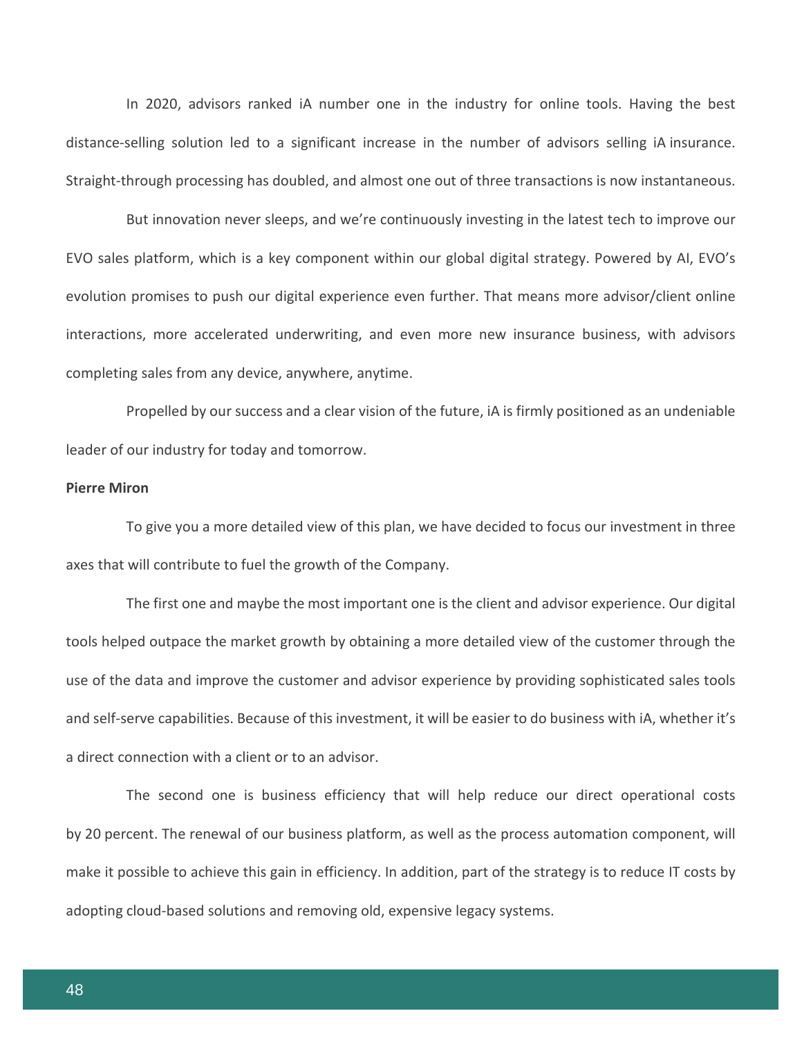In 2020, advisors ranked iA number one in the industry for online tools. Having the best distance-selling solution led to a significant increase in the number of advisors selling iA insurance. Straight-through processing has doubled, and almost one out of three transactions is now instantaneous.

But innovation never sleeps, and we're continuously investing in the latest tech to improve our EVO sales platform, which is a key component within our global digital strategy. Powered by AI, EVO's evolution promises to push our digital experience even further. That means more advisor/client online interactions, more accelerated underwriting, and even more new insurance business, with advisors completing sales from any device, anywhere, anytime.

Propelled by our success and a clear vision of the future, iA is firmly positioned as an undeniable leader of our industry for today and tomorrow.

**Pierre Miron**

To give you a more detailed view of this plan, we have decided to focus our investment in three axes that will contribute to fuel the growth of the Company.

The first one and maybe the most important one is the client and advisor experience. Our digital tools helped outpace the market growth by obtaining a more detailed view of the customer through the use of the data and improve the customer and advisor experience by providing sophisticated sales tools and self-serve capabilities. Because of this investment, it will be easier to do business with iA, whether it's a direct connection with a client or to an advisor.

The second one is business efficiency that will help reduce our direct operational costs by 20 percent. The renewal of our business platform, as well as the process automation component, will make it possible to achieve this gain in efficiency. In addition, part of the strategy is to reduce IT costs by adopting cloud-based solutions and removing old, expensive legacy systems.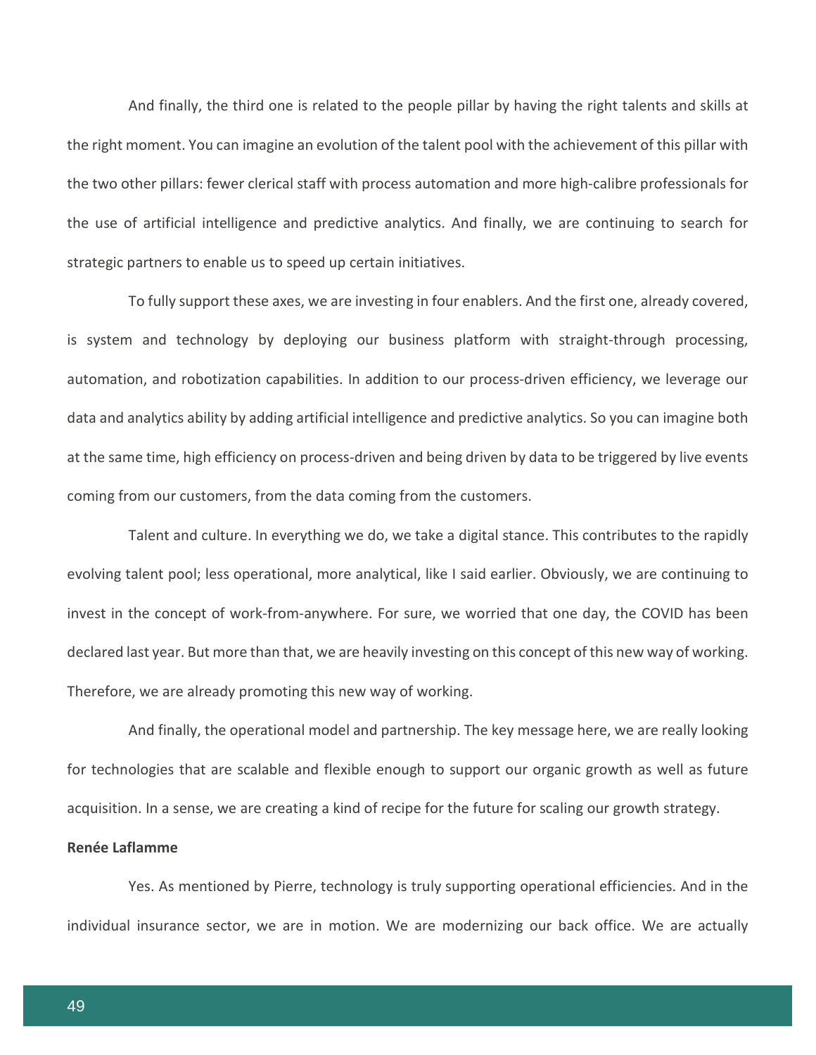And finally, the third one is related to the people pillar by having the right talents and skills at the right moment. You can imagine an evolution of the talent pool with the achievement of this pillar with the two other pillars: fewer clerical staff with process automation and more high-calibre professionals for the use of artificial intelligence and predictive analytics. And finally, we are continuing to search for strategic partners to enable us to speed up certain initiatives.

To fully support these axes, we are investing in four enablers. And the first one, already covered, is system and technology by deploying our business platform with straight-through processing, automation, and robotization capabilities. In addition to our process-driven efficiency, we leverage our data and analytics ability by adding artificial intelligence and predictive analytics. So you can imagine both at the same time, high efficiency on process-driven and being driven by data to be triggered by live events coming from our customers, from the data coming from the customers.

Talent and culture. In everything we do, we take a digital stance. This contributes to the rapidly evolving talent pool; less operational, more analytical, like I said earlier. Obviously, we are continuing to invest in the concept of work-from-anywhere. For sure, we worried that one day, the COVID has been declared last year. But more than that, we are heavily investing on this concept of this new way of working. Therefore, we are already promoting this new way of working.

And finally, the operational model and partnership. The key message here, we are really looking for technologies that are scalable and flexible enough to support our organic growth as well as future acquisition. In a sense, we are creating a kind of recipe for the future for scaling our growth strategy.

**Renée Laflamme**

Yes. As mentioned by Pierre, technology is truly supporting operational efficiencies. And in the individual insurance sector, we are in motion. We are modernizing our back office. We are actually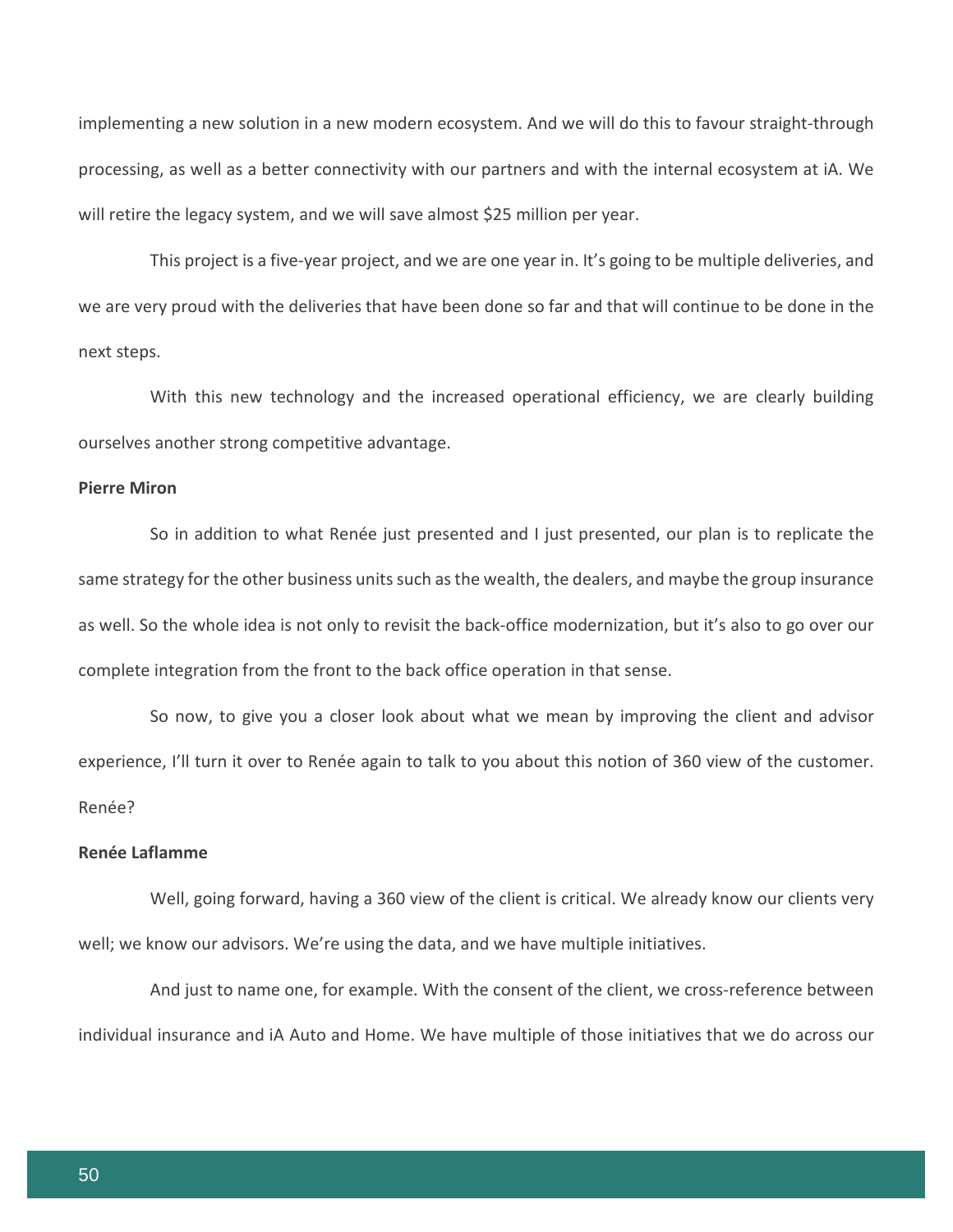implementing a new solution in a new modern ecosystem. And we will do this to favour straight-through processing, as well as a better connectivity with our partners and with the internal ecosystem at iA. We will retire the legacy system, and we will save almost $25 million per year.

This project is a five-year project, and we are one year in. It's going to be multiple deliveries, and we are very proud with the deliveries that have been done so far and that will continue to be done in the next steps.

With this new technology and the increased operational efficiency, we are clearly building ourselves another strong competitive advantage.

**Pierre Miron**

So in addition to what Renée just presented and I just presented, our plan is to replicate the same strategy for the other business units such as the wealth, the dealers, and maybe the group insurance as well. So the whole idea is not only to revisit the back-office modernization, but it's also to go over our complete integration from the front to the back office operation in that sense.

So now, to give you a closer look about what we mean by improving the client and advisor experience, I'll turn it over to Renée again to talk to you about this notion of 360 view of the customer. Renée?

**Renée Laflamme**

Well, going forward, having a 360 view of the client is critical. We already know our clients very well; we know our advisors. We're using the data, and we have multiple initiatives.

And just to name one, for example. With the consent of the client, we cross-reference between individual insurance and iA Auto and Home. We have multiple of those initiatives that we do across our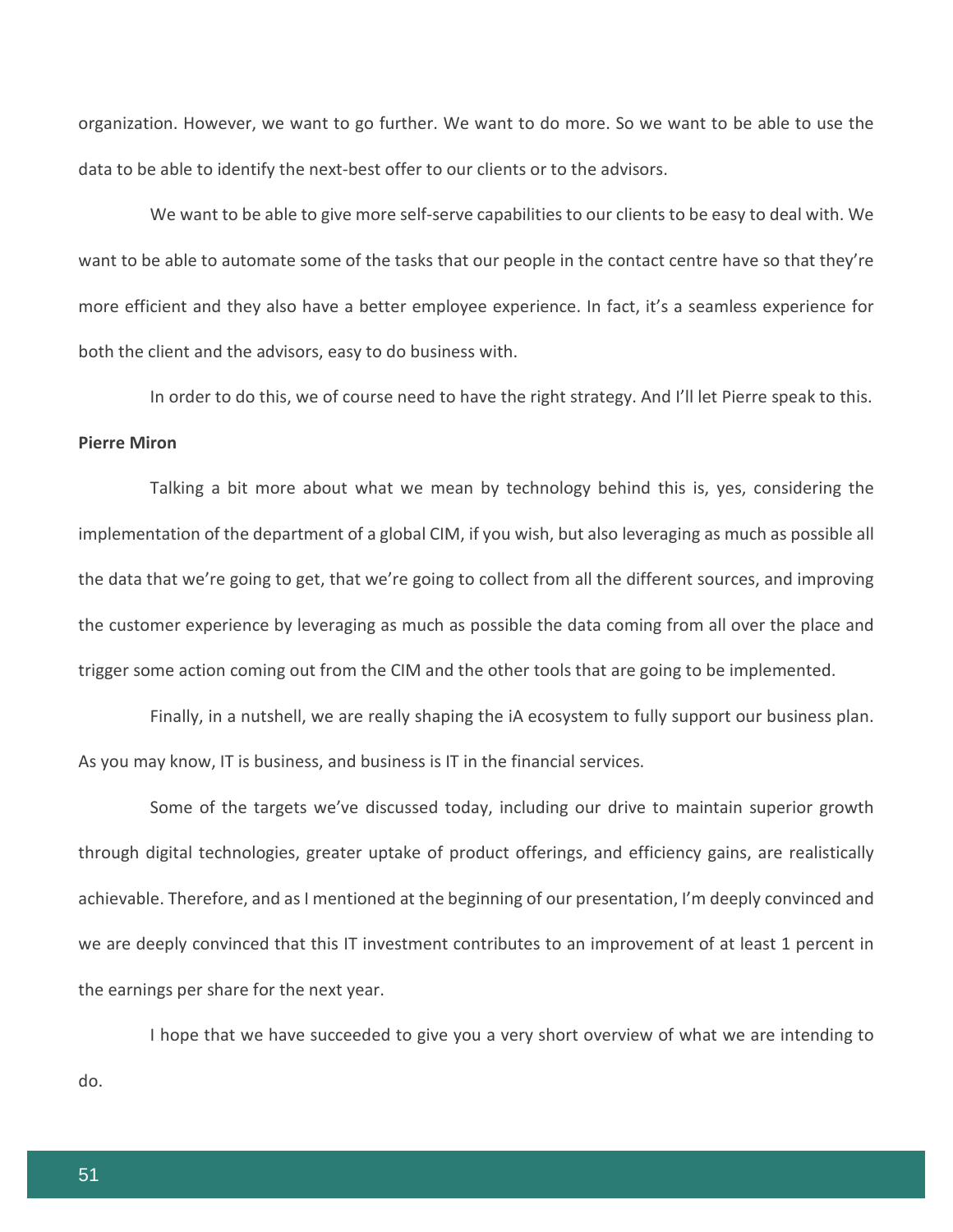organization. However, we want to go further. We want to do more. So we want to be able to use the data to be able to identify the next-best offer to our clients or to the advisors.

We want to be able to give more self-serve capabilities to our clients to be easy to deal with. We want to be able to automate some of the tasks that our people in the contact centre have so that they're more efficient and they also have a better employee experience. In fact, it's a seamless experience for both the client and the advisors, easy to do business with.

In order to do this, we of course need to have the right strategy. And I'll let Pierre speak to this.

**Pierre Miron**

Talking a bit more about what we mean by technology behind this is, yes, considering the implementation of the department of a global CIM, if you wish, but also leveraging as much as possible all the data that we're going to get, that we're going to collect from all the different sources, and improving the customer experience by leveraging as much as possible the data coming from all over the place and trigger some action coming out from the CIM and the other tools that are going to be implemented.

Finally, in a nutshell, we are really shaping the iA ecosystem to fully support our business plan. As you may know, IT is business, and business is IT in the financial services.

Some of the targets we've discussed today, including our drive to maintain superior growth through digital technologies, greater uptake of product offerings, and efficiency gains, are realistically achievable. Therefore, and as I mentioned at the beginning of our presentation, I'm deeply convinced and we are deeply convinced that this IT investment contributes to an improvement of at least 1 percent in the earnings per share for the next year.

I hope that we have succeeded to give you a very short overview of what we are intending to do.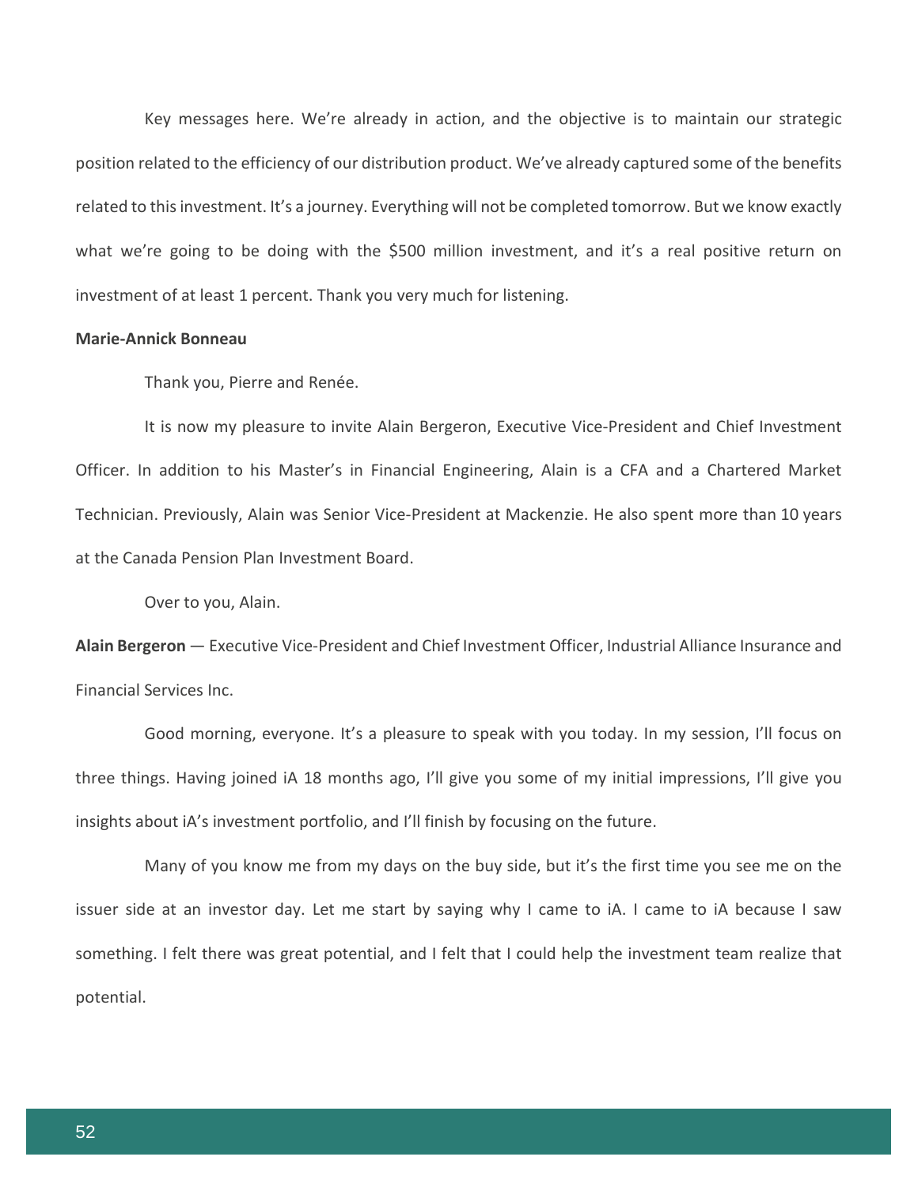Key messages here. We're already in action, and the objective is to maintain our strategic position related to the efficiency of our distribution product. We've already captured some of the benefits related to this investment. It's a journey. Everything will not be completed tomorrow. But we know exactly what we're going to be doing with the $500 million investment, and it's a real positive return on investment of at least 1 percent. Thank you very much for listening.

**Marie-Annick Bonneau**

Thank you, Pierre and Renée.

It is now my pleasure to invite Alain Bergeron, Executive Vice-President and Chief Investment Officer. In addition to his Master's in Financial Engineering, Alain is a CFA and a Chartered Market Technician. Previously, Alain was Senior Vice-President at Mackenzie. He also spent more than 10 years at the Canada Pension Plan Investment Board.

Over to you, Alain.

**Alain Bergeron** — Executive Vice-President and Chief Investment Officer, Industrial Alliance Insurance and Financial Services Inc.

Good morning, everyone. It's a pleasure to speak with you today. In my session, I'll focus on three things. Having joined iA 18 months ago, I'll give you some of my initial impressions, I'll give you insights about iA's investment portfolio, and I'll finish by focusing on the future.

Many of you know me from my days on the buy side, but it's the first time you see me on the issuer side at an investor day. Let me start by saying why I came to iA. I came to iA because I saw something. I felt there was great potential, and I felt that I could help the investment team realize that potential.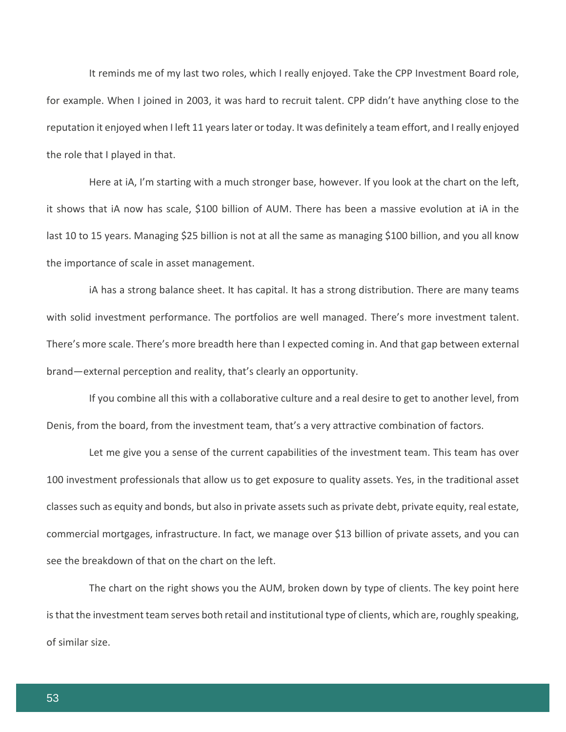It reminds me of my last two roles, which I really enjoyed. Take the CPP Investment Board role, for example. When I joined in 2003, it was hard to recruit talent. CPP didn't have anything close to the reputation it enjoyed when I left 11 years later or today. It was definitely a team effort, and I really enjoyed the role that I played in that.

Here at iA, I'm starting with a much stronger base, however. If you look at the chart on the left, it shows that iA now has scale, $100 billion of AUM. There has been a massive evolution at iA in the last 10 to 15 years. Managing $25 billion is not at all the same as managing $100 billion, and you all know the importance of scale in asset management.

iA has a strong balance sheet. It has capital. It has a strong distribution. There are many teams with solid investment performance. The portfolios are well managed. There's more investment talent. There's more scale. There's more breadth here than I expected coming in. And that gap between external brand—external perception and reality, that's clearly an opportunity.

If you combine all this with a collaborative culture and a real desire to get to another level, from Denis, from the board, from the investment team, that's a very attractive combination of factors.

Let me give you a sense of the current capabilities of the investment team. This team has over 100 investment professionals that allow us to get exposure to quality assets. Yes, in the traditional asset classes such as equity and bonds, but also in private assets such as private debt, private equity, real estate, commercial mortgages, infrastructure. In fact, we manage over $13 billion of private assets, and you can see the breakdown of that on the chart on the left.

The chart on the right shows you the AUM, broken down by type of clients. The key point here is that the investment team serves both retail and institutional type of clients, which are, roughly speaking, of similar size.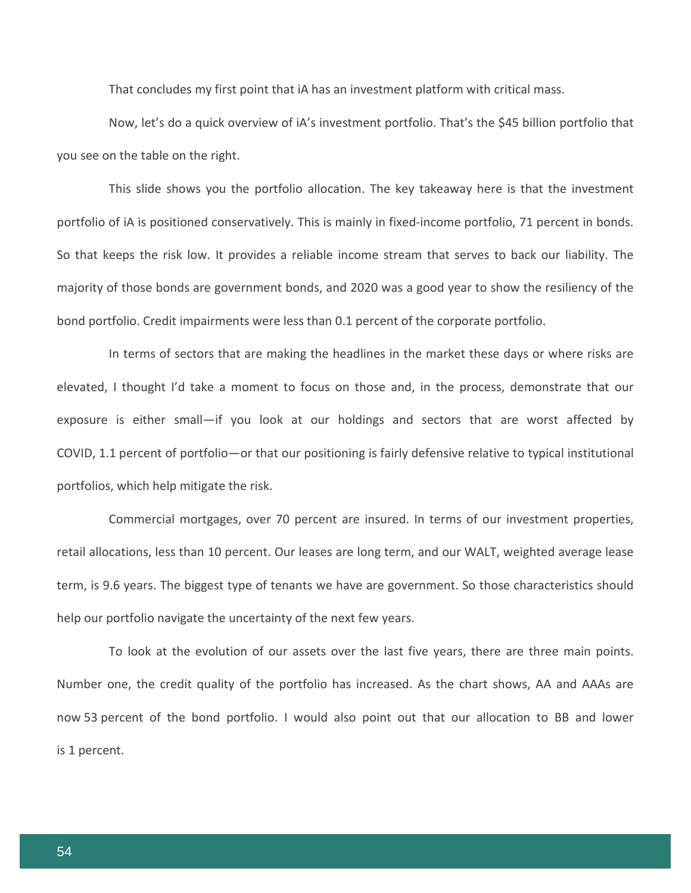That concludes my first point that iA has an investment platform with critical mass.

Now, let's do a quick overview of iA's investment portfolio. That's the $45 billion portfolio that you see on the table on the right.

This slide shows you the portfolio allocation. The key takeaway here is that the investment portfolio of iA is positioned conservatively. This is mainly in fixed-income portfolio, 71 percent in bonds. So that keeps the risk low. It provides a reliable income stream that serves to back our liability. The majority of those bonds are government bonds, and 2020 was a good year to show the resiliency of the bond portfolio. Credit impairments were less than 0.1 percent of the corporate portfolio.

In terms of sectors that are making the headlines in the market these days or where risks are elevated, I thought I'd take a moment to focus on those and, in the process, demonstrate that our exposure is either small—if you look at our holdings and sectors that are worst affected by COVID, 1.1 percent of portfolio—or that our positioning is fairly defensive relative to typical institutional portfolios, which help mitigate the risk.

Commercial mortgages, over 70 percent are insured. In terms of our investment properties, retail allocations, less than 10 percent. Our leases are long term, and our WALT, weighted average lease term, is 9.6 years. The biggest type of tenants we have are government. So those characteristics should help our portfolio navigate the uncertainty of the next few years.

To look at the evolution of our assets over the last five years, there are three main points. Number one, the credit quality of the portfolio has increased. As the chart shows, AA and AAAs are now 53 percent of the bond portfolio. I would also point out that our allocation to BB and lower is 1 percent.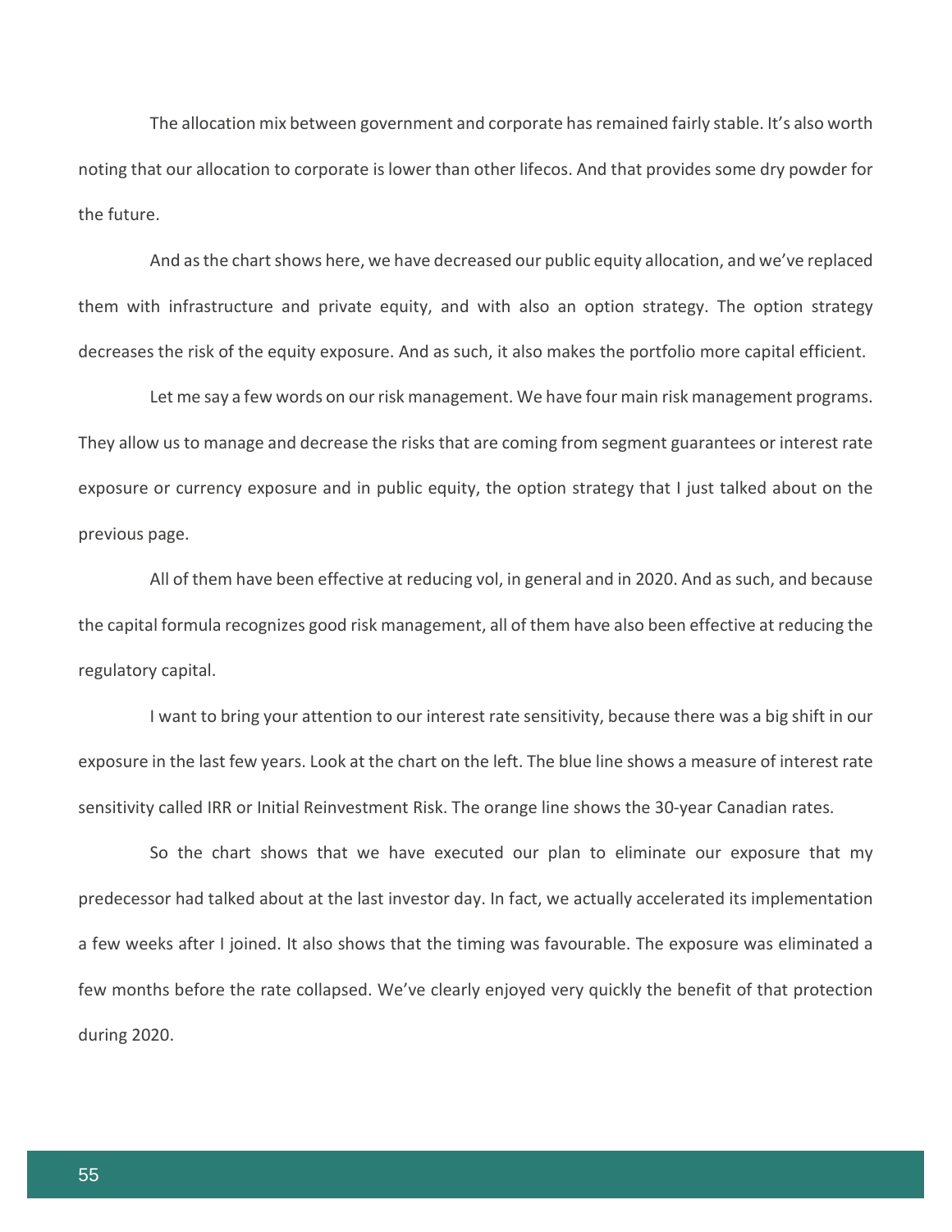The allocation mix between government and corporate has remained fairly stable. It's also worth noting that our allocation to corporate is lower than other lifecos. And that provides some dry powder for the future.

And as the chart shows here, we have decreased our public equity allocation, and we've replaced them with infrastructure and private equity, and with also an option strategy. The option strategy decreases the risk of the equity exposure. And as such, it also makes the portfolio more capital efficient.

Let me say a few words on our risk management. We have four main risk management programs. They allow us to manage and decrease the risks that are coming from segment guarantees or interest rate exposure or currency exposure and in public equity, the option strategy that I just talked about on the previous page.

All of them have been effective at reducing vol, in general and in 2020. And as such, and because the capital formula recognizes good risk management, all of them have also been effective at reducing the regulatory capital.

I want to bring your attention to our interest rate sensitivity, because there was a big shift in our exposure in the last few years. Look at the chart on the left. The blue line shows a measure of interest rate sensitivity called IRR or Initial Reinvestment Risk. The orange line shows the 30-year Canadian rates.

So the chart shows that we have executed our plan to eliminate our exposure that my predecessor had talked about at the last investor day. In fact, we actually accelerated its implementation a few weeks after I joined. It also shows that the timing was favourable. The exposure was eliminated a few months before the rate collapsed. We've clearly enjoyed very quickly the benefit of that protection during 2020.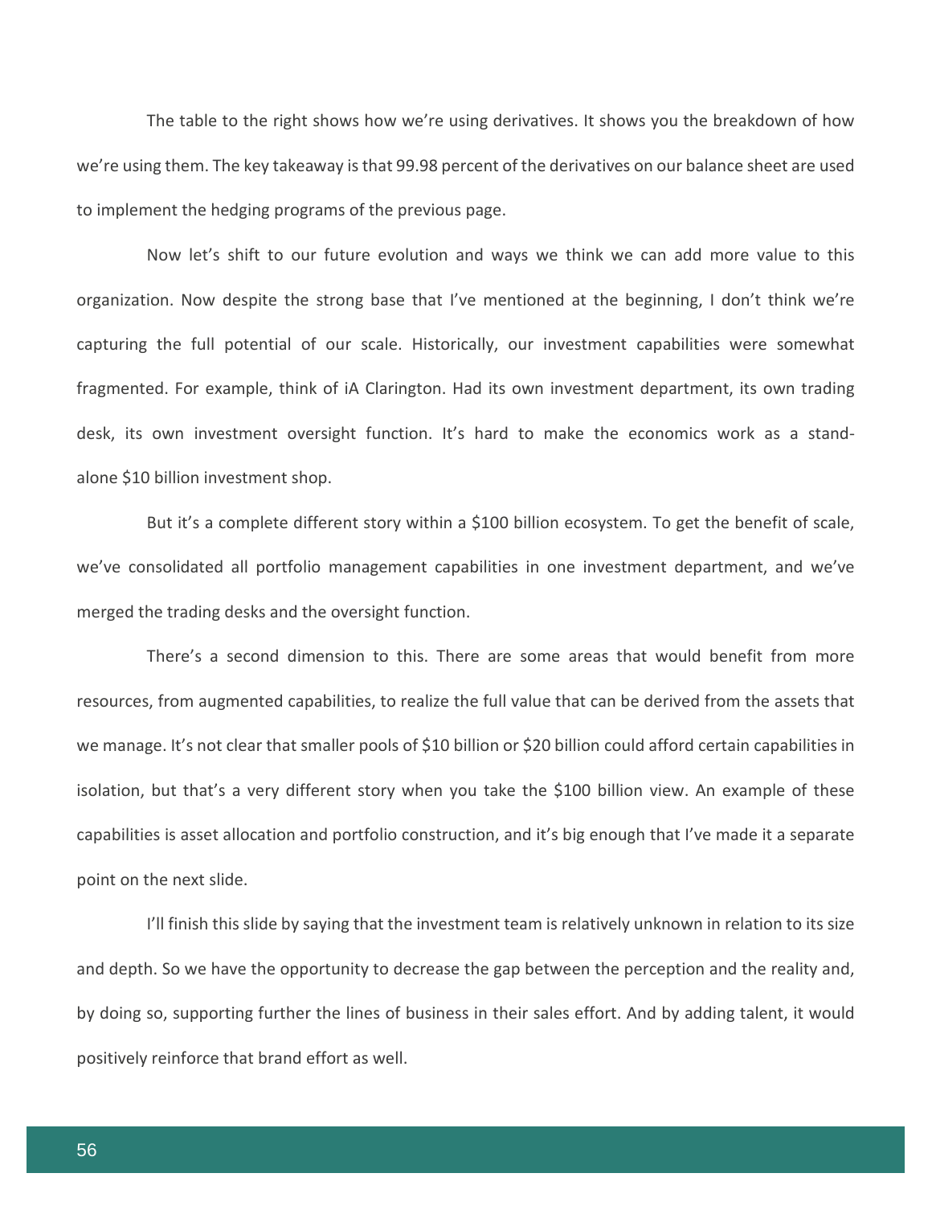The table to the right shows how we're using derivatives. It shows you the breakdown of how we're using them. The key takeaway is that 99.98 percent of the derivatives on our balance sheet are used to implement the hedging programs of the previous page.

Now let's shift to our future evolution and ways we think we can add more value to this organization. Now despite the strong base that I've mentioned at the beginning, I don't think we're capturing the full potential of our scale. Historically, our investment capabilities were somewhat fragmented. For example, think of iA Clarington. Had its own investment department, its own trading desk, its own investment oversight function. It's hard to make the economics work as a stand-alone $10 billion investment shop.

But it's a complete different story within a $100 billion ecosystem. To get the benefit of scale, we've consolidated all portfolio management capabilities in one investment department, and we've merged the trading desks and the oversight function.

There's a second dimension to this. There are some areas that would benefit from more resources, from augmented capabilities, to realize the full value that can be derived from the assets that we manage. It's not clear that smaller pools of $10 billion or $20 billion could afford certain capabilities in isolation, but that's a very different story when you take the $100 billion view. An example of these capabilities is asset allocation and portfolio construction, and it's big enough that I've made it a separate point on the next slide.

I'll finish this slide by saying that the investment team is relatively unknown in relation to its size and depth. So we have the opportunity to decrease the gap between the perception and the reality and, by doing so, supporting further the lines of business in their sales effort. And by adding talent, it would positively reinforce that brand effort as well.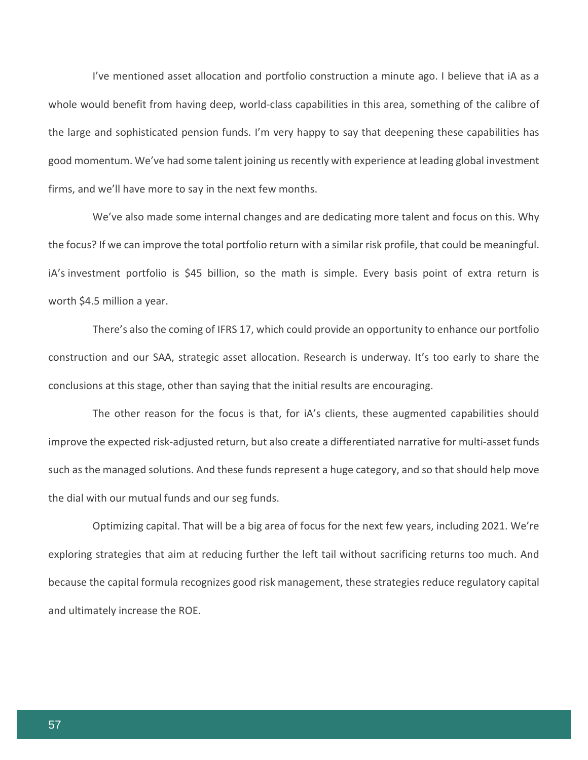I've mentioned asset allocation and portfolio construction a minute ago. I believe that iA as a whole would benefit from having deep, world-class capabilities in this area, something of the calibre of the large and sophisticated pension funds. I'm very happy to say that deepening these capabilities has good momentum. We've had some talent joining us recently with experience at leading global investment firms, and we'll have more to say in the next few months.

We've also made some internal changes and are dedicating more talent and focus on this. Why the focus? If we can improve the total portfolio return with a similar risk profile, that could be meaningful. iA's investment portfolio is $45 billion, so the math is simple. Every basis point of extra return is worth $4.5 million a year.

There's also the coming of IFRS 17, which could provide an opportunity to enhance our portfolio construction and our SAA, strategic asset allocation. Research is underway. It's too early to share the conclusions at this stage, other than saying that the initial results are encouraging.

The other reason for the focus is that, for iA's clients, these augmented capabilities should improve the expected risk-adjusted return, but also create a differentiated narrative for multi-asset funds such as the managed solutions. And these funds represent a huge category, and so that should help move the dial with our mutual funds and our seg funds.

Optimizing capital. That will be a big area of focus for the next few years, including 2021. We're exploring strategies that aim at reducing further the left tail without sacrificing returns too much. And because the capital formula recognizes good risk management, these strategies reduce regulatory capital and ultimately increase the ROE.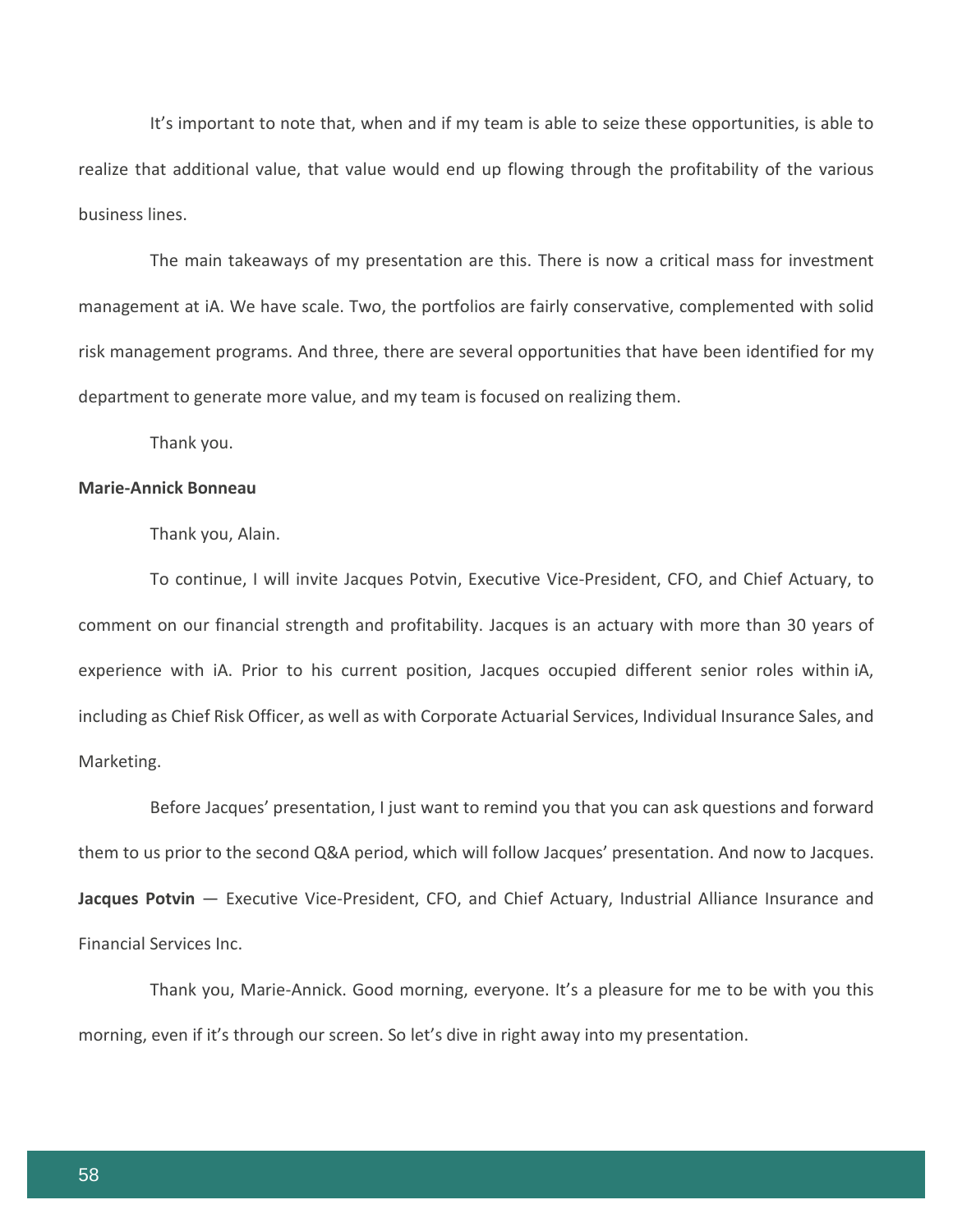It's important to note that, when and if my team is able to seize these opportunities, is able to realize that additional value, that value would end up flowing through the profitability of the various business lines.

The main takeaways of my presentation are this. There is now a critical mass for investment management at iA. We have scale. Two, the portfolios are fairly conservative, complemented with solid risk management programs. And three, there are several opportunities that have been identified for my department to generate more value, and my team is focused on realizing them.

Thank you.

**Marie-Annick Bonneau**

Thank you, Alain.

To continue, I will invite Jacques Potvin, Executive Vice-President, CFO, and Chief Actuary, to comment on our financial strength and profitability. Jacques is an actuary with more than 30 years of experience with iA. Prior to his current position, Jacques occupied different senior roles within iA, including as Chief Risk Officer, as well as with Corporate Actuarial Services, Individual Insurance Sales, and Marketing.

Before Jacques' presentation, I just want to remind you that you can ask questions and forward them to us prior to the second Q&A period, which will follow Jacques' presentation. And now to Jacques.

**Jacques Potvin** — Executive Vice-President, CFO, and Chief Actuary, Industrial Alliance Insurance and Financial Services Inc.

Thank you, Marie-Annick. Good morning, everyone. It's a pleasure for me to be with you this morning, even if it's through our screen. So let's dive in right away into my presentation.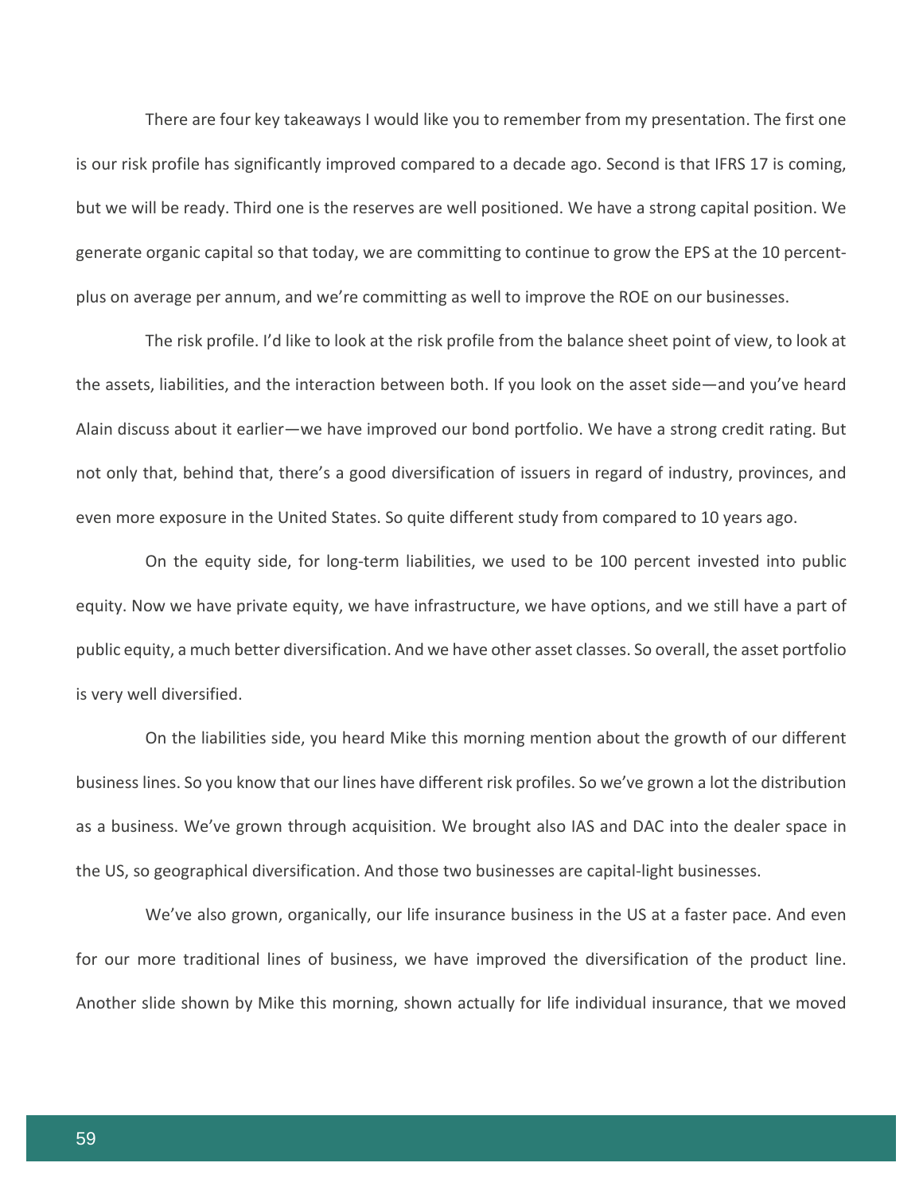There are four key takeaways I would like you to remember from my presentation. The first one is our risk profile has significantly improved compared to a decade ago. Second is that IFRS 17 is coming, but we will be ready. Third one is the reserves are well positioned. We have a strong capital position. We generate organic capital so that today, we are committing to continue to grow the EPS at the 10 percent-plus on average per annum, and we're committing as well to improve the ROE on our businesses.

The risk profile. I'd like to look at the risk profile from the balance sheet point of view, to look at the assets, liabilities, and the interaction between both. If you look on the asset side—and you've heard Alain discuss about it earlier—we have improved our bond portfolio. We have a strong credit rating. But not only that, behind that, there's a good diversification of issuers in regard of industry, provinces, and even more exposure in the United States. So quite different study from compared to 10 years ago.

On the equity side, for long-term liabilities, we used to be 100 percent invested into public equity. Now we have private equity, we have infrastructure, we have options, and we still have a part of public equity, a much better diversification. And we have other asset classes. So overall, the asset portfolio is very well diversified.

On the liabilities side, you heard Mike this morning mention about the growth of our different business lines. So you know that our lines have different risk profiles. So we've grown a lot the distribution as a business. We've grown through acquisition. We brought also IAS and DAC into the dealer space in the US, so geographical diversification. And those two businesses are capital-light businesses.

We've also grown, organically, our life insurance business in the US at a faster pace. And even for our more traditional lines of business, we have improved the diversification of the product line. Another slide shown by Mike this morning, shown actually for life individual insurance, that we moved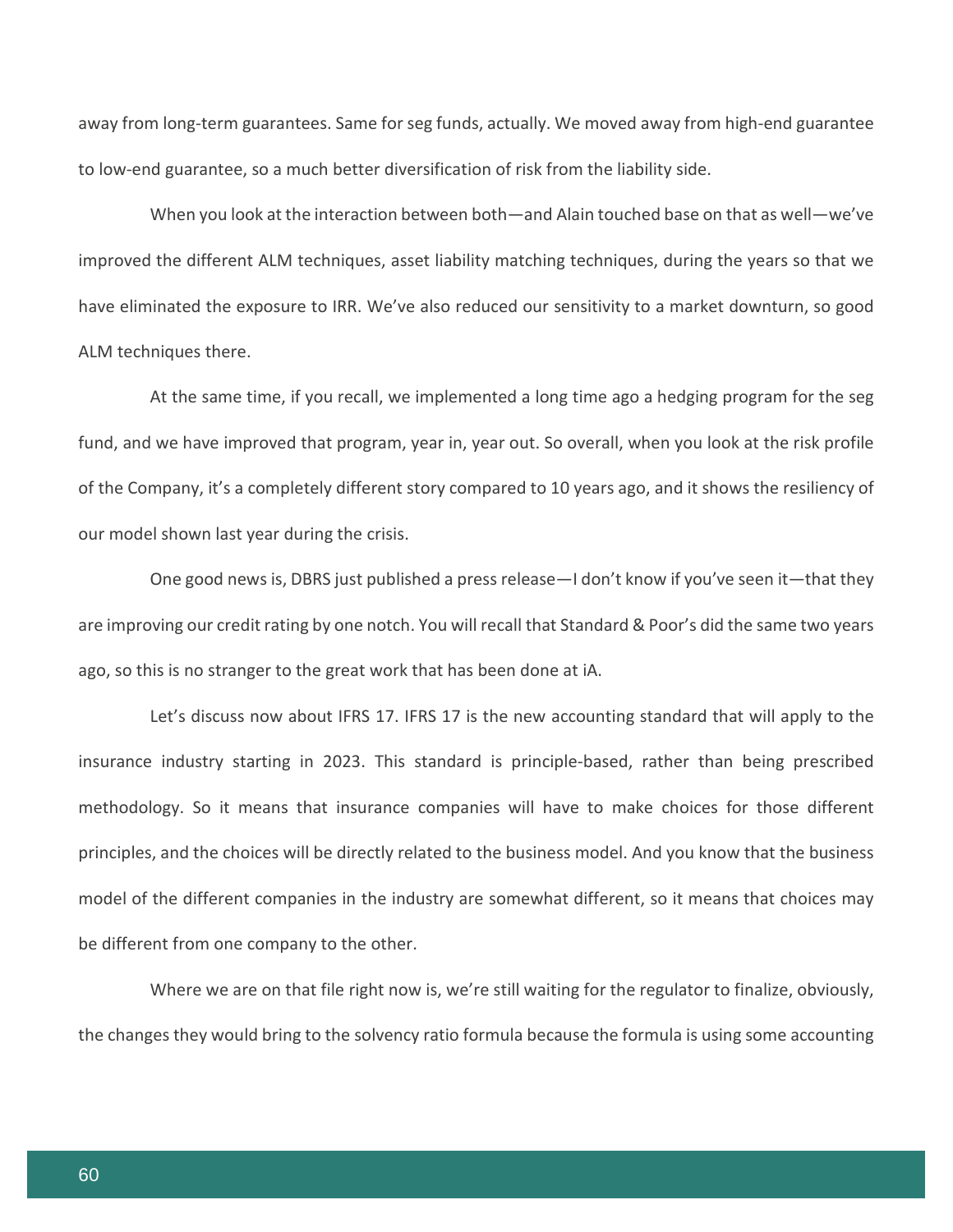away from long-term guarantees. Same for seg funds, actually. We moved away from high-end guarantee to low-end guarantee, so a much better diversification of risk from the liability side.

When you look at the interaction between both—and Alain touched base on that as well—we've improved the different ALM techniques, asset liability matching techniques, during the years so that we have eliminated the exposure to IRR. We've also reduced our sensitivity to a market downturn, so good ALM techniques there.

At the same time, if you recall, we implemented a long time ago a hedging program for the seg fund, and we have improved that program, year in, year out. So overall, when you look at the risk profile of the Company, it's a completely different story compared to 10 years ago, and it shows the resiliency of our model shown last year during the crisis.

One good news is, DBRS just published a press release—I don't know if you've seen it—that they are improving our credit rating by one notch. You will recall that Standard & Poor's did the same two years ago, so this is no stranger to the great work that has been done at iA.

Let's discuss now about IFRS 17. IFRS 17 is the new accounting standard that will apply to the insurance industry starting in 2023. This standard is principle-based, rather than being prescribed methodology. So it means that insurance companies will have to make choices for those different principles, and the choices will be directly related to the business model. And you know that the business model of the different companies in the industry are somewhat different, so it means that choices may be different from one company to the other.

Where we are on that file right now is, we're still waiting for the regulator to finalize, obviously, the changes they would bring to the solvency ratio formula because the formula is using some accounting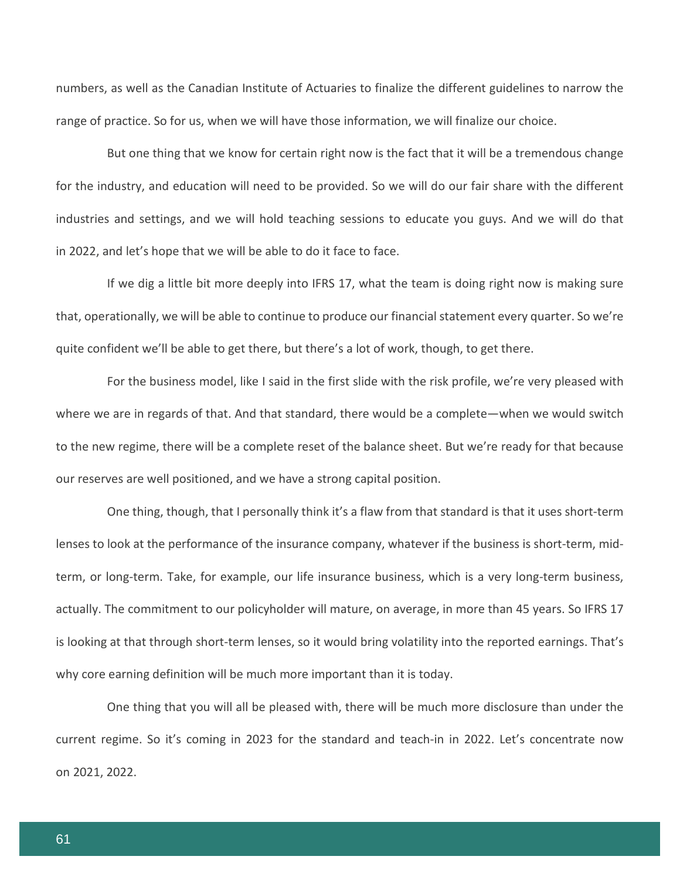numbers, as well as the Canadian Institute of Actuaries to finalize the different guidelines to narrow the range of practice. So for us, when we will have those information, we will finalize our choice.

But one thing that we know for certain right now is the fact that it will be a tremendous change for the industry, and education will need to be provided. So we will do our fair share with the different industries and settings, and we will hold teaching sessions to educate you guys. And we will do that in 2022, and let's hope that we will be able to do it face to face.

If we dig a little bit more deeply into IFRS 17, what the team is doing right now is making sure that, operationally, we will be able to continue to produce our financial statement every quarter. So we're quite confident we'll be able to get there, but there's a lot of work, though, to get there.

For the business model, like I said in the first slide with the risk profile, we're very pleased with where we are in regards of that. And that standard, there would be a complete—when we would switch to the new regime, there will be a complete reset of the balance sheet. But we're ready for that because our reserves are well positioned, and we have a strong capital position.

One thing, though, that I personally think it's a flaw from that standard is that it uses short-term lenses to look at the performance of the insurance company, whatever if the business is short-term, mid-term, or long-term. Take, for example, our life insurance business, which is a very long-term business, actually. The commitment to our policyholder will mature, on average, in more than 45 years. So IFRS 17 is looking at that through short-term lenses, so it would bring volatility into the reported earnings. That's why core earning definition will be much more important than it is today.

One thing that you will all be pleased with, there will be much more disclosure than under the current regime. So it's coming in 2023 for the standard and teach-in in 2022. Let's concentrate now on 2021, 2022.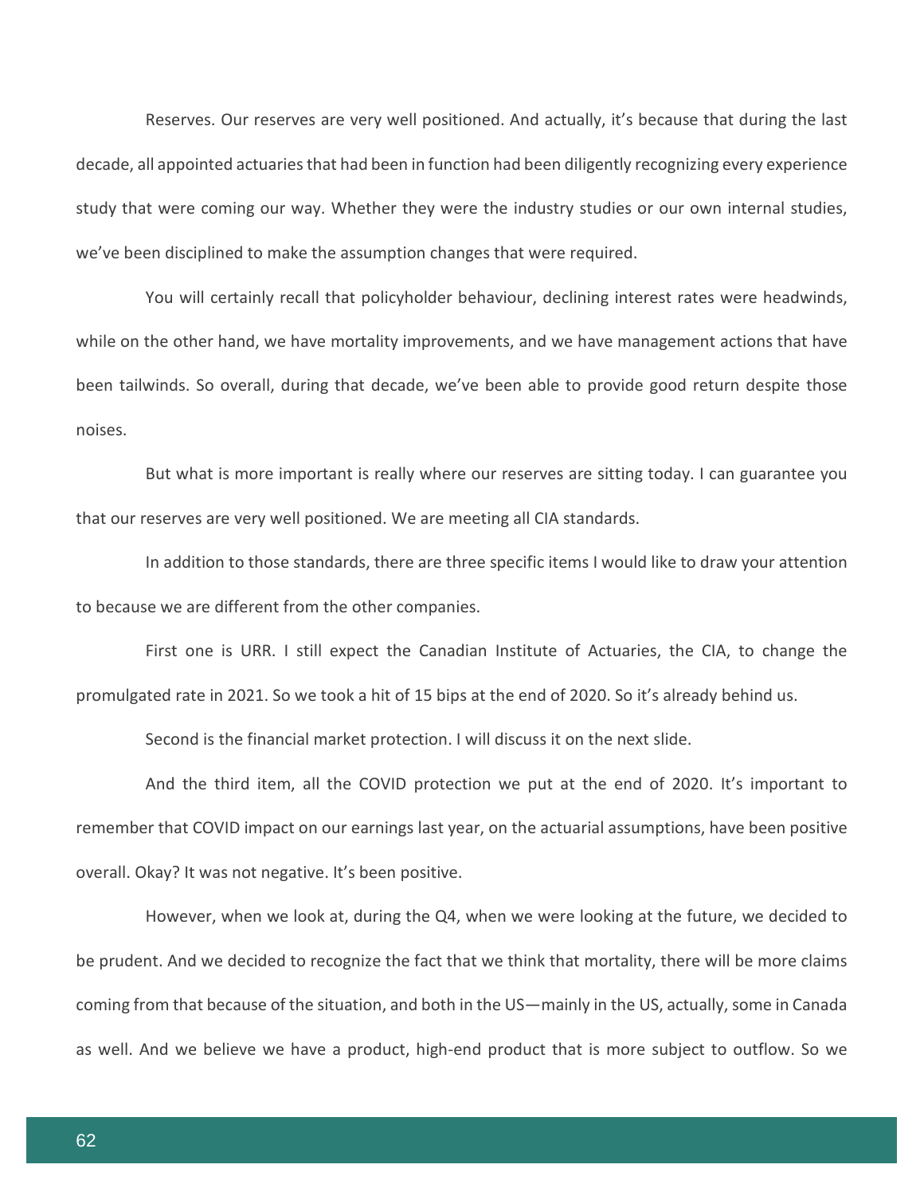Reserves. Our reserves are very well positioned. And actually, it's because that during the last decade, all appointed actuaries that had been in function had been diligently recognizing every experience study that were coming our way. Whether they were the industry studies or our own internal studies, we've been disciplined to make the assumption changes that were required.

You will certainly recall that policyholder behaviour, declining interest rates were headwinds, while on the other hand, we have mortality improvements, and we have management actions that have been tailwinds. So overall, during that decade, we've been able to provide good return despite those noises.

But what is more important is really where our reserves are sitting today. I can guarantee you that our reserves are very well positioned. We are meeting all CIA standards.

In addition to those standards, there are three specific items I would like to draw your attention to because we are different from the other companies.

First one is URR. I still expect the Canadian Institute of Actuaries, the CIA, to change the promulgated rate in 2021. So we took a hit of 15 bips at the end of 2020. So it's already behind us.

Second is the financial market protection. I will discuss it on the next slide.

And the third item, all the COVID protection we put at the end of 2020. It's important to remember that COVID impact on our earnings last year, on the actuarial assumptions, have been positive overall. Okay? It was not negative. It's been positive.

However, when we look at, during the Q4, when we were looking at the future, we decided to be prudent. And we decided to recognize the fact that we think that mortality, there will be more claims coming from that because of the situation, and both in the US—mainly in the US, actually, some in Canada as well. And we believe we have a product, high-end product that is more subject to outflow. So we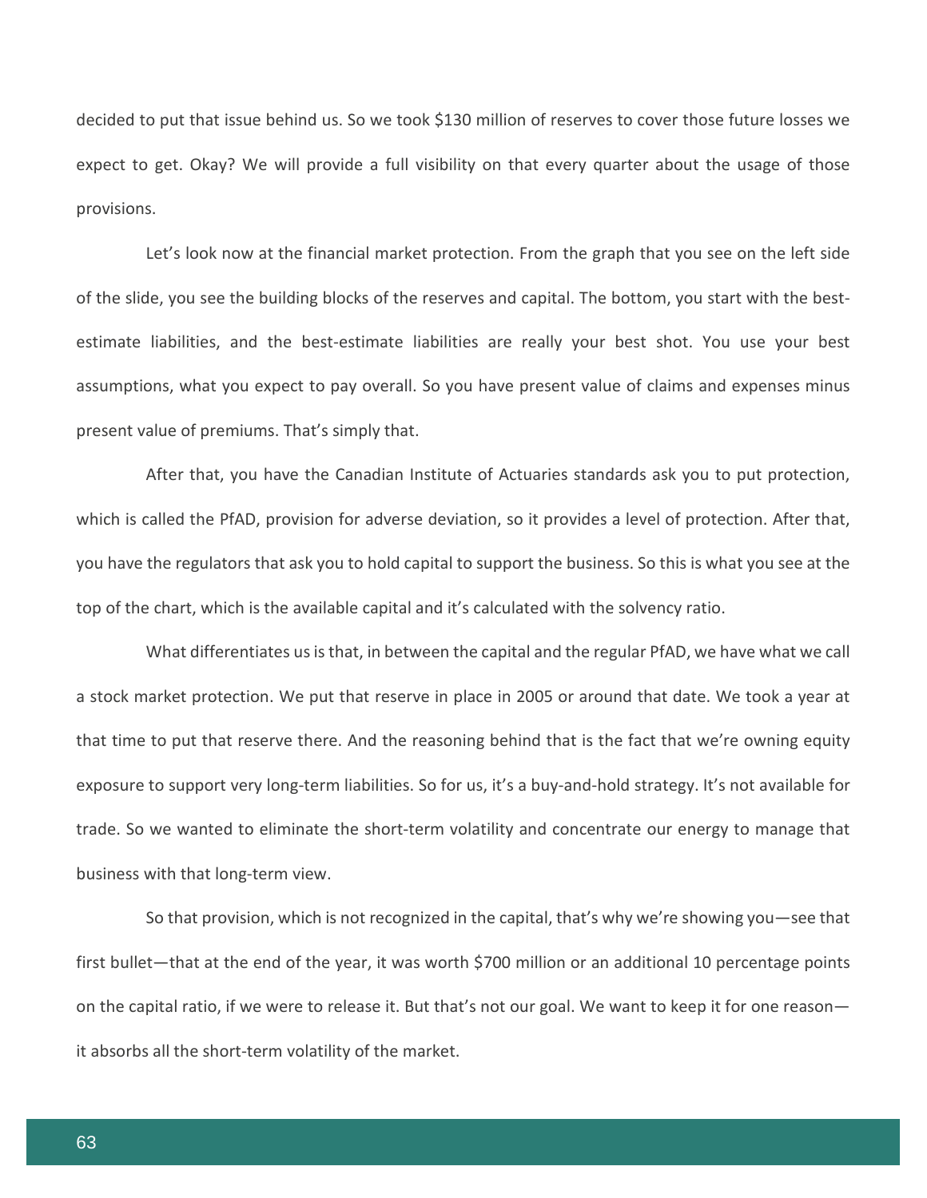decided to put that issue behind us. So we took $130 million of reserves to cover those future losses we expect to get. Okay? We will provide a full visibility on that every quarter about the usage of those provisions.

Let's look now at the financial market protection. From the graph that you see on the left side of the slide, you see the building blocks of the reserves and capital. The bottom, you start with the best-estimate liabilities, and the best-estimate liabilities are really your best shot. You use your best assumptions, what you expect to pay overall. So you have present value of claims and expenses minus present value of premiums. That's simply that.

After that, you have the Canadian Institute of Actuaries standards ask you to put protection, which is called the PfAD, provision for adverse deviation, so it provides a level of protection. After that, you have the regulators that ask you to hold capital to support the business. So this is what you see at the top of the chart, which is the available capital and it's calculated with the solvency ratio.

What differentiates us is that, in between the capital and the regular PfAD, we have what we call a stock market protection. We put that reserve in place in 2005 or around that date. We took a year at that time to put that reserve there. And the reasoning behind that is the fact that we're owning equity exposure to support very long-term liabilities. So for us, it's a buy-and-hold strategy. It's not available for trade. So we wanted to eliminate the short-term volatility and concentrate our energy to manage that business with that long-term view.

So that provision, which is not recognized in the capital, that's why we're showing you—see that first bullet—that at the end of the year, it was worth $700 million or an additional 10 percentage points on the capital ratio, if we were to release it. But that's not our goal. We want to keep it for one reason—it absorbs all the short-term volatility of the market.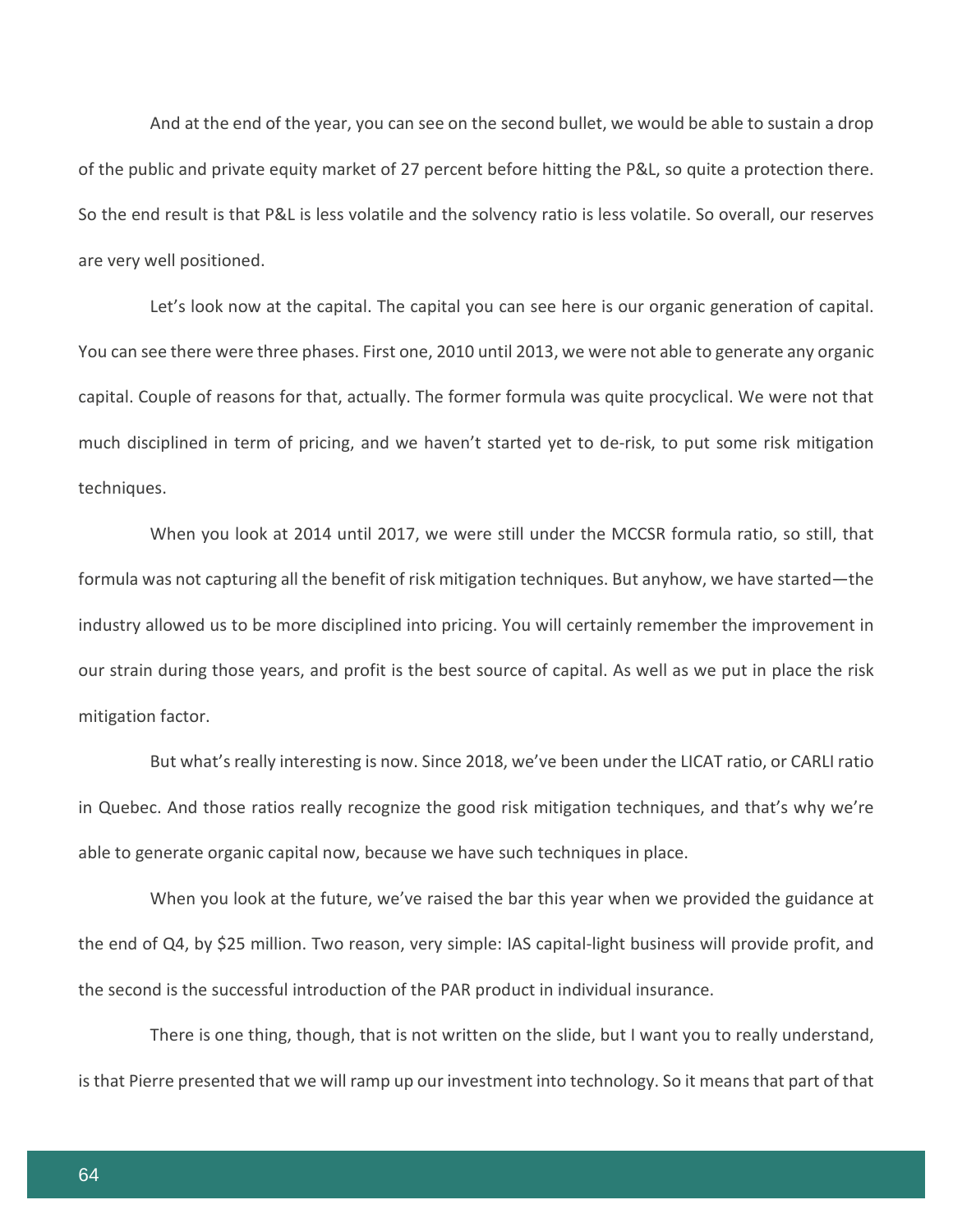And at the end of the year, you can see on the second bullet, we would be able to sustain a drop of the public and private equity market of 27 percent before hitting the P&L, so quite a protection there. So the end result is that P&L is less volatile and the solvency ratio is less volatile. So overall, our reserves are very well positioned.

Let's look now at the capital. The capital you can see here is our organic generation of capital. You can see there were three phases. First one, 2010 until 2013, we were not able to generate any organic capital. Couple of reasons for that, actually. The former formula was quite procyclical. We were not that much disciplined in term of pricing, and we haven't started yet to de-risk, to put some risk mitigation techniques.

When you look at 2014 until 2017, we were still under the MCCSR formula ratio, so still, that formula was not capturing all the benefit of risk mitigation techniques. But anyhow, we have started—the industry allowed us to be more disciplined into pricing. You will certainly remember the improvement in our strain during those years, and profit is the best source of capital. As well as we put in place the risk mitigation factor.

But what's really interesting is now. Since 2018, we've been under the LICAT ratio, or CARLI ratio in Quebec. And those ratios really recognize the good risk mitigation techniques, and that's why we're able to generate organic capital now, because we have such techniques in place.

When you look at the future, we've raised the bar this year when we provided the guidance at the end of Q4, by $25 million. Two reason, very simple: IAS capital-light business will provide profit, and the second is the successful introduction of the PAR product in individual insurance.

There is one thing, though, that is not written on the slide, but I want you to really understand, is that Pierre presented that we will ramp up our investment into technology. So it means that part of that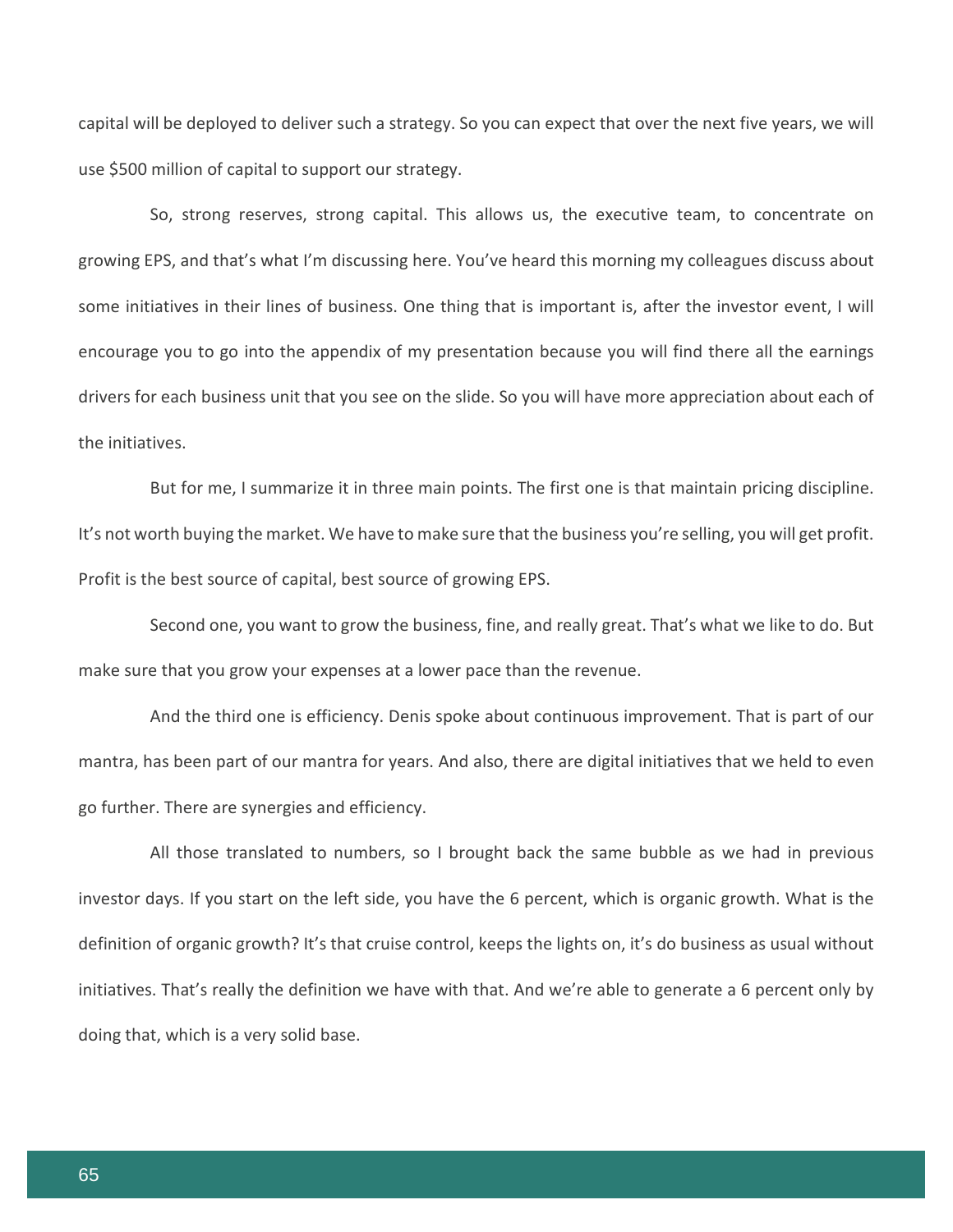capital will be deployed to deliver such a strategy. So you can expect that over the next five years, we will use $500 million of capital to support our strategy.

So, strong reserves, strong capital. This allows us, the executive team, to concentrate on growing EPS, and that's what I'm discussing here. You've heard this morning my colleagues discuss about some initiatives in their lines of business. One thing that is important is, after the investor event, I will encourage you to go into the appendix of my presentation because you will find there all the earnings drivers for each business unit that you see on the slide. So you will have more appreciation about each of the initiatives.

But for me, I summarize it in three main points. The first one is that maintain pricing discipline. It's not worth buying the market. We have to make sure that the business you're selling, you will get profit. Profit is the best source of capital, best source of growing EPS.

Second one, you want to grow the business, fine, and really great. That's what we like to do. But make sure that you grow your expenses at a lower pace than the revenue.

And the third one is efficiency. Denis spoke about continuous improvement. That is part of our mantra, has been part of our mantra for years. And also, there are digital initiatives that we held to even go further. There are synergies and efficiency.

All those translated to numbers, so I brought back the same bubble as we had in previous investor days. If you start on the left side, you have the 6 percent, which is organic growth. What is the definition of organic growth? It's that cruise control, keeps the lights on, it's do business as usual without initiatives. That's really the definition we have with that. And we're able to generate a 6 percent only by doing that, which is a very solid base.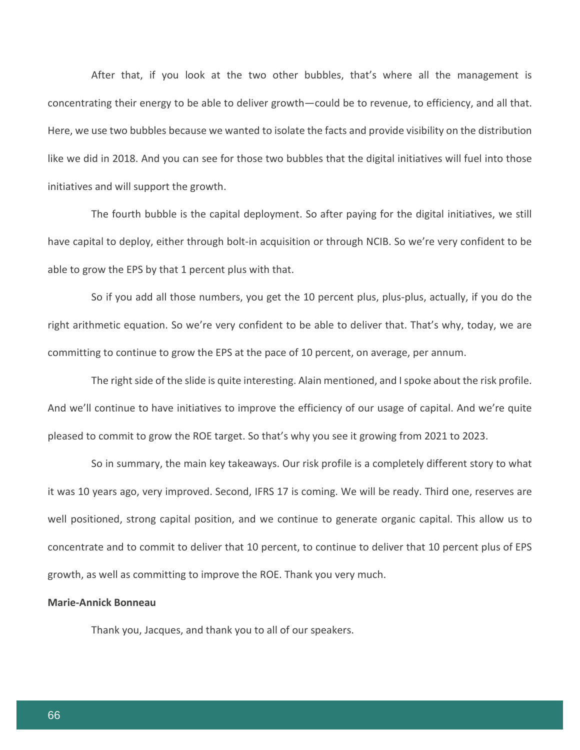After that, if you look at the two other bubbles, that's where all the management is concentrating their energy to be able to deliver growth—could be to revenue, to efficiency, and all that. Here, we use two bubbles because we wanted to isolate the facts and provide visibility on the distribution like we did in 2018. And you can see for those two bubbles that the digital initiatives will fuel into those initiatives and will support the growth.

The fourth bubble is the capital deployment. So after paying for the digital initiatives, we still have capital to deploy, either through bolt-in acquisition or through NCIB. So we're very confident to be able to grow the EPS by that 1 percent plus with that.

So if you add all those numbers, you get the 10 percent plus, plus-plus, actually, if you do the right arithmetic equation. So we're very confident to be able to deliver that. That's why, today, we are committing to continue to grow the EPS at the pace of 10 percent, on average, per annum.

The right side of the slide is quite interesting. Alain mentioned, and I spoke about the risk profile. And we'll continue to have initiatives to improve the efficiency of our usage of capital. And we're quite pleased to commit to grow the ROE target. So that's why you see it growing from 2021 to 2023.

So in summary, the main key takeaways. Our risk profile is a completely different story to what it was 10 years ago, very improved. Second, IFRS 17 is coming. We will be ready. Third one, reserves are well positioned, strong capital position, and we continue to generate organic capital. This allow us to concentrate and to commit to deliver that 10 percent, to continue to deliver that 10 percent plus of EPS growth, as well as committing to improve the ROE. Thank you very much.

**Marie-Annick Bonneau**

Thank you, Jacques, and thank you to all of our speakers.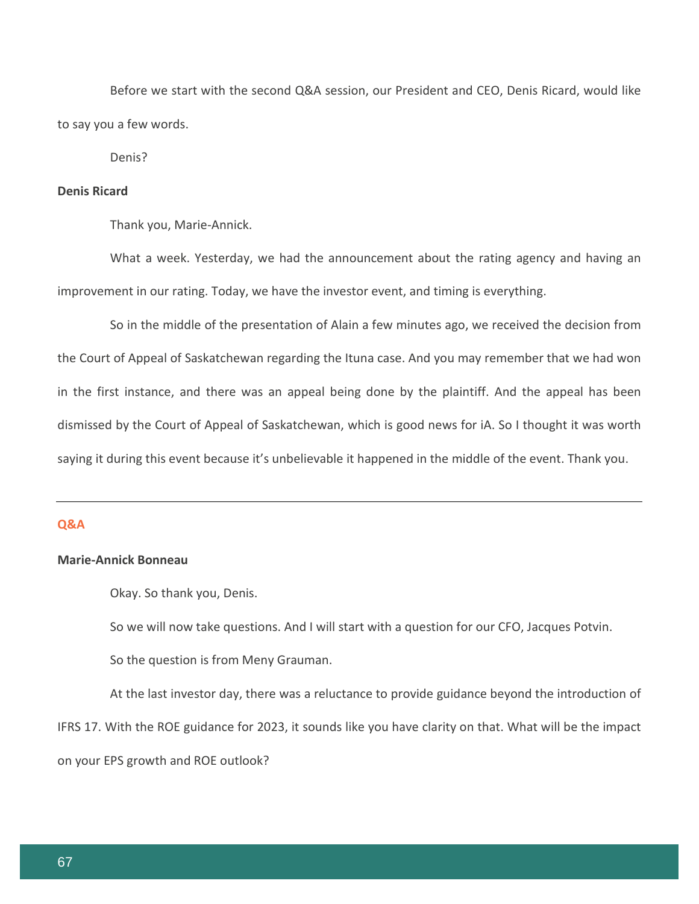Before we start with the second Q&A session, our President and CEO, Denis Ricard, would like to say you a few words.

Denis?

**Denis Ricard**

Thank you, Marie-Annick.

What a week. Yesterday, we had the announcement about the rating agency and having an improvement in our rating. Today, we have the investor event, and timing is everything.

So in the middle of the presentation of Alain a few minutes ago, we received the decision from the Court of Appeal of Saskatchewan regarding the Ituna case. And you may remember that we had won in the first instance, and there was an appeal being done by the plaintiff. And the appeal has been dismissed by the Court of Appeal of Saskatchewan, which is good news for iA. So I thought it was worth saying it during this event because it's unbelievable it happened in the middle of the event. Thank you.

---

## Q&A

**Marie-Annick Bonneau**

Okay. So thank you, Denis.

So we will now take questions. And I will start with a question for our CFO, Jacques Potvin.

So the question is from Meny Grauman.

At the last investor day, there was a reluctance to provide guidance beyond the introduction of IFRS 17. With the ROE guidance for 2023, it sounds like you have clarity on that. What will be the impact on your EPS growth and ROE outlook?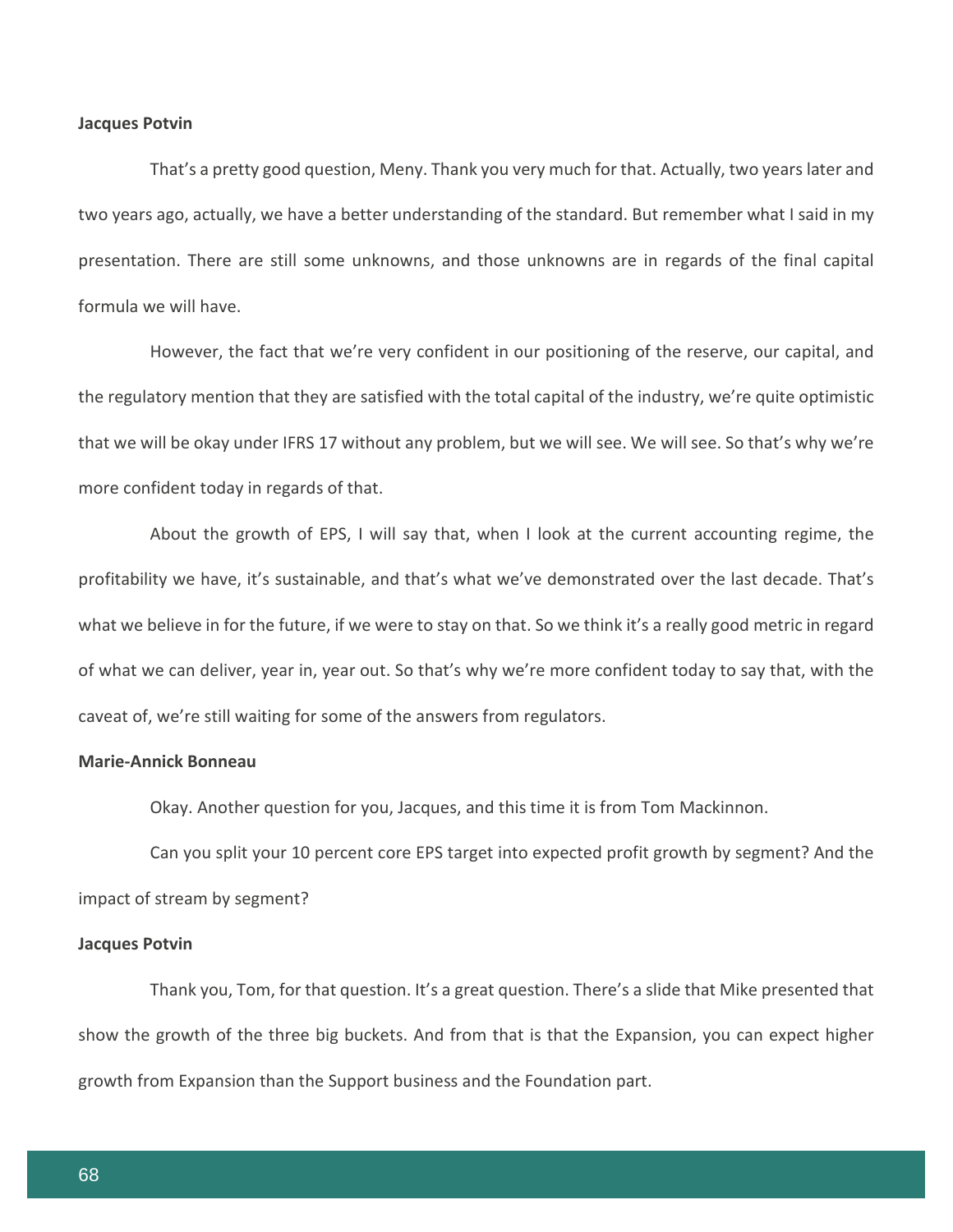**Jacques Potvin**

That's a pretty good question, Meny. Thank you very much for that. Actually, two years later and two years ago, actually, we have a better understanding of the standard. But remember what I said in my presentation. There are still some unknowns, and those unknowns are in regards of the final capital formula we will have.

However, the fact that we're very confident in our positioning of the reserve, our capital, and the regulatory mention that they are satisfied with the total capital of the industry, we're quite optimistic that we will be okay under IFRS 17 without any problem, but we will see. We will see. So that's why we're more confident today in regards of that.

About the growth of EPS, I will say that, when I look at the current accounting regime, the profitability we have, it's sustainable, and that's what we've demonstrated over the last decade. That's what we believe in for the future, if we were to stay on that. So we think it's a really good metric in regard of what we can deliver, year in, year out. So that's why we're more confident today to say that, with the caveat of, we're still waiting for some of the answers from regulators.

**Marie-Annick Bonneau**

Okay. Another question for you, Jacques, and this time it is from Tom Mackinnon.

Can you split your 10 percent core EPS target into expected profit growth by segment? And the impact of stream by segment?

**Jacques Potvin**

Thank you, Tom, for that question. It's a great question. There's a slide that Mike presented that show the growth of the three big buckets. And from that is that the Expansion, you can expect higher growth from Expansion than the Support business and the Foundation part.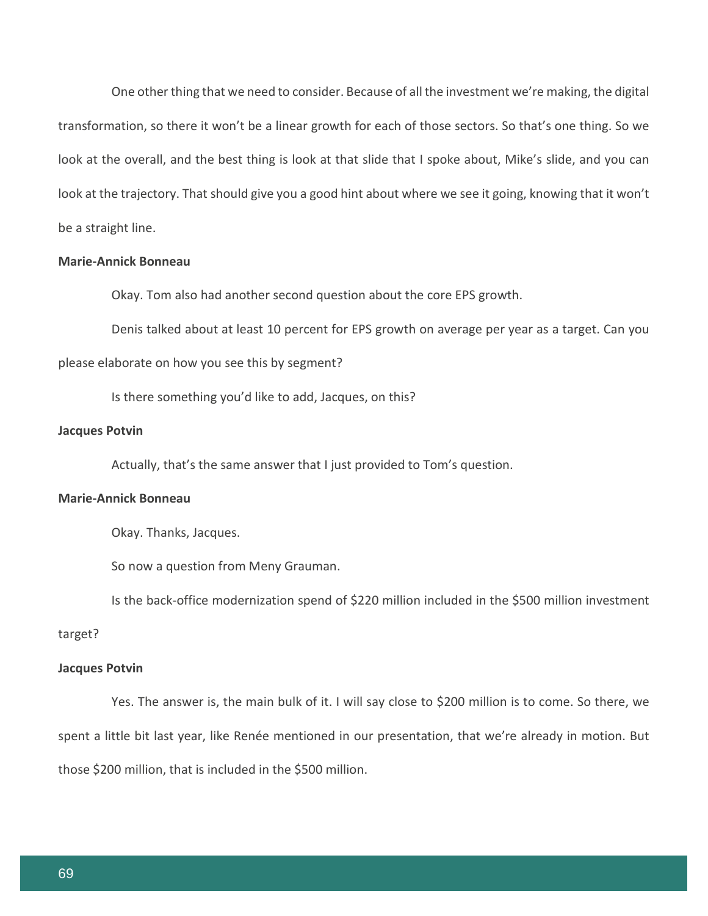One other thing that we need to consider. Because of all the investment we're making, the digital transformation, so there it won't be a linear growth for each of those sectors. So that's one thing. So we look at the overall, and the best thing is look at that slide that I spoke about, Mike's slide, and you can look at the trajectory. That should give you a good hint about where we see it going, knowing that it won't be a straight line.

**Marie-Annick Bonneau**

Okay. Tom also had another second question about the core EPS growth.

Denis talked about at least 10 percent for EPS growth on average per year as a target. Can you please elaborate on how you see this by segment?

Is there something you'd like to add, Jacques, on this?

**Jacques Potvin**

Actually, that's the same answer that I just provided to Tom's question.

**Marie-Annick Bonneau**

Okay. Thanks, Jacques.

So now a question from Meny Grauman.

Is the back-office modernization spend of $220 million included in the $500 million investment target?

**Jacques Potvin**

Yes. The answer is, the main bulk of it. I will say close to $200 million is to come. So there, we spent a little bit last year, like Renée mentioned in our presentation, that we're already in motion. But those $200 million, that is included in the $500 million.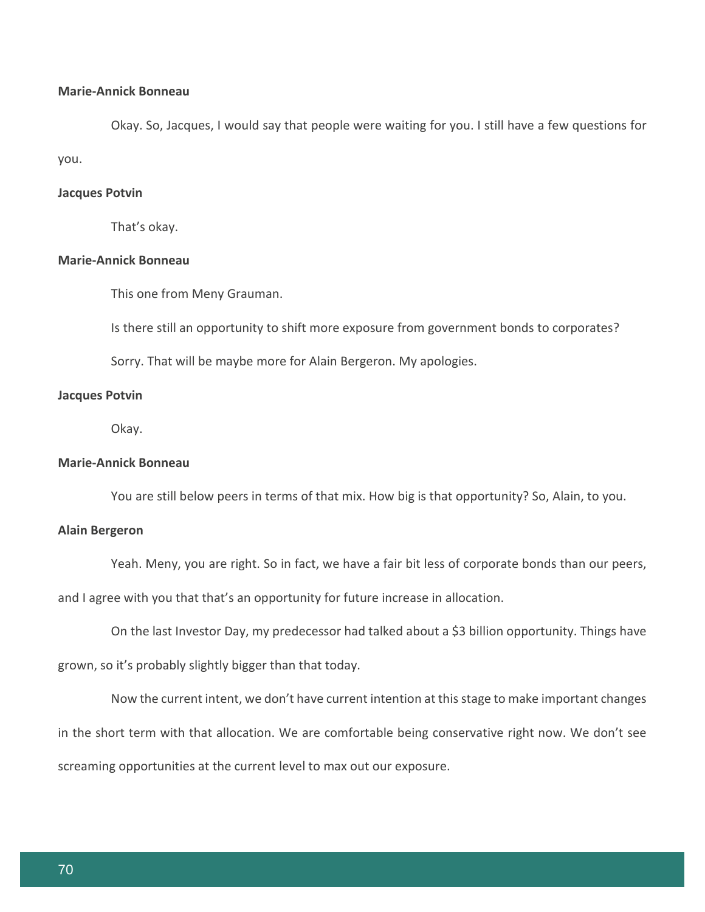**Marie-Annick Bonneau**

Okay. So, Jacques, I would say that people were waiting for you. I still have a few questions for you.

**Jacques Potvin**

That's okay.

**Marie-Annick Bonneau**

This one from Meny Grauman.

Is there still an opportunity to shift more exposure from government bonds to corporates?

Sorry. That will be maybe more for Alain Bergeron. My apologies.

**Jacques Potvin**

Okay.

**Marie-Annick Bonneau**

You are still below peers in terms of that mix. How big is that opportunity? So, Alain, to you.

**Alain Bergeron**

Yeah. Meny, you are right. So in fact, we have a fair bit less of corporate bonds than our peers, and I agree with you that that's an opportunity for future increase in allocation.

On the last Investor Day, my predecessor had talked about a $3 billion opportunity. Things have grown, so it's probably slightly bigger than that today.

Now the current intent, we don't have current intention at this stage to make important changes in the short term with that allocation. We are comfortable being conservative right now. We don't see screaming opportunities at the current level to max out our exposure.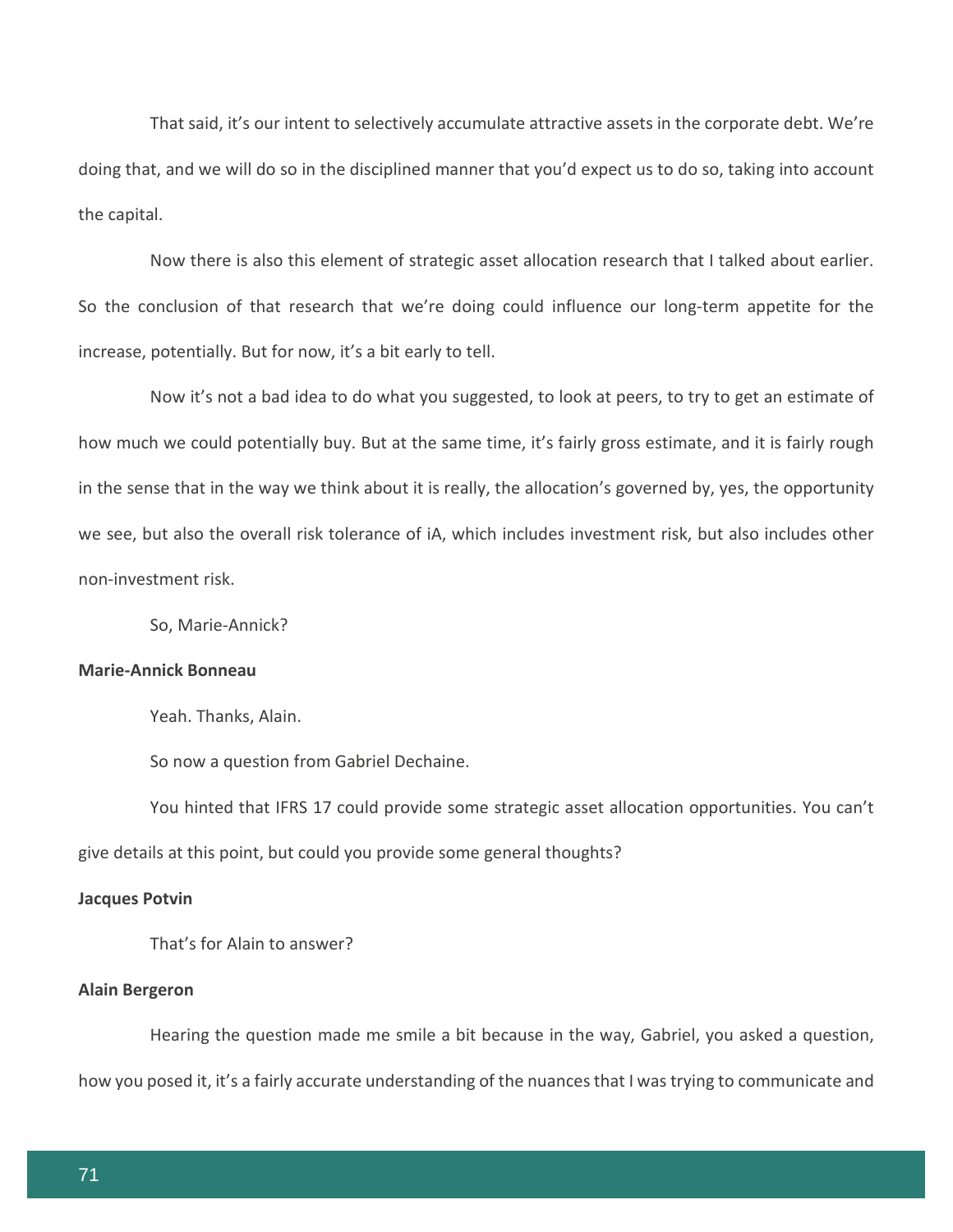That said, it's our intent to selectively accumulate attractive assets in the corporate debt. We're doing that, and we will do so in the disciplined manner that you'd expect us to do so, taking into account the capital.

Now there is also this element of strategic asset allocation research that I talked about earlier. So the conclusion of that research that we're doing could influence our long-term appetite for the increase, potentially. But for now, it's a bit early to tell.

Now it's not a bad idea to do what you suggested, to look at peers, to try to get an estimate of how much we could potentially buy. But at the same time, it's fairly gross estimate, and it is fairly rough in the sense that in the way we think about it is really, the allocation's governed by, yes, the opportunity we see, but also the overall risk tolerance of iA, which includes investment risk, but also includes other non-investment risk.

So, Marie-Annick?

**Marie-Annick Bonneau**

Yeah. Thanks, Alain.

So now a question from Gabriel Dechaine.

You hinted that IFRS 17 could provide some strategic asset allocation opportunities. You can't give details at this point, but could you provide some general thoughts?

**Jacques Potvin**

That's for Alain to answer?

**Alain Bergeron**

Hearing the question made me smile a bit because in the way, Gabriel, you asked a question, how you posed it, it's a fairly accurate understanding of the nuances that I was trying to communicate and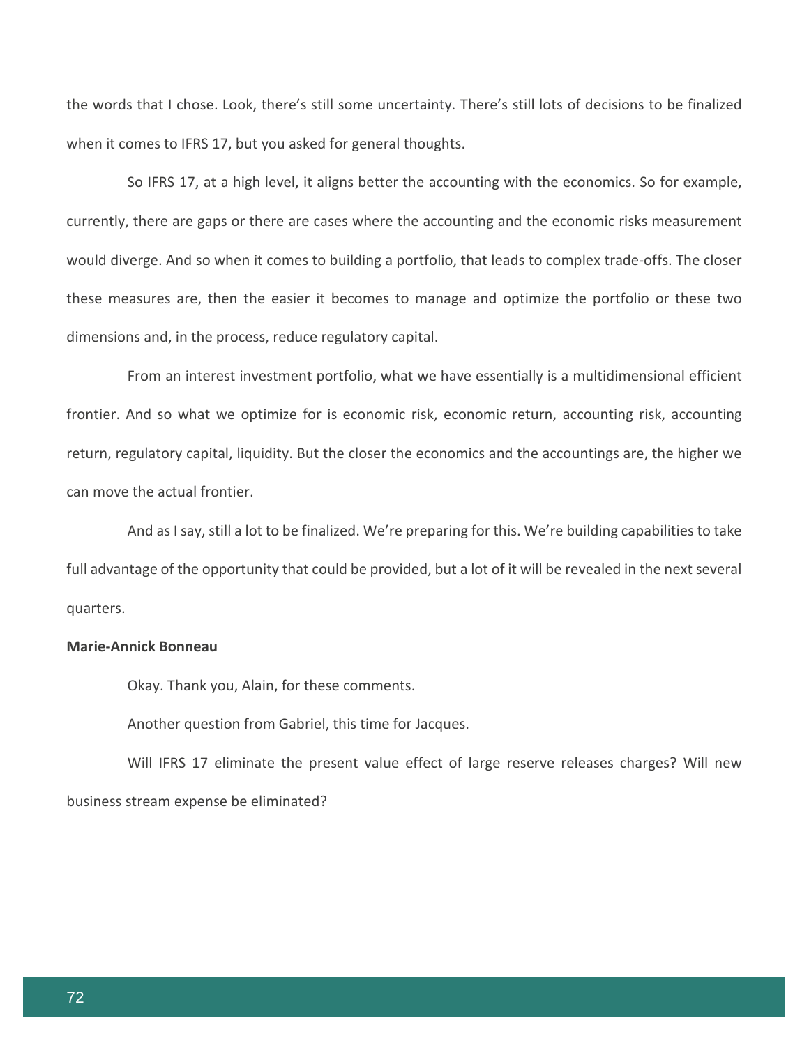the words that I chose. Look, there's still some uncertainty. There's still lots of decisions to be finalized when it comes to IFRS 17, but you asked for general thoughts.

So IFRS 17, at a high level, it aligns better the accounting with the economics. So for example, currently, there are gaps or there are cases where the accounting and the economic risks measurement would diverge. And so when it comes to building a portfolio, that leads to complex trade-offs. The closer these measures are, then the easier it becomes to manage and optimize the portfolio or these two dimensions and, in the process, reduce regulatory capital.

From an interest investment portfolio, what we have essentially is a multidimensional efficient frontier. And so what we optimize for is economic risk, economic return, accounting risk, accounting return, regulatory capital, liquidity. But the closer the economics and the accountings are, the higher we can move the actual frontier.

And as I say, still a lot to be finalized. We're preparing for this. We're building capabilities to take full advantage of the opportunity that could be provided, but a lot of it will be revealed in the next several quarters.

**Marie-Annick Bonneau**

Okay. Thank you, Alain, for these comments.

Another question from Gabriel, this time for Jacques.

Will IFRS 17 eliminate the present value effect of large reserve releases charges? Will new business stream expense be eliminated?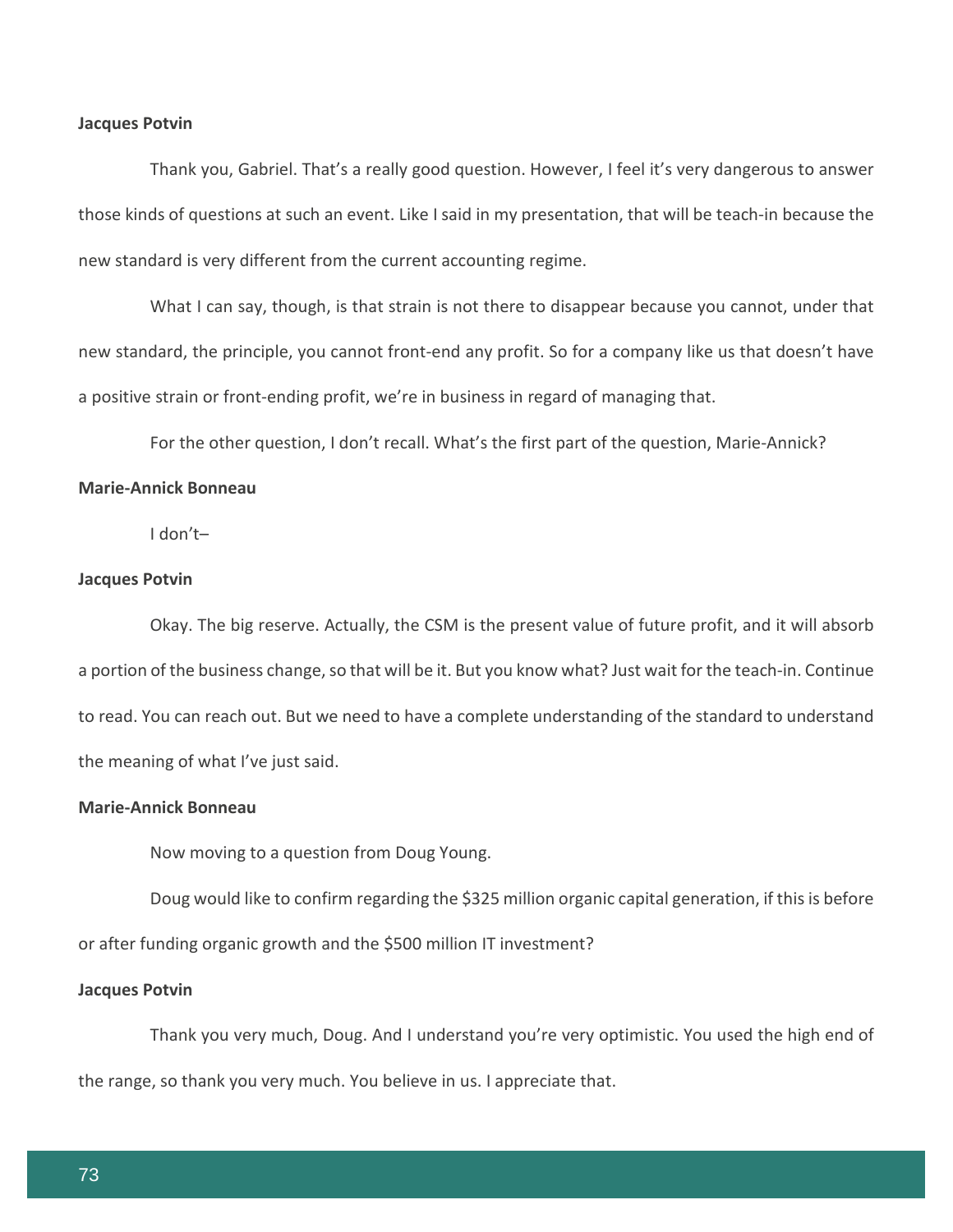**Jacques Potvin**

Thank you, Gabriel. That's a really good question. However, I feel it's very dangerous to answer those kinds of questions at such an event. Like I said in my presentation, that will be teach-in because the new standard is very different from the current accounting regime.

What I can say, though, is that strain is not there to disappear because you cannot, under that new standard, the principle, you cannot front-end any profit. So for a company like us that doesn't have a positive strain or front-ending profit, we're in business in regard of managing that.

For the other question, I don't recall. What's the first part of the question, Marie-Annick?

**Marie-Annick Bonneau**

I don't–

**Jacques Potvin**

Okay. The big reserve. Actually, the CSM is the present value of future profit, and it will absorb a portion of the business change, so that will be it. But you know what? Just wait for the teach-in. Continue to read. You can reach out. But we need to have a complete understanding of the standard to understand the meaning of what I've just said.

**Marie-Annick Bonneau**

Now moving to a question from Doug Young.

Doug would like to confirm regarding the $325 million organic capital generation, if this is before or after funding organic growth and the $500 million IT investment?

**Jacques Potvin**

Thank you very much, Doug. And I understand you're very optimistic. You used the high end of the range, so thank you very much. You believe in us. I appreciate that.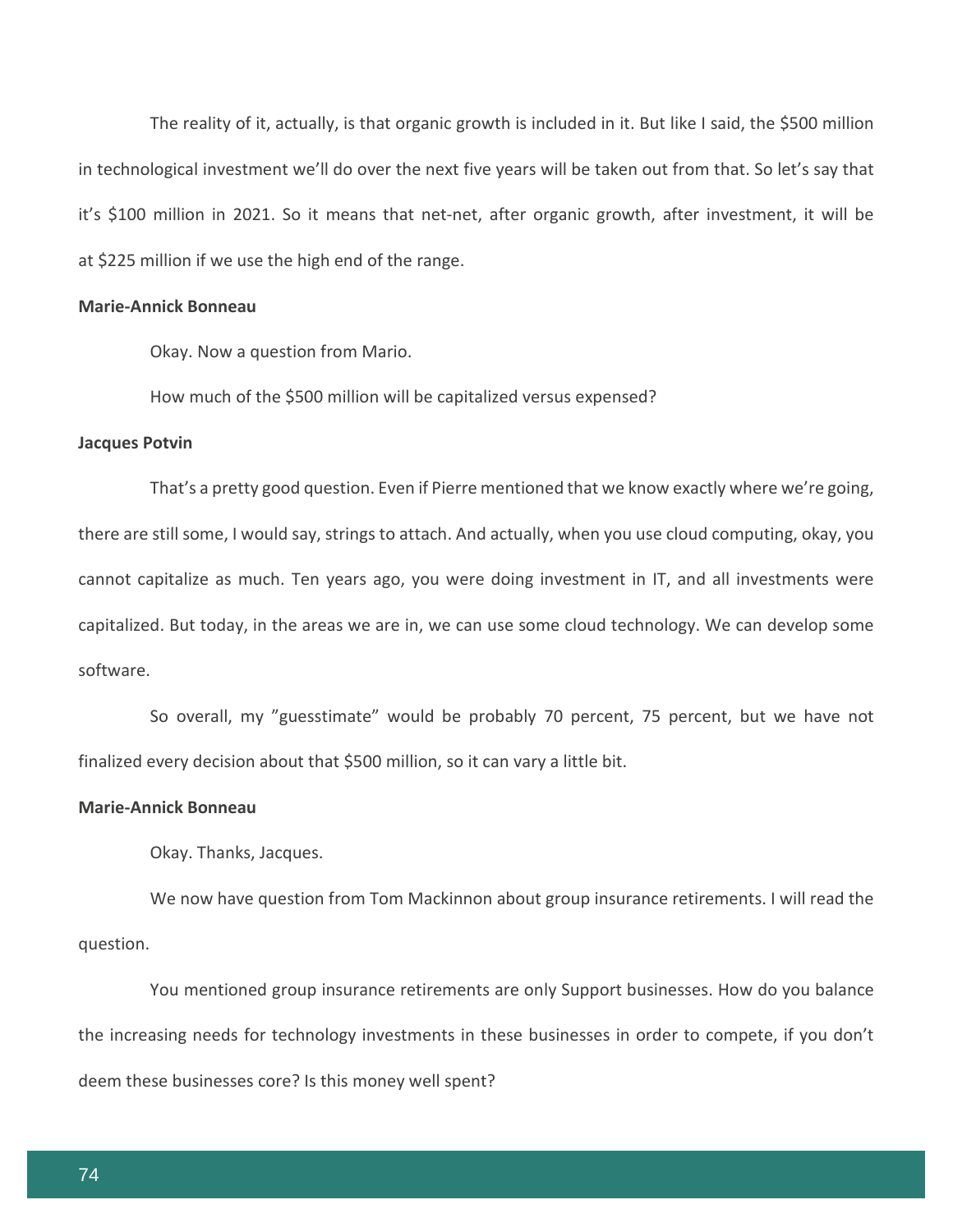The reality of it, actually, is that organic growth is included in it. But like I said, the $500 million in technological investment we'll do over the next five years will be taken out from that. So let's say that it's $100 million in 2021. So it means that net-net, after organic growth, after investment, it will be at $225 million if we use the high end of the range.

**Marie-Annick Bonneau**

Okay. Now a question from Mario.

How much of the $500 million will be capitalized versus expensed?

**Jacques Potvin**

That's a pretty good question. Even if Pierre mentioned that we know exactly where we're going, there are still some, I would say, strings to attach. And actually, when you use cloud computing, okay, you cannot capitalize as much. Ten years ago, you were doing investment in IT, and all investments were capitalized. But today, in the areas we are in, we can use some cloud technology. We can develop some software.

So overall, my "guesstimate" would be probably 70 percent, 75 percent, but we have not finalized every decision about that $500 million, so it can vary a little bit.

**Marie-Annick Bonneau**

Okay. Thanks, Jacques.

We now have question from Tom Mackinnon about group insurance retirements. I will read the question.

You mentioned group insurance retirements are only Support businesses. How do you balance the increasing needs for technology investments in these businesses in order to compete, if you don't deem these businesses core? Is this money well spent?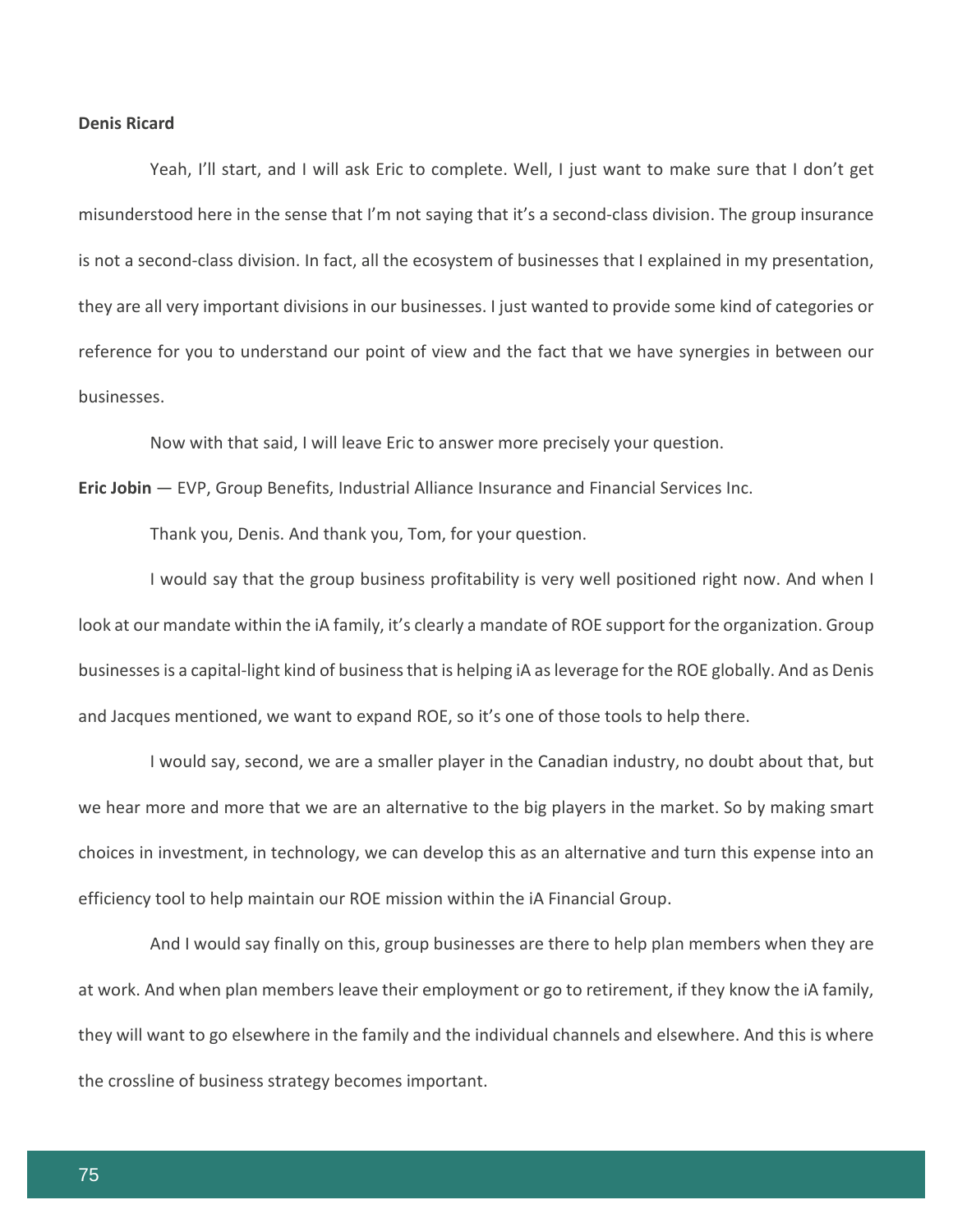**Denis Ricard**

Yeah, I'll start, and I will ask Eric to complete. Well, I just want to make sure that I don't get misunderstood here in the sense that I'm not saying that it's a second-class division. The group insurance is not a second-class division. In fact, all the ecosystem of businesses that I explained in my presentation, they are all very important divisions in our businesses. I just wanted to provide some kind of categories or reference for you to understand our point of view and the fact that we have synergies in between our businesses.

Now with that said, I will leave Eric to answer more precisely your question.

**Eric Jobin** — EVP, Group Benefits, Industrial Alliance Insurance and Financial Services Inc.

Thank you, Denis. And thank you, Tom, for your question.

I would say that the group business profitability is very well positioned right now. And when I look at our mandate within the iA family, it's clearly a mandate of ROE support for the organization. Group businesses is a capital-light kind of business that is helping iA as leverage for the ROE globally. And as Denis and Jacques mentioned, we want to expand ROE, so it's one of those tools to help there.

I would say, second, we are a smaller player in the Canadian industry, no doubt about that, but we hear more and more that we are an alternative to the big players in the market. So by making smart choices in investment, in technology, we can develop this as an alternative and turn this expense into an efficiency tool to help maintain our ROE mission within the iA Financial Group.

And I would say finally on this, group businesses are there to help plan members when they are at work. And when plan members leave their employment or go to retirement, if they know the iA family, they will want to go elsewhere in the family and the individual channels and elsewhere. And this is where the crossline of business strategy becomes important.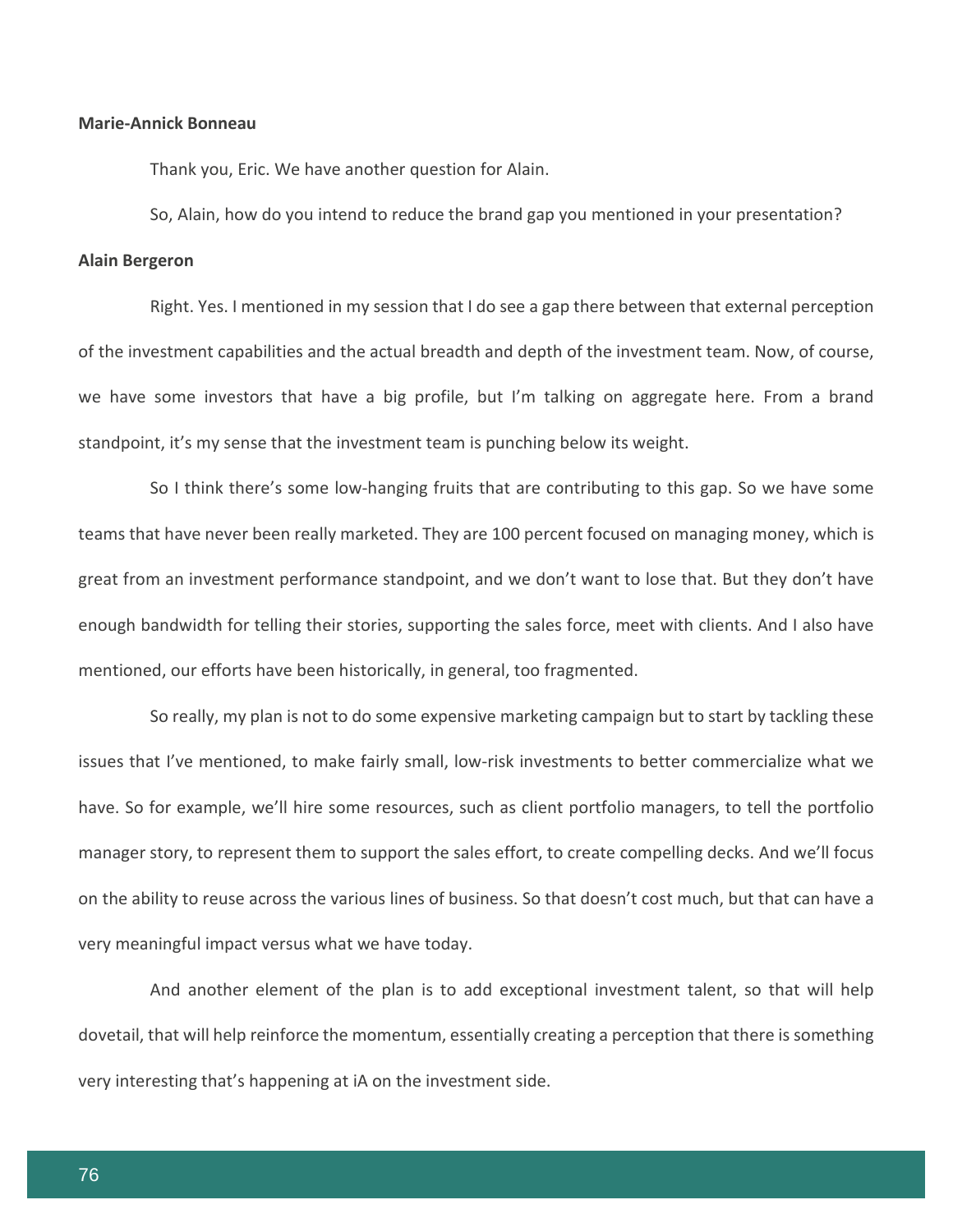**Marie-Annick Bonneau**

Thank you, Eric. We have another question for Alain.

So, Alain, how do you intend to reduce the brand gap you mentioned in your presentation?

**Alain Bergeron**

Right. Yes. I mentioned in my session that I do see a gap there between that external perception of the investment capabilities and the actual breadth and depth of the investment team. Now, of course, we have some investors that have a big profile, but I'm talking on aggregate here. From a brand standpoint, it's my sense that the investment team is punching below its weight.

So I think there's some low-hanging fruits that are contributing to this gap. So we have some teams that have never been really marketed. They are 100 percent focused on managing money, which is great from an investment performance standpoint, and we don't want to lose that. But they don't have enough bandwidth for telling their stories, supporting the sales force, meet with clients. And I also have mentioned, our efforts have been historically, in general, too fragmented.

So really, my plan is not to do some expensive marketing campaign but to start by tackling these issues that I've mentioned, to make fairly small, low-risk investments to better commercialize what we have. So for example, we'll hire some resources, such as client portfolio managers, to tell the portfolio manager story, to represent them to support the sales effort, to create compelling decks. And we'll focus on the ability to reuse across the various lines of business. So that doesn't cost much, but that can have a very meaningful impact versus what we have today.

And another element of the plan is to add exceptional investment talent, so that will help dovetail, that will help reinforce the momentum, essentially creating a perception that there is something very interesting that's happening at iA on the investment side.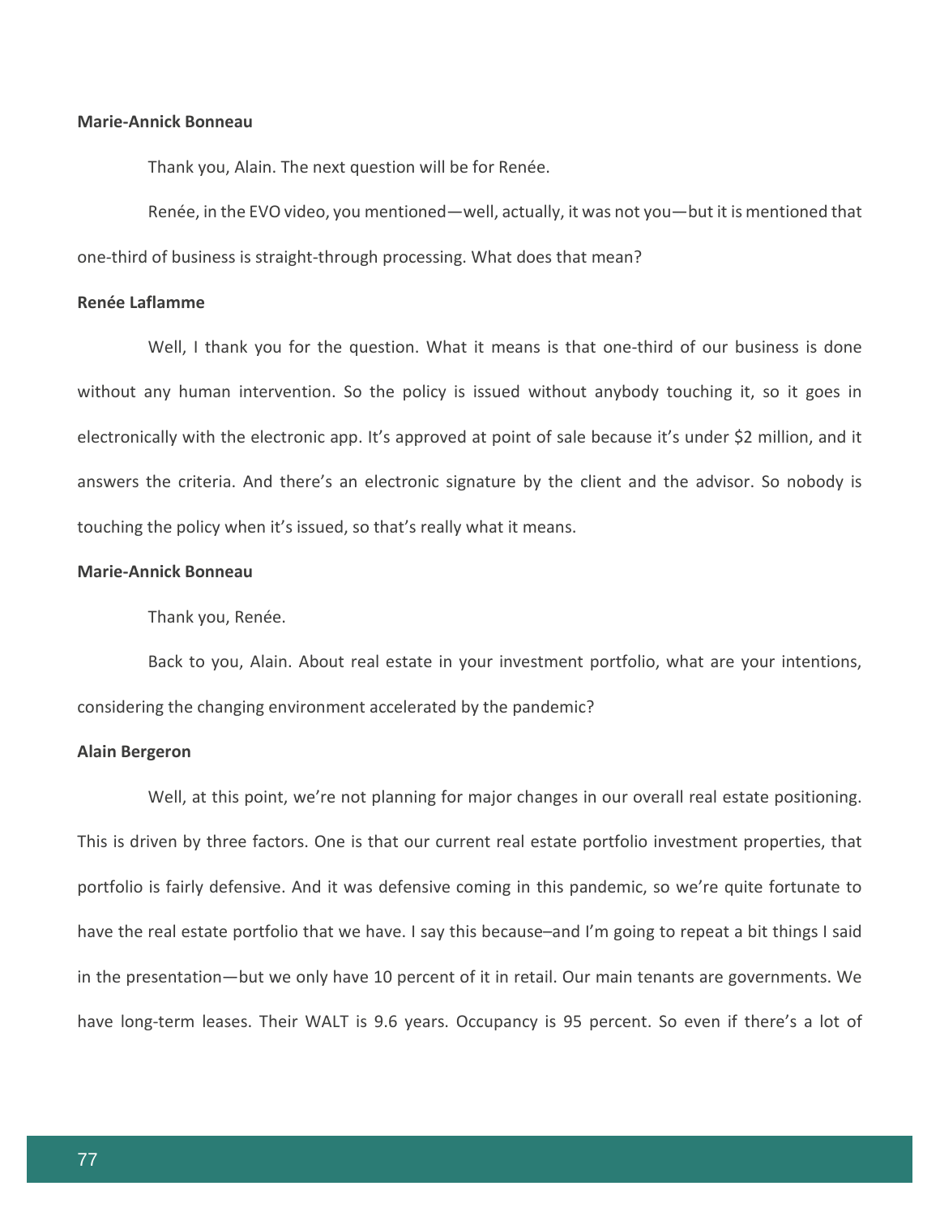**Marie-Annick Bonneau**

Thank you, Alain. The next question will be for Renée.

Renée, in the EVO video, you mentioned—well, actually, it was not you—but it is mentioned that one-third of business is straight-through processing. What does that mean?

**Renée Laflamme**

Well, I thank you for the question. What it means is that one-third of our business is done without any human intervention. So the policy is issued without anybody touching it, so it goes in electronically with the electronic app. It's approved at point of sale because it's under $2 million, and it answers the criteria. And there's an electronic signature by the client and the advisor. So nobody is touching the policy when it's issued, so that's really what it means.

**Marie-Annick Bonneau**

Thank you, Renée.

Back to you, Alain. About real estate in your investment portfolio, what are your intentions, considering the changing environment accelerated by the pandemic?

**Alain Bergeron**

Well, at this point, we're not planning for major changes in our overall real estate positioning. This is driven by three factors. One is that our current real estate portfolio investment properties, that portfolio is fairly defensive. And it was defensive coming in this pandemic, so we're quite fortunate to have the real estate portfolio that we have. I say this because–and I'm going to repeat a bit things I said in the presentation—but we only have 10 percent of it in retail. Our main tenants are governments. We have long-term leases. Their WALT is 9.6 years. Occupancy is 95 percent. So even if there's a lot of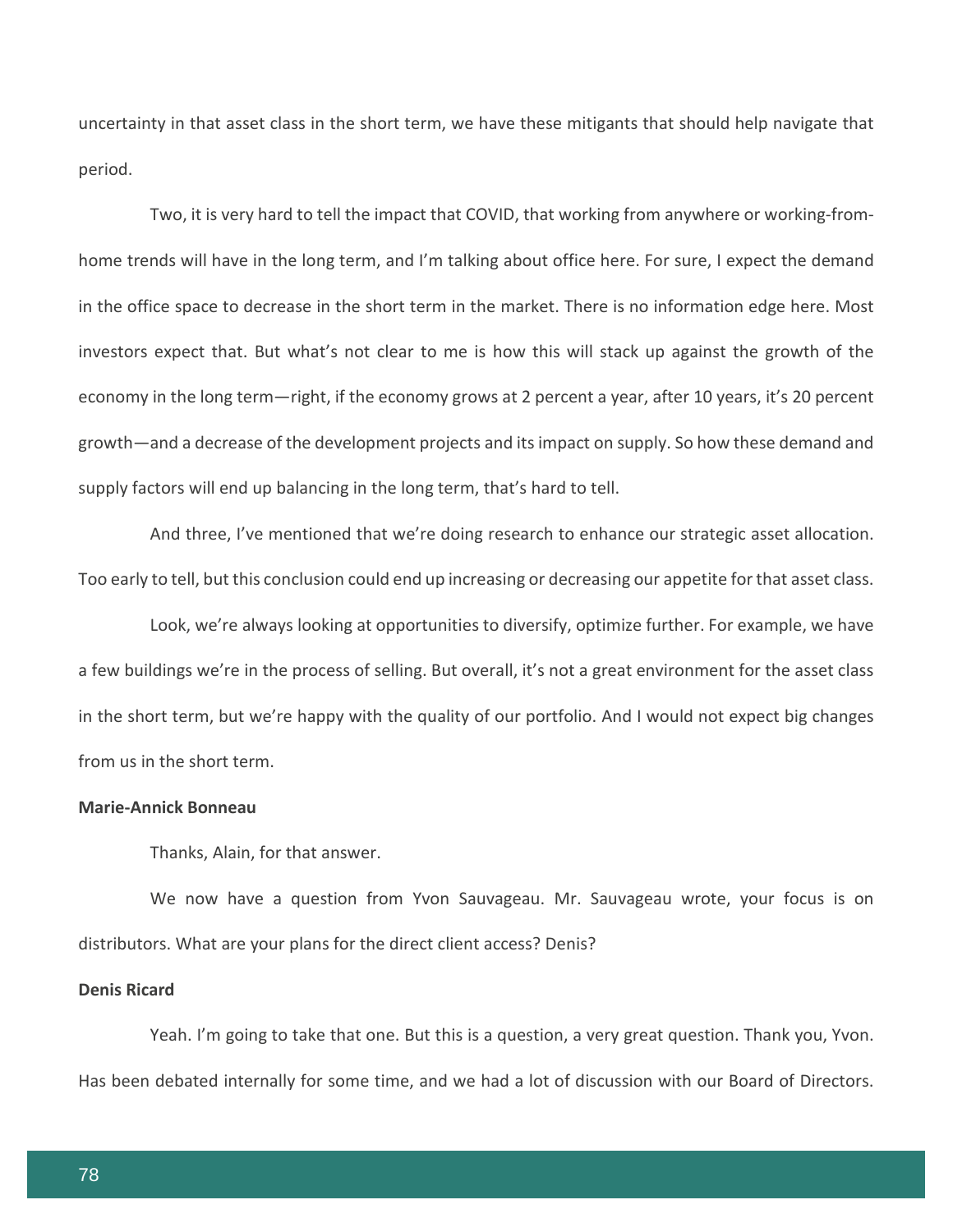uncertainty in that asset class in the short term, we have these mitigants that should help navigate that period.

Two, it is very hard to tell the impact that COVID, that working from anywhere or working-from-home trends will have in the long term, and I'm talking about office here. For sure, I expect the demand in the office space to decrease in the short term in the market. There is no information edge here. Most investors expect that. But what's not clear to me is how this will stack up against the growth of the economy in the long term—right, if the economy grows at 2 percent a year, after 10 years, it's 20 percent growth—and a decrease of the development projects and its impact on supply. So how these demand and supply factors will end up balancing in the long term, that's hard to tell.

And three, I've mentioned that we're doing research to enhance our strategic asset allocation. Too early to tell, but this conclusion could end up increasing or decreasing our appetite for that asset class.

Look, we're always looking at opportunities to diversify, optimize further. For example, we have a few buildings we're in the process of selling. But overall, it's not a great environment for the asset class in the short term, but we're happy with the quality of our portfolio. And I would not expect big changes from us in the short term.

**Marie-Annick Bonneau**

Thanks, Alain, for that answer.

We now have a question from Yvon Sauvageau. Mr. Sauvageau wrote, your focus is on distributors. What are your plans for the direct client access? Denis?

**Denis Ricard**

Yeah. I'm going to take that one. But this is a question, a very great question. Thank you, Yvon. Has been debated internally for some time, and we had a lot of discussion with our Board of Directors.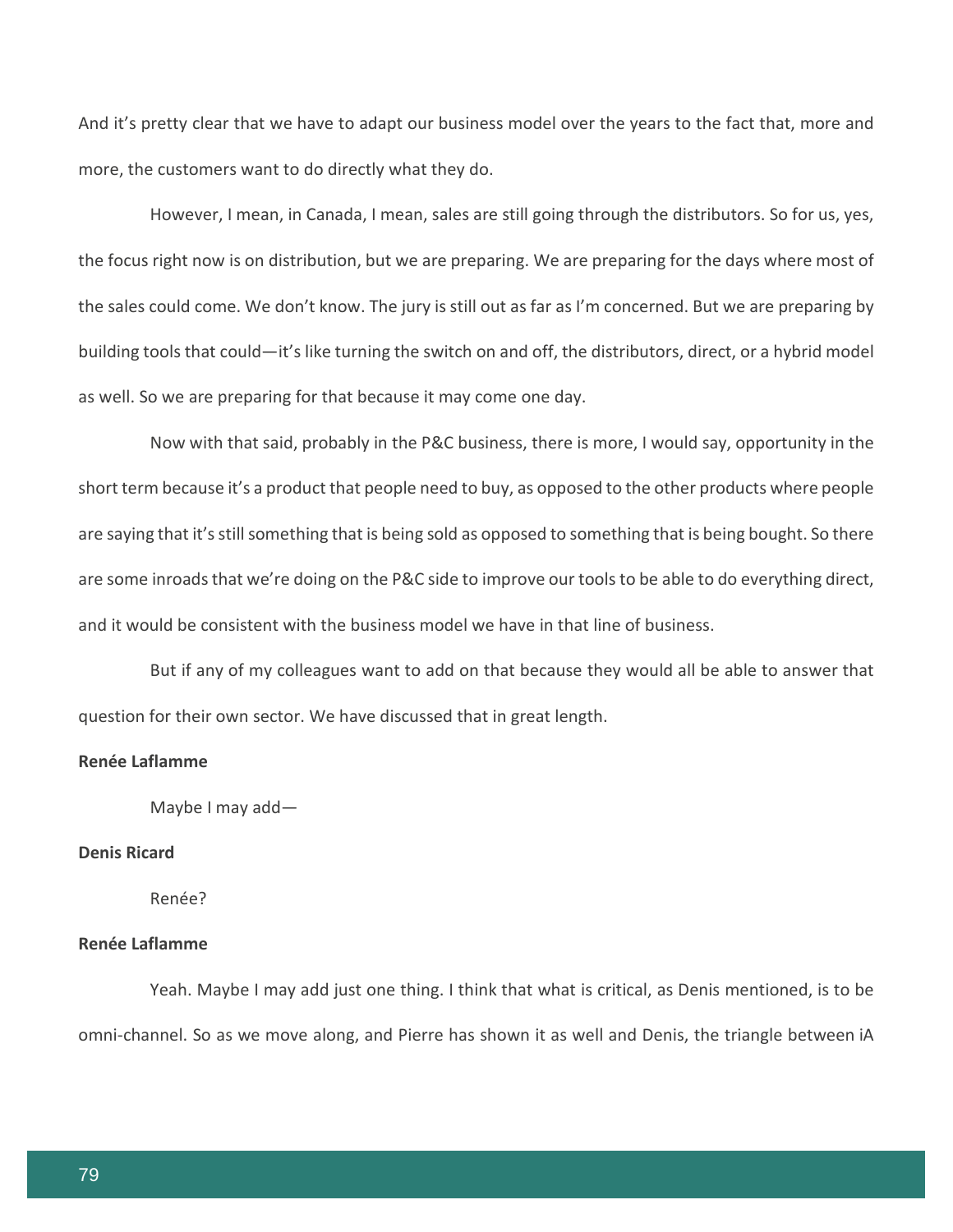And it's pretty clear that we have to adapt our business model over the years to the fact that, more and more, the customers want to do directly what they do.

However, I mean, in Canada, I mean, sales are still going through the distributors. So for us, yes, the focus right now is on distribution, but we are preparing. We are preparing for the days where most of the sales could come. We don't know. The jury is still out as far as I'm concerned. But we are preparing by building tools that could—it's like turning the switch on and off, the distributors, direct, or a hybrid model as well. So we are preparing for that because it may come one day.

Now with that said, probably in the P&C business, there is more, I would say, opportunity in the short term because it's a product that people need to buy, as opposed to the other products where people are saying that it's still something that is being sold as opposed to something that is being bought. So there are some inroads that we're doing on the P&C side to improve our tools to be able to do everything direct, and it would be consistent with the business model we have in that line of business.

But if any of my colleagues want to add on that because they would all be able to answer that question for their own sector. We have discussed that in great length.

**Renée Laflamme**

Maybe I may add—

**Denis Ricard**

Renée?

**Renée Laflamme**

Yeah. Maybe I may add just one thing. I think that what is critical, as Denis mentioned, is to be omni-channel. So as we move along, and Pierre has shown it as well and Denis, the triangle between iA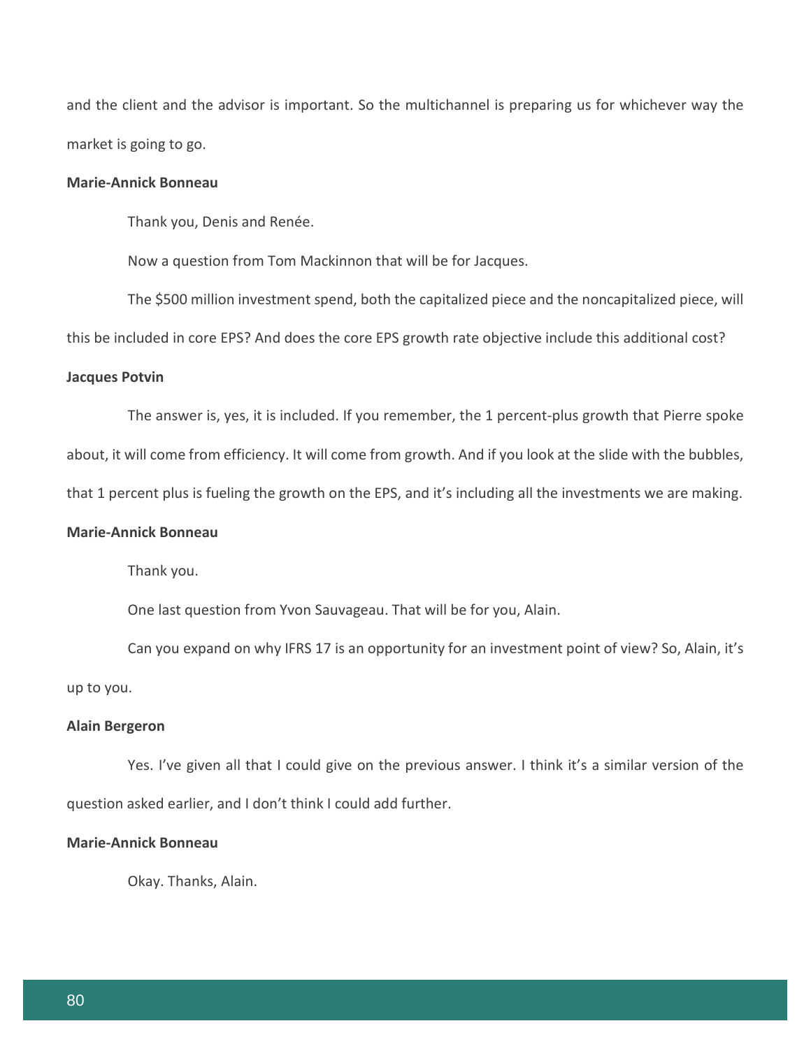and the client and the advisor is important. So the multichannel is preparing us for whichever way the market is going to go.

**Marie-Annick Bonneau**

Thank you, Denis and Renée.

Now a question from Tom Mackinnon that will be for Jacques.

The $500 million investment spend, both the capitalized piece and the noncapitalized piece, will this be included in core EPS? And does the core EPS growth rate objective include this additional cost?

**Jacques Potvin**

The answer is, yes, it is included. If you remember, the 1 percent-plus growth that Pierre spoke about, it will come from efficiency. It will come from growth. And if you look at the slide with the bubbles, that 1 percent plus is fueling the growth on the EPS, and it's including all the investments we are making.

**Marie-Annick Bonneau**

Thank you.

One last question from Yvon Sauvageau. That will be for you, Alain.

Can you expand on why IFRS 17 is an opportunity for an investment point of view? So, Alain, it's up to you.

**Alain Bergeron**

Yes. I've given all that I could give on the previous answer. I think it's a similar version of the question asked earlier, and I don't think I could add further.

**Marie-Annick Bonneau**

Okay. Thanks, Alain.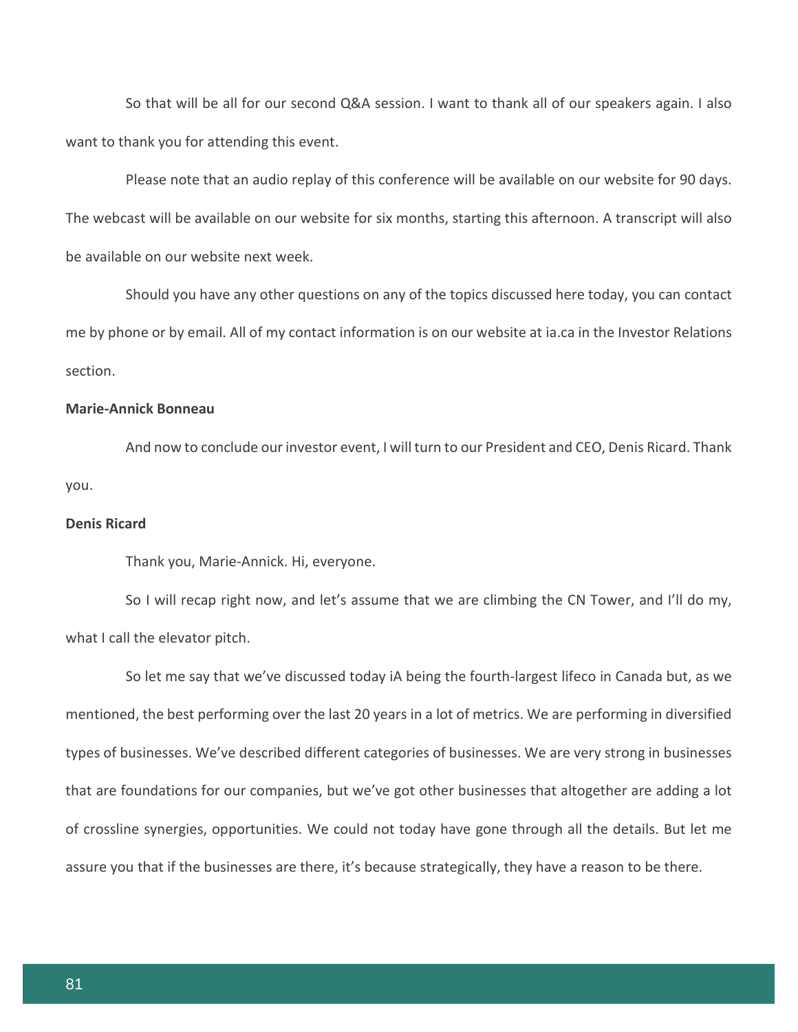So that will be all for our second Q&A session. I want to thank all of our speakers again. I also want to thank you for attending this event.

Please note that an audio replay of this conference will be available on our website for 90 days. The webcast will be available on our website for six months, starting this afternoon. A transcript will also be available on our website next week.

Should you have any other questions on any of the topics discussed here today, you can contact me by phone or by email. All of my contact information is on our website at ia.ca in the Investor Relations section.

**Marie-Annick Bonneau**

And now to conclude our investor event, I will turn to our President and CEO, Denis Ricard. Thank you.

**Denis Ricard**

Thank you, Marie-Annick. Hi, everyone.

So I will recap right now, and let's assume that we are climbing the CN Tower, and I'll do my, what I call the elevator pitch.

So let me say that we've discussed today iA being the fourth-largest lifeco in Canada but, as we mentioned, the best performing over the last 20 years in a lot of metrics. We are performing in diversified types of businesses. We've described different categories of businesses. We are very strong in businesses that are foundations for our companies, but we've got other businesses that altogether are adding a lot of crossline synergies, opportunities. We could not today have gone through all the details. But let me assure you that if the businesses are there, it's because strategically, they have a reason to be there.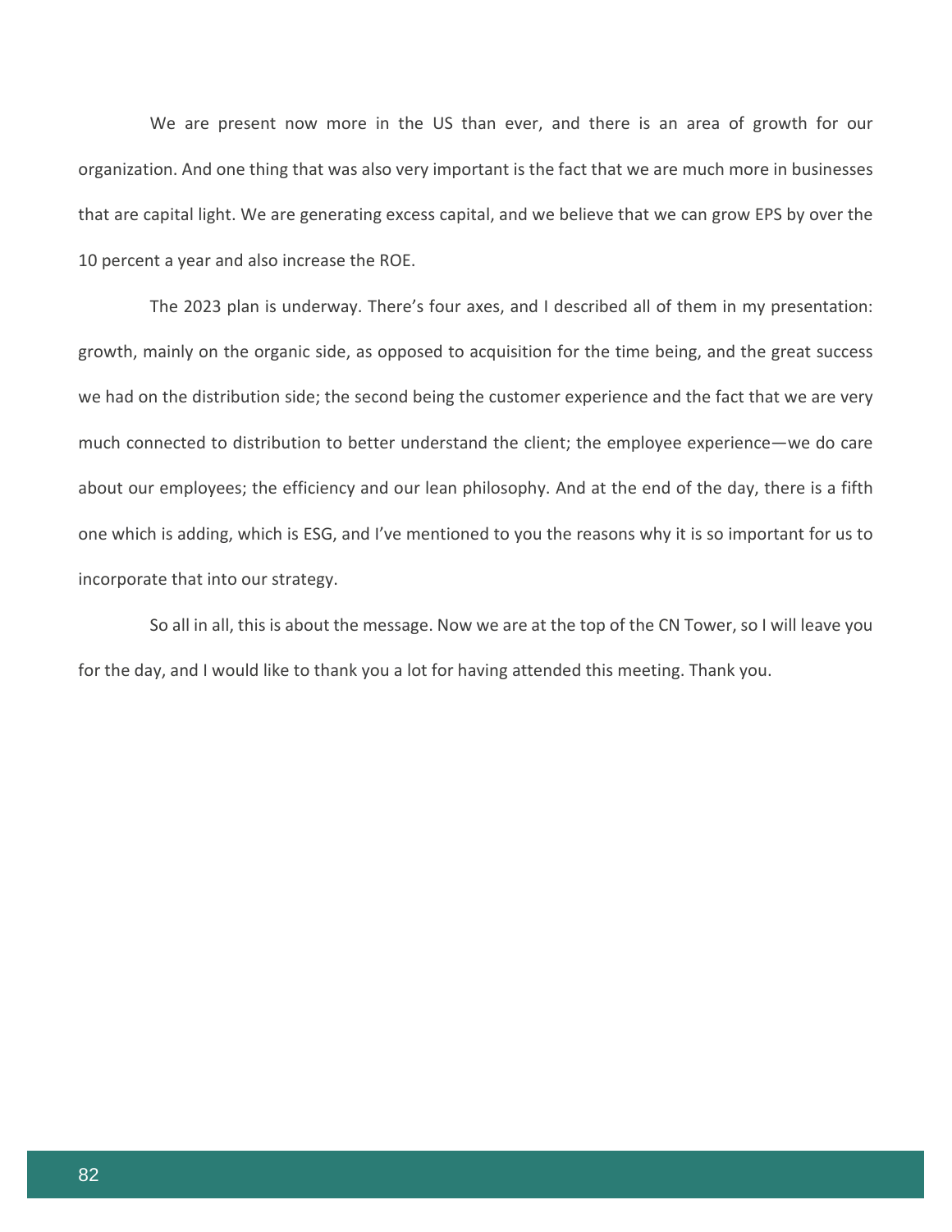We are present now more in the US than ever, and there is an area of growth for our organization. And one thing that was also very important is the fact that we are much more in businesses that are capital light. We are generating excess capital, and we believe that we can grow EPS by over the 10 percent a year and also increase the ROE.

The 2023 plan is underway. There's four axes, and I described all of them in my presentation: growth, mainly on the organic side, as opposed to acquisition for the time being, and the great success we had on the distribution side; the second being the customer experience and the fact that we are very much connected to distribution to better understand the client; the employee experience—we do care about our employees; the efficiency and our lean philosophy. And at the end of the day, there is a fifth one which is adding, which is ESG, and I've mentioned to you the reasons why it is so important for us to incorporate that into our strategy.

So all in all, this is about the message. Now we are at the top of the CN Tower, so I will leave you for the day, and I would like to thank you a lot for having attended this meeting. Thank you.